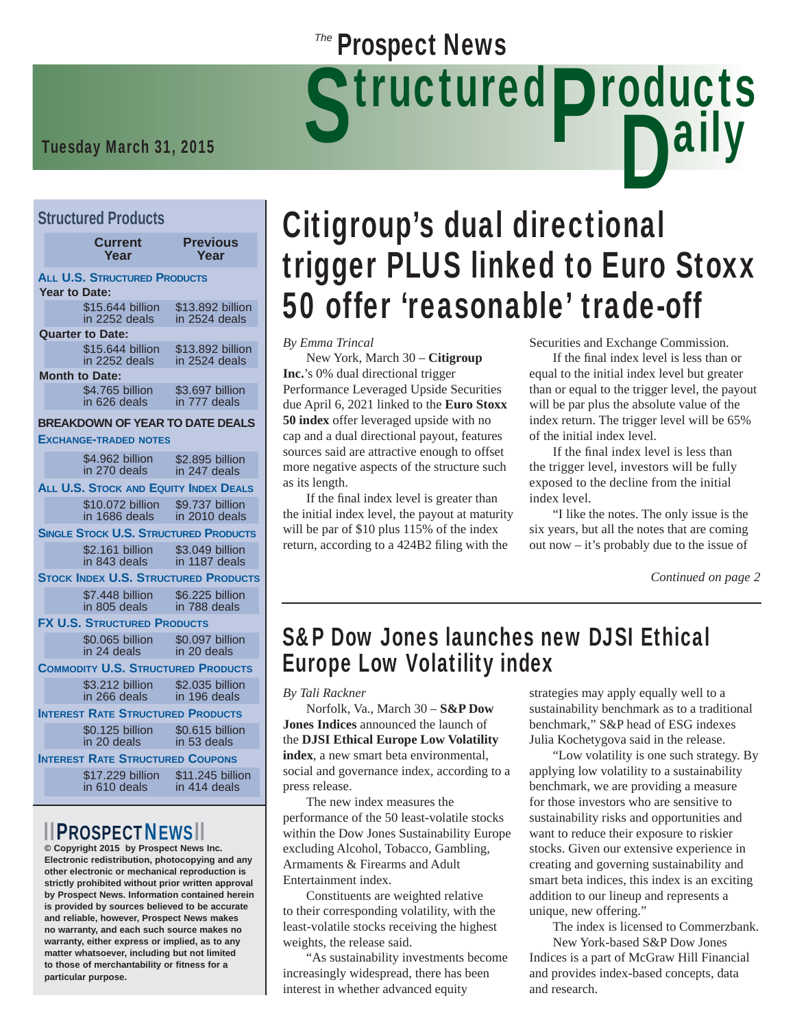# The Prospect News Structured Products Daily

Tuesday March 31, 2015

## Structured Products

| | Current Year | Previous Year |
|---|---|---|
| **ALL U.S. STRUCTURED PRODUCTS** | | |
| Year to Date: | | |
| | $15.644 billion in 2252 deals | $13.892 billion in 2524 deals |
| Quarter to Date: | | |
| | $15.644 billion in 2252 deals | $13.892 billion in 2524 deals |
| Month to Date: | | |
| | $4.765 billion in 626 deals | $3.697 billion in 777 deals |
| **BREAKDOWN OF YEAR TO DATE DEALS** | | |
| **EXCHANGE-TRADED NOTES** | | |
| | $4.962 billion in 270 deals | $2.895 billion in 247 deals |
| **ALL U.S. STOCK AND EQUITY INDEX DEALS** | | |
| | $10.072 billion in 1686 deals | $9.737 billion in 2010 deals |
| **SINGLE STOCK U.S. STRUCTURED PRODUCTS** | | |
| | $2.161 billion in 843 deals | $3.049 billion in 1187 deals |
| **STOCK INDEX U.S. STRUCTURED PRODUCTS** | | |
| | $7.448 billion in 805 deals | $6.225 billion in 788 deals |
| **FX U.S. STRUCTURED PRODUCTS** | | |
| | $0.065 billion in 24 deals | $0.097 billion in 20 deals |
| **COMMODITY U.S. STRUCTURED PRODUCTS** | | |
| | $3.212 billion in 266 deals | $2.035 billion in 196 deals |
| **INTEREST RATE STRUCTURED PRODUCTS** | | |
| | $0.125 billion in 20 deals | $0.615 billion in 53 deals |
| **INTEREST RATE STRUCTURED COUPONS** | | |
| | $17.229 billion in 610 deals | $11.245 billion in 414 deals |

**PROSPECT NEWS**

**© Copyright 2015 by Prospect News Inc. Electronic redistribution, photocopying and any other electronic or mechanical reproduction is strictly prohibited without prior written approval by Prospect News. Information contained herein is provided by sources believed to be accurate and reliable, however, Prospect News makes no warranty, and each such source makes no warranty, either express or implied, as to any matter whatsoever, including but not limited to those of merchantability or fitness for a particular purpose.**

# Citigroup's dual directional trigger PLUS linked to Euro Stoxx 50 offer 'reasonable' trade-off

*By Emma Trincal*

New York, March 30 – **Citigroup Inc.**'s 0% dual directional trigger Performance Leveraged Upside Securities due April 6, 2021 linked to the **Euro Stoxx 50 index** offer leveraged upside with no cap and a dual directional payout, features sources said are attractive enough to offset more negative aspects of the structure such as its length.

If the final index level is greater than the initial index level, the payout at maturity will be par of $10 plus 115% of the index return, according to a 424B2 filing with the Securities and Exchange Commission.

If the final index level is less than or equal to the initial index level but greater than or equal to the trigger level, the payout will be par plus the absolute value of the index return. The trigger level will be 65% of the initial index level.

If the final index level is less than the trigger level, investors will be fully exposed to the decline from the initial index level.

"I like the notes. The only issue is the six years, but all the notes that are coming out now – it's probably due to the issue of

*Continued on page 2*

## S&P Dow Jones launches new DJSI Ethical Europe Low Volatility index

*By Tali Rackner*

Norfolk, Va., March 30 – **S&P Dow Jones Indices** announced the launch of the **DJSI Ethical Europe Low Volatility index**, a new smart beta environmental, social and governance index, according to a press release.

The new index measures the performance of the 50 least-volatile stocks within the Dow Jones Sustainability Europe excluding Alcohol, Tobacco, Gambling, Armaments & Firearms and Adult Entertainment index.

Constituents are weighted relative to their corresponding volatility, with the least-volatile stocks receiving the highest weights, the release said.

"As sustainability investments become increasingly widespread, there has been interest in whether advanced equity strategies may apply equally well to a sustainability benchmark as to a traditional benchmark," S&P head of ESG indexes Julia Kochetygova said in the release.

"Low volatility is one such strategy. By applying low volatility to a sustainability benchmark, we are providing a measure for those investors who are sensitive to sustainability risks and opportunities and want to reduce their exposure to riskier stocks. Given our extensive experience in creating and governing sustainability and smart beta indices, this index is an exciting addition to our lineup and represents a unique, new offering."

The index is licensed to Commerzbank.

New York-based S&P Dow Jones Indices is a part of McGraw Hill Financial and provides index-based concepts, data and research.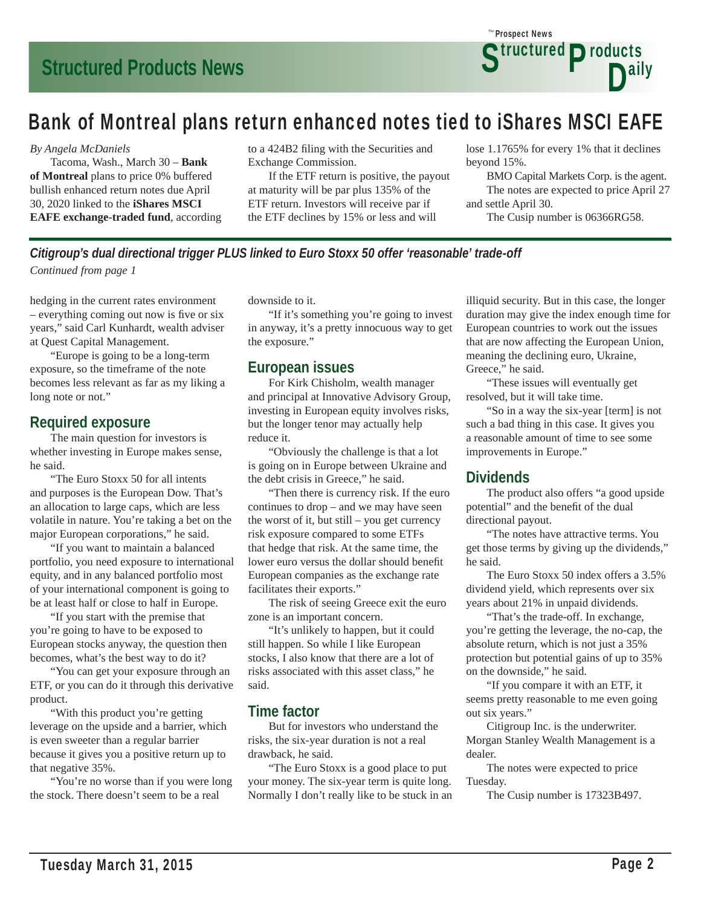# Bank of Montreal plans return enhanced notes tied to iShares MSCI EAFE

*By Angela McDaniels*

Tacoma, Wash., March 30 – **Bank of Montreal** plans to price 0% buffered bullish enhanced return notes due April 30, 2020 linked to the **iShares MSCI EAFE exchange-traded fund**, according to a 424B2 filing with the Securities and Exchange Commission.

If the ETF return is positive, the payout at maturity will be par plus 135% of the ETF return. Investors will receive par if the ETF declines by 15% or less and will lose 1.1765% for every 1% that it declines beyond 15%.

BMO Capital Markets Corp. is the agent.

The notes are expected to price April 27 and settle April 30.

The Cusip number is 06366RG58.

## *Citigroup's dual directional trigger PLUS linked to Euro Stoxx 50 offer 'reasonable' trade-off*

*Continued from page 1*

hedging in the current rates environment – everything coming out now is five or six years," said Carl Kunhardt, wealth adviser at Quest Capital Management.

"Europe is going to be a long-term exposure, so the timeframe of the note becomes less relevant as far as my liking a long note or not."

### Required exposure

The main question for investors is whether investing in Europe makes sense, he said.

"The Euro Stoxx 50 for all intents and purposes is the European Dow. That's an allocation to large caps, which are less volatile in nature. You're taking a bet on the major European corporations," he said.

"If you want to maintain a balanced portfolio, you need exposure to international equity, and in any balanced portfolio most of your international component is going to be at least half or close to half in Europe.

"If you start with the premise that you're going to have to be exposed to European stocks anyway, the question then becomes, what's the best way to do it?

"You can get your exposure through an ETF, or you can do it through this derivative product.

"With this product you're getting leverage on the upside and a barrier, which is even sweeter than a regular barrier because it gives you a positive return up to that negative 35%.

"You're no worse than if you were long the stock. There doesn't seem to be a real downside to it.

"If it's something you're going to invest in anyway, it's a pretty innocuous way to get the exposure."

### European issues

For Kirk Chisholm, wealth manager and principal at Innovative Advisory Group, investing in European equity involves risks, but the longer tenor may actually help reduce it.

"Obviously the challenge is that a lot is going on in Europe between Ukraine and the debt crisis in Greece," he said.

"Then there is currency risk. If the euro continues to drop – and we may have seen the worst of it, but still – you get currency risk exposure compared to some ETFs that hedge that risk. At the same time, the lower euro versus the dollar should benefit European companies as the exchange rate facilitates their exports."

The risk of seeing Greece exit the euro zone is an important concern.

"It's unlikely to happen, but it could still happen. So while I like European stocks, I also know that there are a lot of risks associated with this asset class," he said.

### Time factor

But for investors who understand the risks, the six-year duration is not a real drawback, he said.

"The Euro Stoxx is a good place to put your money. The six-year term is quite long. Normally I don't really like to be stuck in an illiquid security. But in this case, the longer duration may give the index enough time for European countries to work out the issues that are now affecting the European Union, meaning the declining euro, Ukraine, Greece," he said.

"These issues will eventually get resolved, but it will take time.

"So in a way the six-year [term] is not such a bad thing in this case. It gives you a reasonable amount of time to see some improvements in Europe."

### Dividends

The product also offers "a good upside potential" and the benefit of the dual directional payout.

"The notes have attractive terms. You get those terms by giving up the dividends," he said.

The Euro Stoxx 50 index offers a 3.5% dividend yield, which represents over six years about 21% in unpaid dividends.

"That's the trade-off. In exchange, you're getting the leverage, the no-cap, the absolute return, which is not just a 35% protection but potential gains of up to 35% on the downside," he said.

"If you compare it with an ETF, it seems pretty reasonable to me even going out six years."

Citigroup Inc. is the underwriter. Morgan Stanley Wealth Management is a dealer.

The notes were expected to price Tuesday.

The Cusip number is 17323B497.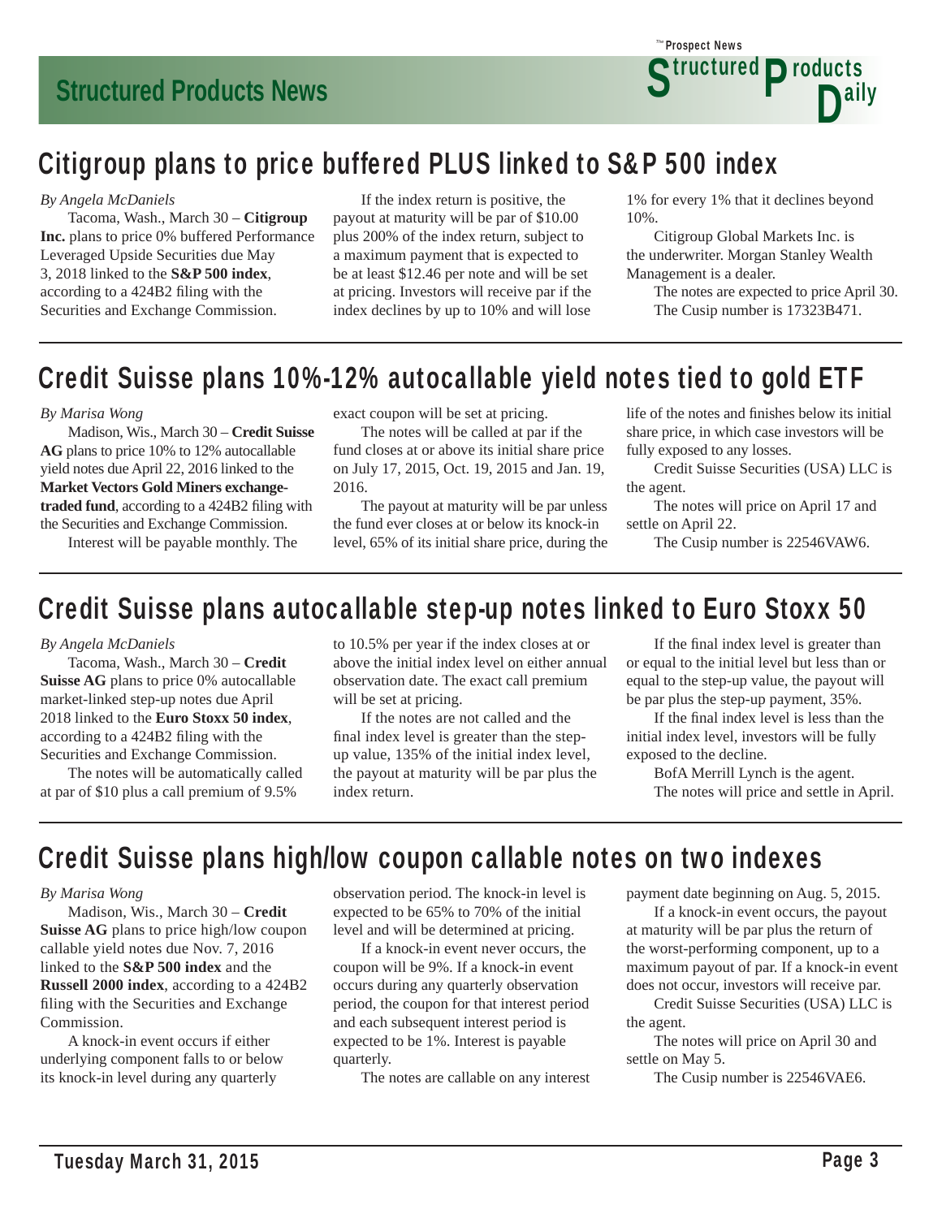## Citigroup plans to price buffered PLUS linked to S&P 500 index

*By Angela McDaniels*

Tacoma, Wash., March 30 – **Citigroup Inc.** plans to price 0% buffered Performance Leveraged Upside Securities due May 3, 2018 linked to the **S&P 500 index**, according to a 424B2 filing with the Securities and Exchange Commission.

If the index return is positive, the payout at maturity will be par of $10.00 plus 200% of the index return, subject to a maximum payment that is expected to be at least $12.46 per note and will be set at pricing. Investors will receive par if the index declines by up to 10% and will lose 1% for every 1% that it declines beyond 10%.

Citigroup Global Markets Inc. is the underwriter. Morgan Stanley Wealth Management is a dealer.

The notes are expected to price April 30.

The Cusip number is 17323B471.

## Credit Suisse plans 10%-12% autocallable yield notes tied to gold ETF

*By Marisa Wong*

Madison, Wis., March 30 – **Credit Suisse AG** plans to price 10% to 12% autocallable yield notes due April 22, 2016 linked to the **Market Vectors Gold Miners exchange-traded fund**, according to a 424B2 filing with the Securities and Exchange Commission.

Interest will be payable monthly. The exact coupon will be set at pricing.

The notes will be called at par if the fund closes at or above its initial share price on July 17, 2015, Oct. 19, 2015 and Jan. 19, 2016.

The payout at maturity will be par unless the fund ever closes at or below its knock-in level, 65% of its initial share price, during the life of the notes and finishes below its initial share price, in which case investors will be fully exposed to any losses.

Credit Suisse Securities (USA) LLC is the agent.

The notes will price on April 17 and settle on April 22.

The Cusip number is 22546VAW6.

## Credit Suisse plans autocallable step-up notes linked to Euro Stoxx 50

*By Angela McDaniels*

Tacoma, Wash., March 30 – **Credit Suisse AG** plans to price 0% autocallable market-linked step-up notes due April 2018 linked to the **Euro Stoxx 50 index**, according to a 424B2 filing with the Securities and Exchange Commission.

The notes will be automatically called at par of $10 plus a call premium of 9.5% to 10.5% per year if the index closes at or above the initial index level on either annual observation date. The exact call premium will be set at pricing.

If the notes are not called and the final index level is greater than the step-up value, 135% of the initial index level, the payout at maturity will be par plus the index return.

If the final index level is greater than or equal to the initial level but less than or equal to the step-up value, the payout will be par plus the step-up payment, 35%.

If the final index level is less than the initial index level, investors will be fully exposed to the decline.

BofA Merrill Lynch is the agent.

The notes will price and settle in April.

## Credit Suisse plans high/low coupon callable notes on two indexes

*By Marisa Wong*

Madison, Wis., March 30 – **Credit Suisse AG** plans to price high/low coupon callable yield notes due Nov. 7, 2016 linked to the **S&P 500 index** and the **Russell 2000 index**, according to a 424B2 filing with the Securities and Exchange Commission.

A knock-in event occurs if either underlying component falls to or below its knock-in level during any quarterly observation period. The knock-in level is expected to be 65% to 70% of the initial level and will be determined at pricing.

If a knock-in event never occurs, the coupon will be 9%. If a knock-in event occurs during any quarterly observation period, the coupon for that interest period and each subsequent interest period is expected to be 1%. Interest is payable quarterly.

The notes are callable on any interest payment date beginning on Aug. 5, 2015.

If a knock-in event occurs, the payout at maturity will be par plus the return of the worst-performing component, up to a maximum payout of par. If a knock-in event does not occur, investors will receive par.

Credit Suisse Securities (USA) LLC is the agent.

The notes will price on April 30 and settle on May 5.

The Cusip number is 22546VAE6.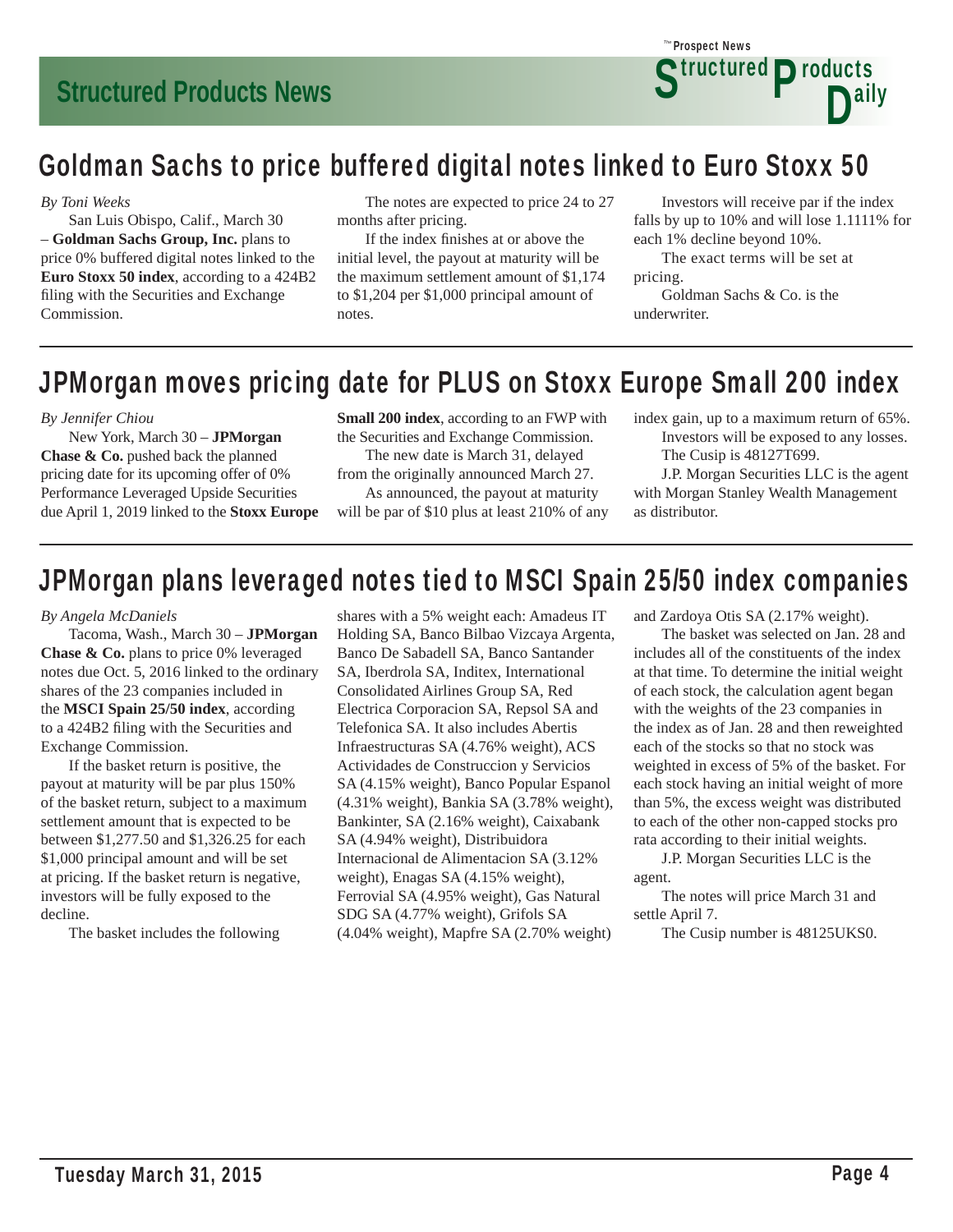## Goldman Sachs to price buffered digital notes linked to Euro Stoxx 50

*By Toni Weeks*

San Luis Obispo, Calif., March 30 – **Goldman Sachs Group, Inc.** plans to price 0% buffered digital notes linked to the **Euro Stoxx 50 index**, according to a 424B2 filing with the Securities and Exchange Commission.

The notes are expected to price 24 to 27 months after pricing.

If the index finishes at or above the initial level, the payout at maturity will be the maximum settlement amount of $1,174 to $1,204 per $1,000 principal amount of notes.

Investors will receive par if the index falls by up to 10% and will lose 1.1111% for each 1% decline beyond 10%.

The exact terms will be set at pricing.

Goldman Sachs & Co. is the underwriter.

## JPMorgan moves pricing date for PLUS on Stoxx Europe Small 200 index

*By Jennifer Chiou*

New York, March 30 – **JPMorgan Chase & Co.** pushed back the planned pricing date for its upcoming offer of 0% Performance Leveraged Upside Securities due April 1, 2019 linked to the **Stoxx Europe Small 200 index**, according to an FWP with the Securities and Exchange Commission.

The new date is March 31, delayed from the originally announced March 27.

As announced, the payout at maturity will be par of $10 plus at least 210% of any index gain, up to a maximum return of 65%.

Investors will be exposed to any losses.

The Cusip is 48127T699.

J.P. Morgan Securities LLC is the agent with Morgan Stanley Wealth Management as distributor.

## JPMorgan plans leveraged notes tied to MSCI Spain 25/50 index companies

*By Angela McDaniels*

Tacoma, Wash., March 30 – **JPMorgan Chase & Co.** plans to price 0% leveraged notes due Oct. 5, 2016 linked to the ordinary shares of the 23 companies included in the **MSCI Spain 25/50 index**, according to a 424B2 filing with the Securities and Exchange Commission.

If the basket return is positive, the payout at maturity will be par plus 150% of the basket return, subject to a maximum settlement amount that is expected to be between $1,277.50 and $1,326.25 for each $1,000 principal amount and will be set at pricing. If the basket return is negative, investors will be fully exposed to the decline.

The basket includes the following shares with a 5% weight each: Amadeus IT Holding SA, Banco Bilbao Vizcaya Argenta, Banco De Sabadell SA, Banco Santander SA, Iberdrola SA, Inditex, International Consolidated Airlines Group SA, Red Electrica Corporacion SA, Repsol SA and Telefonica SA. It also includes Abertis Infraestructuras SA (4.76% weight), ACS Actividades de Construccion y Servicios SA (4.15% weight), Banco Popular Espanol (4.31% weight), Bankia SA (3.78% weight), Bankinter, SA (2.16% weight), Caixabank SA (4.94% weight), Distribuidora Internacional de Alimentacion SA (3.12% weight), Enagas SA (4.15% weight), Ferrovial SA (4.95% weight), Gas Natural SDG SA (4.77% weight), Grifols SA (4.04% weight), Mapfre SA (2.70% weight) and Zardoya Otis SA (2.17% weight).

The basket was selected on Jan. 28 and includes all of the constituents of the index at that time. To determine the initial weight of each stock, the calculation agent began with the weights of the 23 companies in the index as of Jan. 28 and then reweighted each of the stocks so that no stock was weighted in excess of 5% of the basket. For each stock having an initial weight of more than 5%, the excess weight was distributed to each of the other non-capped stocks pro rata according to their initial weights.

J.P. Morgan Securities LLC is the agent.

The notes will price March 31 and settle April 7.

The Cusip number is 48125UKS0.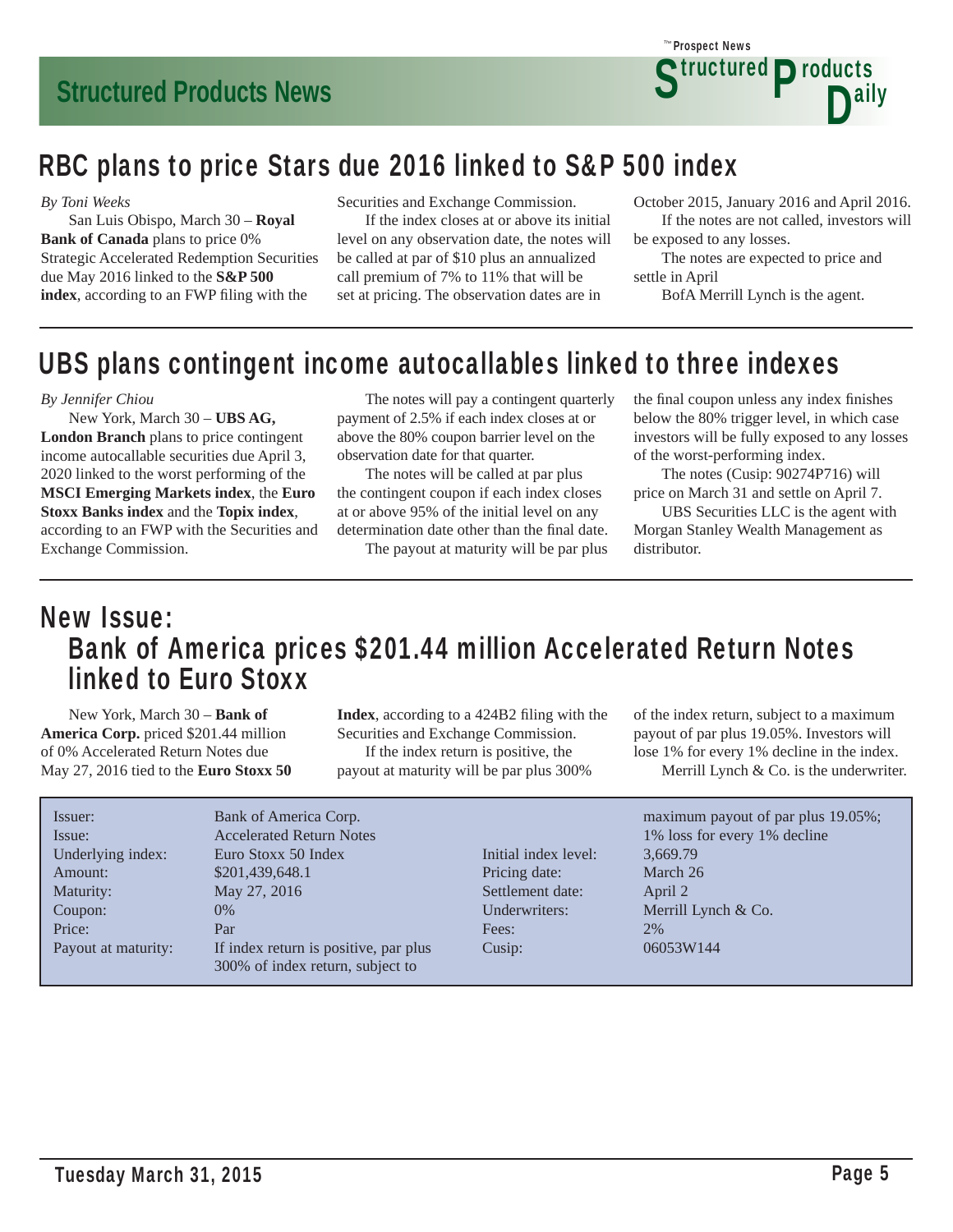## RBC plans to price Stars due 2016 linked to S&P 500 index

*By Toni Weeks*

San Luis Obispo, March 30 – **Royal Bank of Canada** plans to price 0% Strategic Accelerated Redemption Securities due May 2016 linked to the **S&P 500 index**, according to an FWP filing with the Securities and Exchange Commission.

If the index closes at or above its initial level on any observation date, the notes will be called at par of $10 plus an annualized call premium of 7% to 11% that will be set at pricing. The observation dates are in October 2015, January 2016 and April 2016.

If the notes are not called, investors will be exposed to any losses.

The notes are expected to price and settle in April

BofA Merrill Lynch is the agent.

## UBS plans contingent income autocallables linked to three indexes

*By Jennifer Chiou*

New York, March 30 – **UBS AG, London Branch** plans to price contingent income autocallable securities due April 3, 2020 linked to the worst performing of the **MSCI Emerging Markets index**, the **Euro Stoxx Banks index** and the **Topix index**, according to an FWP with the Securities and Exchange Commission.

The notes will pay a contingent quarterly payment of 2.5% if each index closes at or above the 80% coupon barrier level on the observation date for that quarter.

The notes will be called at par plus the contingent coupon if each index closes at or above 95% of the initial level on any determination date other than the final date.

The payout at maturity will be par plus the final coupon unless any index finishes below the 80% trigger level, in which case investors will be fully exposed to any losses of the worst-performing index.

The notes (Cusip: 90274P716) will price on March 31 and settle on April 7.

UBS Securities LLC is the agent with Morgan Stanley Wealth Management as distributor.

## New Issue: Bank of America prices $201.44 million Accelerated Return Notes linked to Euro Stoxx

New York, March 30 – **Bank of America Corp.** priced $201.44 million of 0% Accelerated Return Notes due May 27, 2016 tied to the **Euro Stoxx 50 Index**, according to a 424B2 filing with the Securities and Exchange Commission.

If the index return is positive, the payout at maturity will be par plus 300% of the index return, subject to a maximum payout of par plus 19.05%. Investors will lose 1% for every 1% decline in the index.

Merrill Lynch & Co. is the underwriter.

| | |
|---|---|
| Issuer: | Bank of America Corp. |
| Issue: | Accelerated Return Notes |
| Underlying index: | Euro Stoxx 50 Index |
| Amount: | $201,439,648.1 |
| Maturity: | May 27, 2016 |
| Coupon: | 0% |
| Price: | Par |
| Payout at maturity: | If index return is positive, par plus 300% of index return, subject to maximum payout of par plus 19.05%; 1% loss for every 1% decline |
| Initial index level: | 3,669.79 |
| Pricing date: | March 26 |
| Settlement date: | April 2 |
| Underwriters: | Merrill Lynch & Co. |
| Fees: | 2% |
| Cusip: | 06053W144 |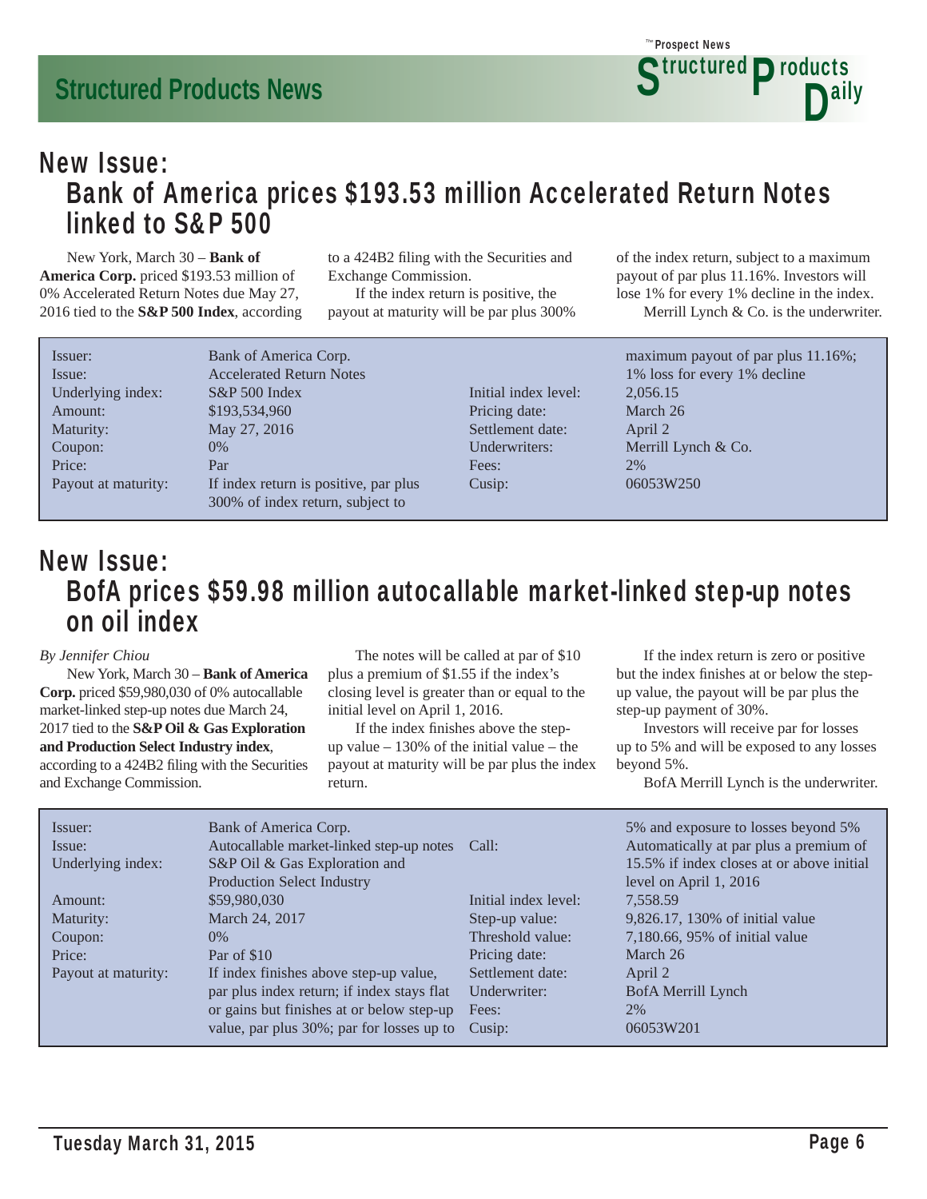## New Issue:
## Bank of America prices $193.53 million Accelerated Return Notes linked to S&P 500

New York, March 30 – **Bank of America Corp.** priced $193.53 million of 0% Accelerated Return Notes due May 27, 2016 tied to the **S&P 500 Index**, according to a 424B2 filing with the Securities and Exchange Commission.

If the index return is positive, the payout at maturity will be par plus 300% of the index return, subject to a maximum payout of par plus 11.16%. Investors will lose 1% for every 1% decline in the index.

Merrill Lynch & Co. is the underwriter.

| | | | |
|---|---|---|---|
| Issuer: | Bank of America Corp. | Initial index level: | 2,056.15 |
| Issue: | Accelerated Return Notes | Pricing date: | March 26 |
| Underlying index: | S&P 500 Index | Settlement date: | April 2 |
| Amount: | $193,534,960 | Underwriters: | Merrill Lynch & Co. |
| Maturity: | May 27, 2016 | Fees: | 2% |
| Coupon: | 0% | Cusip: | 06053W250 |
| Price: | Par | | |
| Payout at maturity: | If index return is positive, par plus 300% of index return, subject to maximum payout of par plus 11.16%; 1% loss for every 1% decline | | |

## New Issue:
## BofA prices $59.98 million autocallable market-linked step-up notes on oil index

*By Jennifer Chiou*

New York, March 30 – **Bank of America Corp.** priced $59,980,030 of 0% autocallable market-linked step-up notes due March 24, 2017 tied to the **S&P Oil & Gas Exploration and Production Select Industry index**, according to a 424B2 filing with the Securities and Exchange Commission.

The notes will be called at par of $10 plus a premium of $1.55 if the index's closing level is greater than or equal to the initial level on April 1, 2016.

If the index finishes above the step-up value – 130% of the initial value – the payout at maturity will be par plus the index return.

If the index return is zero or positive but the index finishes at or below the step-up value, the payout will be par plus the step-up payment of 30%.

Investors will receive par for losses up to 5% and will be exposed to any losses beyond 5%.

BofA Merrill Lynch is the underwriter.

| | | | |
|---|---|---|---|
| Issuer: | Bank of America Corp. | Call: | Automatically at par plus a premium of 15.5% if index closes at or above initial level on April 1, 2016 |
| Issue: | Autocallable market-linked step-up notes | Initial index level: | 7,558.59 |
| Underlying index: | S&P Oil & Gas Exploration and Production Select Industry | Step-up value: | 9,826.17, 130% of initial value |
| Amount: | $59,980,030 | Threshold value: | 7,180.66, 95% of initial value |
| Maturity: | March 24, 2017 | Pricing date: | March 26 |
| Coupon: | 0% | Settlement date: | April 2 |
| Price: | Par of $10 | Underwriter: | BofA Merrill Lynch |
| Payout at maturity: | If index finishes above step-up value, par plus index return; if index stays flat or gains but finishes at or below step-up value, par plus 30%; par for losses up to 5% and exposure to losses beyond 5% | Fees: | 2% |
| | | Cusip: | 06053W201 |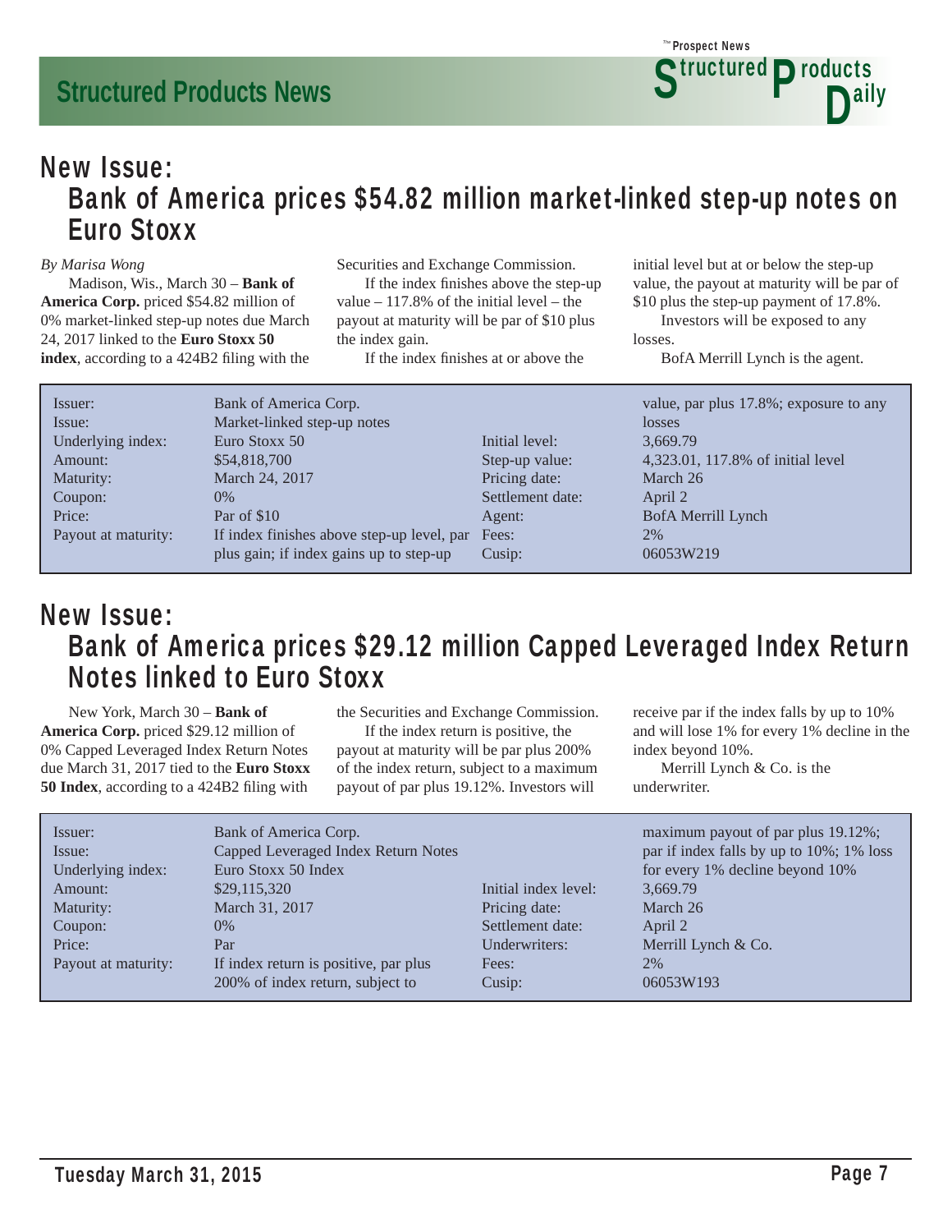## New Issue:
### Bank of America prices $54.82 million market-linked step-up notes on Euro Stoxx

*By Marisa Wong*

Madison, Wis., March 30 – **Bank of America Corp.** priced $54.82 million of 0% market-linked step-up notes due March 24, 2017 linked to the **Euro Stoxx 50 index**, according to a 424B2 filing with the Securities and Exchange Commission.

If the index finishes above the step-up value – 117.8% of the initial level – the payout at maturity will be par of $10 plus the index gain.

If the index finishes at or above the initial level but at or below the step-up value, the payout at maturity will be par of $10 plus the step-up payment of 17.8%.

Investors will be exposed to any losses.

BofA Merrill Lynch is the agent.

| | | | |
|---|---|---|---|
| Issuer: | Bank of America Corp. | | |
| Issue: | Market-linked step-up notes | | |
| Underlying index: | Euro Stoxx 50 | Initial level: | 3,669.79 |
| Amount: | $54,818,700 | Step-up value: | 4,323.01, 117.8% of initial level |
| Maturity: | March 24, 2017 | Pricing date: | March 26 |
| Coupon: | 0% | Settlement date: | April 2 |
| Price: | Par of $10 | Agent: | BofA Merrill Lynch |
| Payout at maturity: | If index finishes above step-up level, par plus gain; if index gains up to step-up value, par plus 17.8%; exposure to any losses | Fees: | 2% |
| | | Cusip: | 06053W219 |

## New Issue:
### Bank of America prices $29.12 million Capped Leveraged Index Return Notes linked to Euro Stoxx

New York, March 30 – **Bank of America Corp.** priced $29.12 million of 0% Capped Leveraged Index Return Notes due March 31, 2017 tied to the **Euro Stoxx 50 Index**, according to a 424B2 filing with the Securities and Exchange Commission.

If the index return is positive, the payout at maturity will be par plus 200% of the index return, subject to a maximum payout of par plus 19.12%. Investors will receive par if the index falls by up to 10% and will lose 1% for every 1% decline in the index beyond 10%.

Merrill Lynch & Co. is the underwriter.

| | | | |
|---|---|---|---|
| Issuer: | Bank of America Corp. | | |
| Issue: | Capped Leveraged Index Return Notes | | |
| Underlying index: | Euro Stoxx 50 Index | | |
| Amount: | $29,115,320 | Initial index level: | 3,669.79 |
| Maturity: | March 31, 2017 | Pricing date: | March 26 |
| Coupon: | 0% | Settlement date: | April 2 |
| Price: | Par | Underwriters: | Merrill Lynch & Co. |
| Payout at maturity: | If index return is positive, par plus 200% of index return, subject to maximum payout of par plus 19.12%; par if index falls by up to 10%; 1% loss for every 1% decline beyond 10% | Fees: | 2% |
| | | Cusip: | 06053W193 |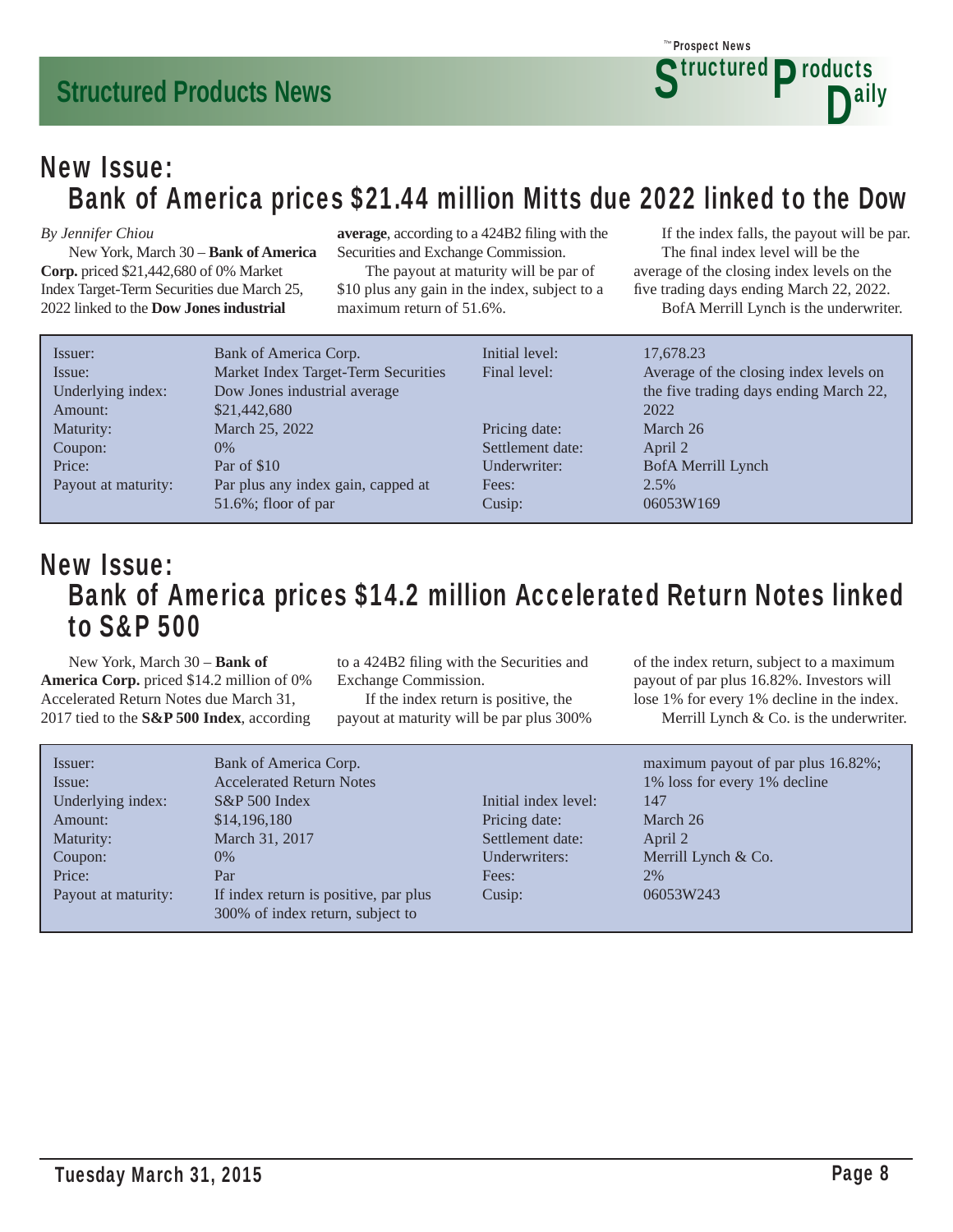## New Issue:
## Bank of America prices $21.44 million Mitts due 2022 linked to the Dow

*By Jennifer Chiou*

New York, March 30 – **Bank of America Corp.** priced $21,442,680 of 0% Market Index Target-Term Securities due March 25, 2022 linked to the **Dow Jones industrial average**, according to a 424B2 filing with the Securities and Exchange Commission.

The payout at maturity will be par of $10 plus any gain in the index, subject to a maximum return of 51.6%.

If the index falls, the payout will be par.

The final index level will be the average of the closing index levels on the five trading days ending March 22, 2022.

BofA Merrill Lynch is the underwriter.

| | | | |
|---|---|---|---|
| Issuer: | Bank of America Corp. | Initial level: | 17,678.23 |
| Issue: | Market Index Target-Term Securities | Final level: | Average of the closing index levels on the five trading days ending March 22, 2022 |
| Underlying index: | Dow Jones industrial average | | |
| Amount: | $21,442,680 | | |
| Maturity: | March 25, 2022 | Pricing date: | March 26 |
| Coupon: | 0% | Settlement date: | April 2 |
| Price: | Par of $10 | Underwriter: | BofA Merrill Lynch |
| Payout at maturity: | Par plus any index gain, capped at 51.6%; floor of par | Fees: | 2.5% |
| | | Cusip: | 06053W169 |

## New Issue:
## Bank of America prices $14.2 million Accelerated Return Notes linked to S&P 500

New York, March 30 – **Bank of America Corp.** priced $14.2 million of 0% Accelerated Return Notes due March 31, 2017 tied to the **S&P 500 Index**, according to a 424B2 filing with the Securities and Exchange Commission.

If the index return is positive, the payout at maturity will be par plus 300% of the index return, subject to a maximum payout of par plus 16.82%. Investors will lose 1% for every 1% decline in the index.

Merrill Lynch & Co. is the underwriter.

| | | | |
|---|---|---|---|
| Issuer: | Bank of America Corp. | | |
| Issue: | Accelerated Return Notes | | |
| Underlying index: | S&P 500 Index | Initial index level: | 147 |
| Amount: | $14,196,180 | Pricing date: | March 26 |
| Maturity: | March 31, 2017 | Settlement date: | April 2 |
| Coupon: | 0% | Underwriters: | Merrill Lynch & Co. |
| Price: | Par | Fees: | 2% |
| Payout at maturity: | If index return is positive, par plus 300% of index return, subject to maximum payout of par plus 16.82%; 1% loss for every 1% decline | Cusip: | 06053W243 |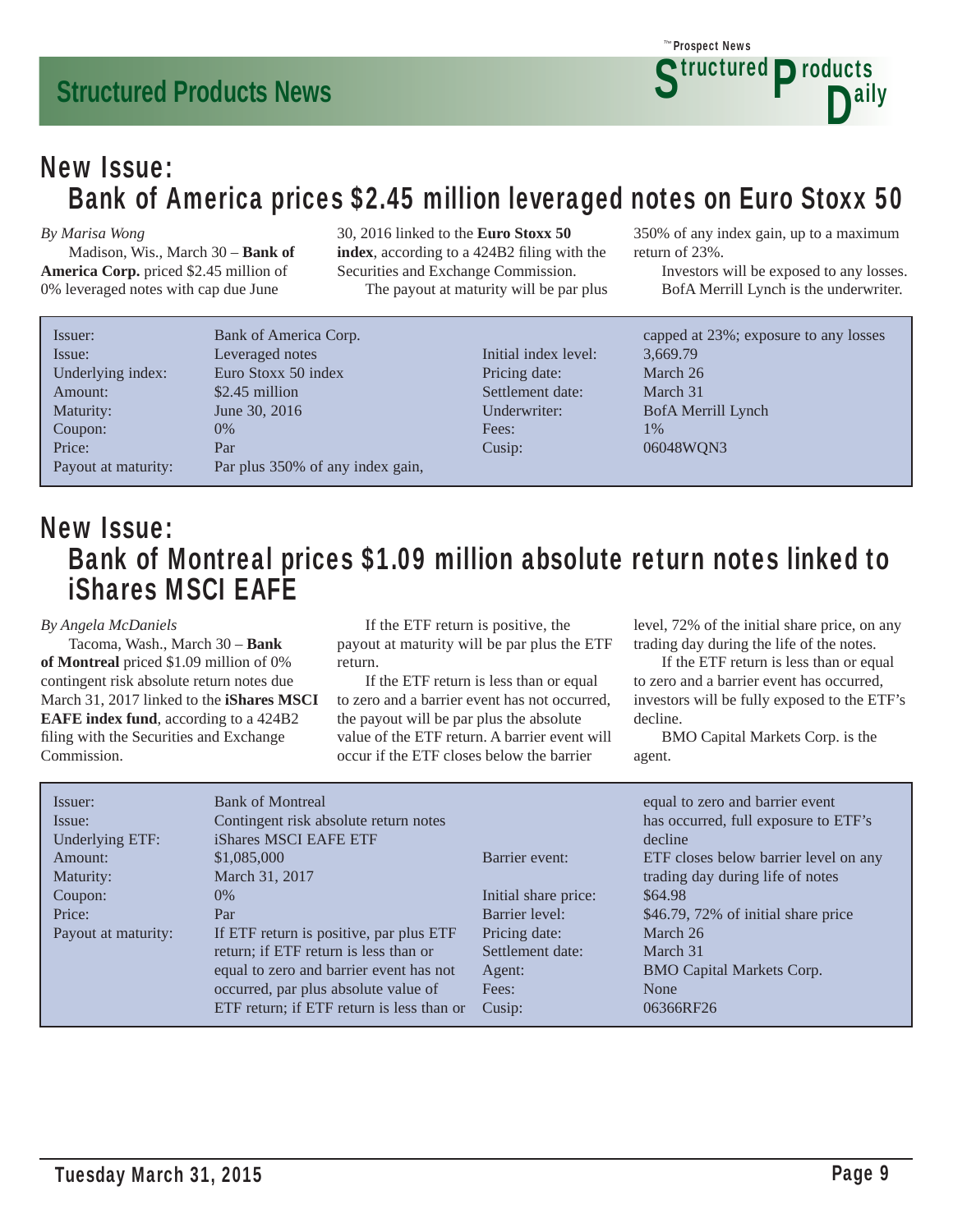## New Issue: Bank of America prices $2.45 million leveraged notes on Euro Stoxx 50

*By Marisa Wong*

Madison, Wis., March 30 – **Bank of America Corp.** priced $2.45 million of 0% leveraged notes with cap due June 30, 2016 linked to the **Euro Stoxx 50 index**, according to a 424B2 filing with the Securities and Exchange Commission.

The payout at maturity will be par plus 350% of any index gain, up to a maximum return of 23%.

Investors will be exposed to any losses.

BofA Merrill Lynch is the underwriter.

| | | | |
|---|---|---|---|
| Issuer: | Bank of America Corp. | Initial index level: | 3,669.79 |
| Issue: | Leveraged notes | Pricing date: | March 26 |
| Underlying index: | Euro Stoxx 50 index | Settlement date: | March 31 |
| Amount: | $2.45 million | Underwriter: | BofA Merrill Lynch |
| Maturity: | June 30, 2016 | Fees: | 1% |
| Coupon: | 0% | Cusip: | 06048WQN3 |
| Price: | Par | | |
| Payout at maturity: | Par plus 350% of any index gain, capped at 23%; exposure to any losses | | |

## New Issue: Bank of Montreal prices $1.09 million absolute return notes linked to iShares MSCI EAFE

*By Angela McDaniels*

Tacoma, Wash., March 30 – **Bank of Montreal** priced $1.09 million of 0% contingent risk absolute return notes due March 31, 2017 linked to the **iShares MSCI EAFE index fund**, according to a 424B2 filing with the Securities and Exchange Commission.

If the ETF return is positive, the payout at maturity will be par plus the ETF return.

If the ETF return is less than or equal to zero and a barrier event has not occurred, the payout will be par plus the absolute value of the ETF return. A barrier event will occur if the ETF closes below the barrier level, 72% of the initial share price, on any trading day during the life of the notes.

If the ETF return is less than or equal to zero and a barrier event has occurred, investors will be fully exposed to the ETF's decline.

BMO Capital Markets Corp. is the agent.

| | | | |
|---|---|---|---|
| Issuer: | Bank of Montreal | Barrier event: | ETF closes below barrier level on any trading day during life of notes |
| Issue: | Contingent risk absolute return notes | Initial share price: | $64.98 |
| Underlying ETF: | iShares MSCI EAFE ETF | Barrier level: | $46.79, 72% of initial share price |
| Amount: | $1,085,000 | Pricing date: | March 26 |
| Maturity: | March 31, 2017 | Settlement date: | March 31 |
| Coupon: | 0% | Agent: | BMO Capital Markets Corp. |
| Price: | Par | Fees: | None |
| Payout at maturity: | If ETF return is positive, par plus ETF return; if ETF return is less than or equal to zero and barrier event has not occurred, par plus absolute value of ETF return; if ETF return is less than or equal to zero and barrier event has occurred, full exposure to ETF's decline | Cusip: | 06366RF26 |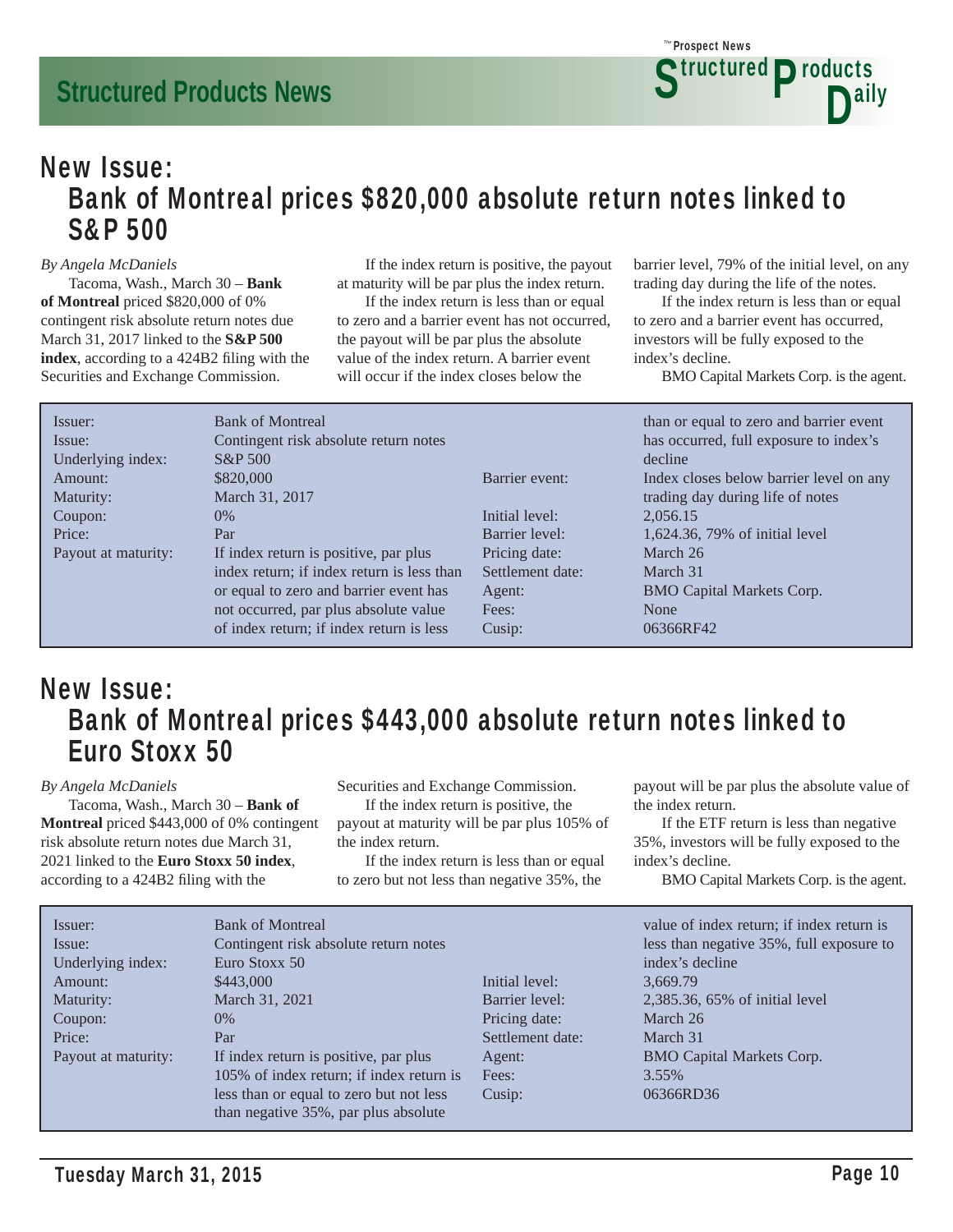## New Issue: Bank of Montreal prices $820,000 absolute return notes linked to S&P 500

*By Angela McDaniels*

Tacoma, Wash., March 30 – **Bank of Montreal** priced $820,000 of 0% contingent risk absolute return notes due March 31, 2017 linked to the **S&P 500 index**, according to a 424B2 filing with the Securities and Exchange Commission.

If the index return is positive, the payout at maturity will be par plus the index return.

If the index return is less than or equal to zero and a barrier event has not occurred, the payout will be par plus the absolute value of the index return. A barrier event will occur if the index closes below the barrier level, 79% of the initial level, on any trading day during the life of the notes.

If the index return is less than or equal to zero and a barrier event has occurred, investors will be fully exposed to the index's decline.

BMO Capital Markets Corp. is the agent.

| | |
|---|---|
| Issuer: | Bank of Montreal |
| Issue: | Contingent risk absolute return notes |
| Underlying index: | S&P 500 |
| Amount: | $820,000 |
| Maturity: | March 31, 2017 |
| Coupon: | 0% |
| Price: | Par |
| Payout at maturity: | If index return is positive, par plus index return; if index return is less than or equal to zero and barrier event has not occurred, par plus absolute value of index return; if index return is less than or equal to zero and barrier event has occurred, full exposure to index's decline |
| Barrier event: | Index closes below barrier level on any trading day during life of notes |
| Initial level: | 2,056.15 |
| Barrier level: | 1,624.36, 79% of initial level |
| Pricing date: | March 26 |
| Settlement date: | March 31 |
| Agent: | BMO Capital Markets Corp. |
| Fees: | None |
| Cusip: | 06366RF42 |

## New Issue: Bank of Montreal prices $443,000 absolute return notes linked to Euro Stoxx 50

*By Angela McDaniels*

Tacoma, Wash., March 30 – **Bank of Montreal** priced $443,000 of 0% contingent risk absolute return notes due March 31, 2021 linked to the **Euro Stoxx 50 index**, according to a 424B2 filing with the Securities and Exchange Commission.

If the index return is positive, the payout at maturity will be par plus 105% of the index return.

If the index return is less than or equal to zero but not less than negative 35%, the payout will be par plus the absolute value of the index return.

If the ETF return is less than negative 35%, investors will be fully exposed to the index's decline.

BMO Capital Markets Corp. is the agent.

| | |
|---|---|
| Issuer: | Bank of Montreal |
| Issue: | Contingent risk absolute return notes |
| Underlying index: | Euro Stoxx 50 |
| Amount: | $443,000 |
| Maturity: | March 31, 2021 |
| Coupon: | 0% |
| Price: | Par |
| Payout at maturity: | If index return is positive, par plus 105% of index return; if index return is less than or equal to zero but not less than negative 35%, par plus absolute value of index return; if index return is less than negative 35%, full exposure to index's decline |
| Initial level: | 3,669.79 |
| Barrier level: | 2,385.36, 65% of initial level |
| Pricing date: | March 26 |
| Settlement date: | March 31 |
| Agent: | BMO Capital Markets Corp. |
| Fees: | 3.55% |
| Cusip: | 06366RD36 |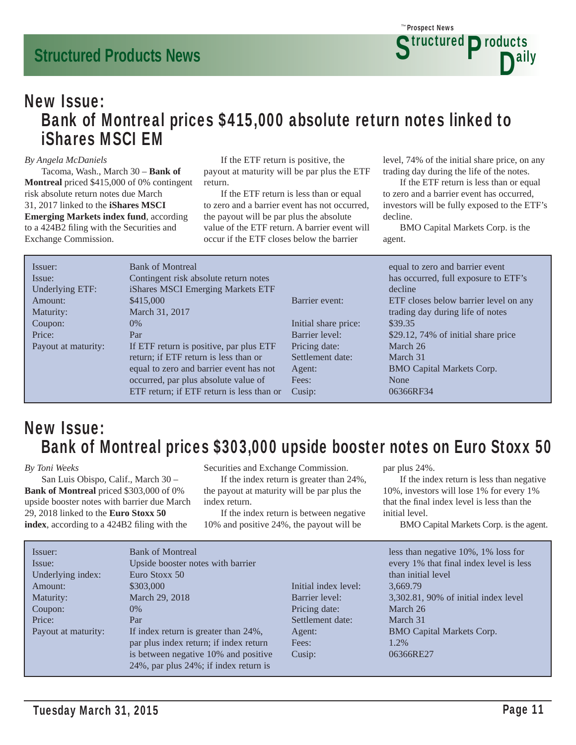## New Issue:
## Bank of Montreal prices $415,000 absolute return notes linked to iShares MSCI EM

*By Angela McDaniels*

Tacoma, Wash., March 30 – **Bank of Montreal** priced $415,000 of 0% contingent risk absolute return notes due March 31, 2017 linked to the **iShares MSCI Emerging Markets index fund**, according to a 424B2 filing with the Securities and Exchange Commission.

If the ETF return is positive, the payout at maturity will be par plus the ETF return.

If the ETF return is less than or equal to zero and a barrier event has not occurred, the payout will be par plus the absolute value of the ETF return. A barrier event will occur if the ETF closes below the barrier level, 74% of the initial share price, on any trading day during the life of the notes.

If the ETF return is less than or equal to zero and a barrier event has occurred, investors will be fully exposed to the ETF's decline.

BMO Capital Markets Corp. is the agent.

| | |
|---|---|
| Issuer: | Bank of Montreal |
| Issue: | Contingent risk absolute return notes |
| Underlying ETF: | iShares MSCI Emerging Markets ETF |
| Amount: | $415,000 |
| Maturity: | March 31, 2017 |
| Coupon: | 0% |
| Price: | Par |
| Payout at maturity: | If ETF return is positive, par plus ETF return; if ETF return is less than or equal to zero and barrier event has not occurred, par plus absolute value of ETF return; if ETF return is less than or equal to zero and barrier event has occurred, full exposure to ETF's decline |
| Barrier event: | ETF closes below barrier level on any trading day during life of notes |
| Initial share price: | $39.35 |
| Barrier level: | $29.12, 74% of initial share price |
| Pricing date: | March 26 |
| Settlement date: | March 31 |
| Agent: | BMO Capital Markets Corp. |
| Fees: | None |
| Cusip: | 06366RF34 |

## New Issue:
## Bank of Montreal prices $303,000 upside booster notes on Euro Stoxx 50

*By Toni Weeks*

San Luis Obispo, Calif., March 30 – **Bank of Montreal** priced $303,000 of 0% upside booster notes with barrier due March 29, 2018 linked to the **Euro Stoxx 50 index**, according to a 424B2 filing with the Securities and Exchange Commission.

If the index return is greater than 24%, the payout at maturity will be par plus the index return.

If the index return is between negative 10% and positive 24%, the payout will be par plus 24%.

If the index return is less than negative 10%, investors will lose 1% for every 1% that the final index level is less than the initial level.

BMO Capital Markets Corp. is the agent.

| | |
|---|---|
| Issuer: | Bank of Montreal |
| Issue: | Upside booster notes with barrier |
| Underlying index: | Euro Stoxx 50 |
| Amount: | $303,000 |
| Maturity: | March 29, 2018 |
| Coupon: | 0% |
| Price: | Par |
| Payout at maturity: | If index return is greater than 24%, par plus index return; if index return is between negative 10% and positive 24%, par plus 24%; if index return is less than negative 10%, 1% loss for every 1% that final index level is less than initial level |
| Initial index level: | 3,669.79 |
| Barrier level: | 3,302.81, 90% of initial index level |
| Pricing date: | March 26 |
| Settlement date: | March 31 |
| Agent: | BMO Capital Markets Corp. |
| Fees: | 1.2% |
| Cusip: | 06366RE27 |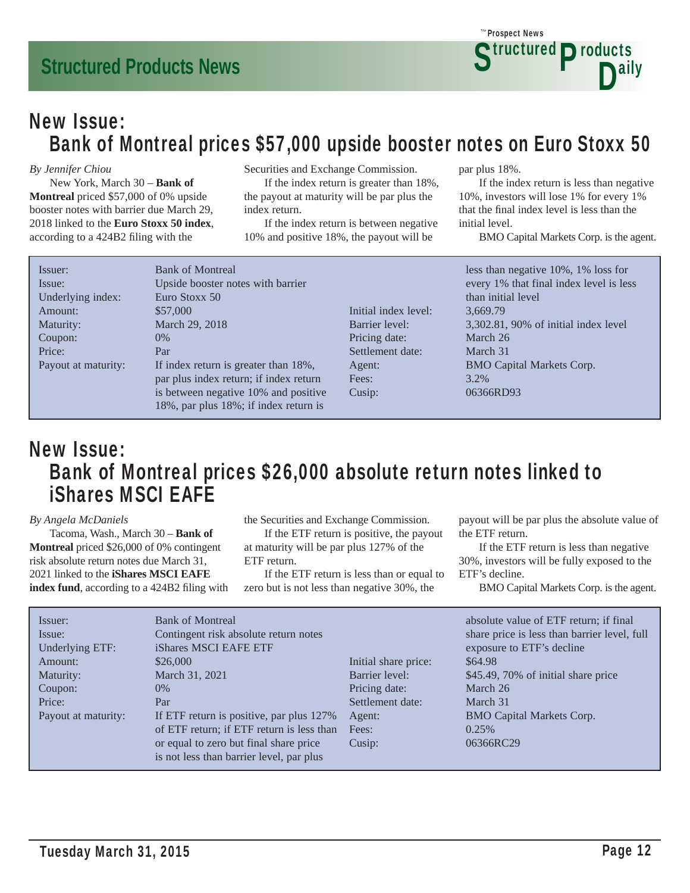## New Issue:
## Bank of Montreal prices $57,000 upside booster notes on Euro Stoxx 50

*By Jennifer Chiou*

New York, March 30 – **Bank of Montreal** priced $57,000 of 0% upside booster notes with barrier due March 29, 2018 linked to the **Euro Stoxx 50 index**, according to a 424B2 filing with the Securities and Exchange Commission.

If the index return is greater than 18%, the payout at maturity will be par plus the index return.

If the index return is between negative 10% and positive 18%, the payout will be par plus 18%.

If the index return is less than negative 10%, investors will lose 1% for every 1% that the final index level is less than the initial level.

BMO Capital Markets Corp. is the agent.

| | | | |
|---|---|---|---|
| Issuer: | Bank of Montreal | | |
| Issue: | Upside booster notes with barrier | | |
| Underlying index: | Euro Stoxx 50 | | |
| Amount: | $57,000 | Initial index level: | 3,669.79 |
| Maturity: | March 29, 2018 | Barrier level: | 3,302.81, 90% of initial index level |
| Coupon: | 0% | Pricing date: | March 26 |
| Price: | Par | Settlement date: | March 31 |
| Payout at maturity: | If index return is greater than 18%, par plus index return; if index return is between negative 10% and positive 18%, par plus 18%; if index return is less than negative 10%, 1% loss for every 1% that final index level is less than initial level | Agent: | BMO Capital Markets Corp. |
| | | Fees: | 3.2% |
| | | Cusip: | 06366RD93 |

## New Issue:
## Bank of Montreal prices $26,000 absolute return notes linked to iShares MSCI EAFE

*By Angela McDaniels*

Tacoma, Wash., March 30 – **Bank of Montreal** priced $26,000 of 0% contingent risk absolute return notes due March 31, 2021 linked to the **iShares MSCI EAFE index fund**, according to a 424B2 filing with the Securities and Exchange Commission.

If the ETF return is positive, the payout at maturity will be par plus 127% of the ETF return.

If the ETF return is less than or equal to zero but is not less than negative 30%, the payout will be par plus the absolute value of the ETF return.

If the ETF return is less than negative 30%, investors will be fully exposed to the ETF's decline.

BMO Capital Markets Corp. is the agent.

| | | | |
|---|---|---|---|
| Issuer: | Bank of Montreal | | |
| Issue: | Contingent risk absolute return notes | | |
| Underlying ETF: | iShares MSCI EAFE ETF | | |
| Amount: | $26,000 | Initial share price: | $64.98 |
| Maturity: | March 31, 2021 | Barrier level: | $45.49, 70% of initial share price |
| Coupon: | 0% | Pricing date: | March 26 |
| Price: | Par | Settlement date: | March 31 |
| Payout at maturity: | If ETF return is positive, par plus 127% of ETF return; if ETF return is less than or equal to zero but final share price is not less than barrier level, par plus absolute value of ETF return; if final share price is less than barrier level, full exposure to ETF's decline | Agent: | BMO Capital Markets Corp. |
| | | Fees: | 0.25% |
| | | Cusip: | 06366RC29 |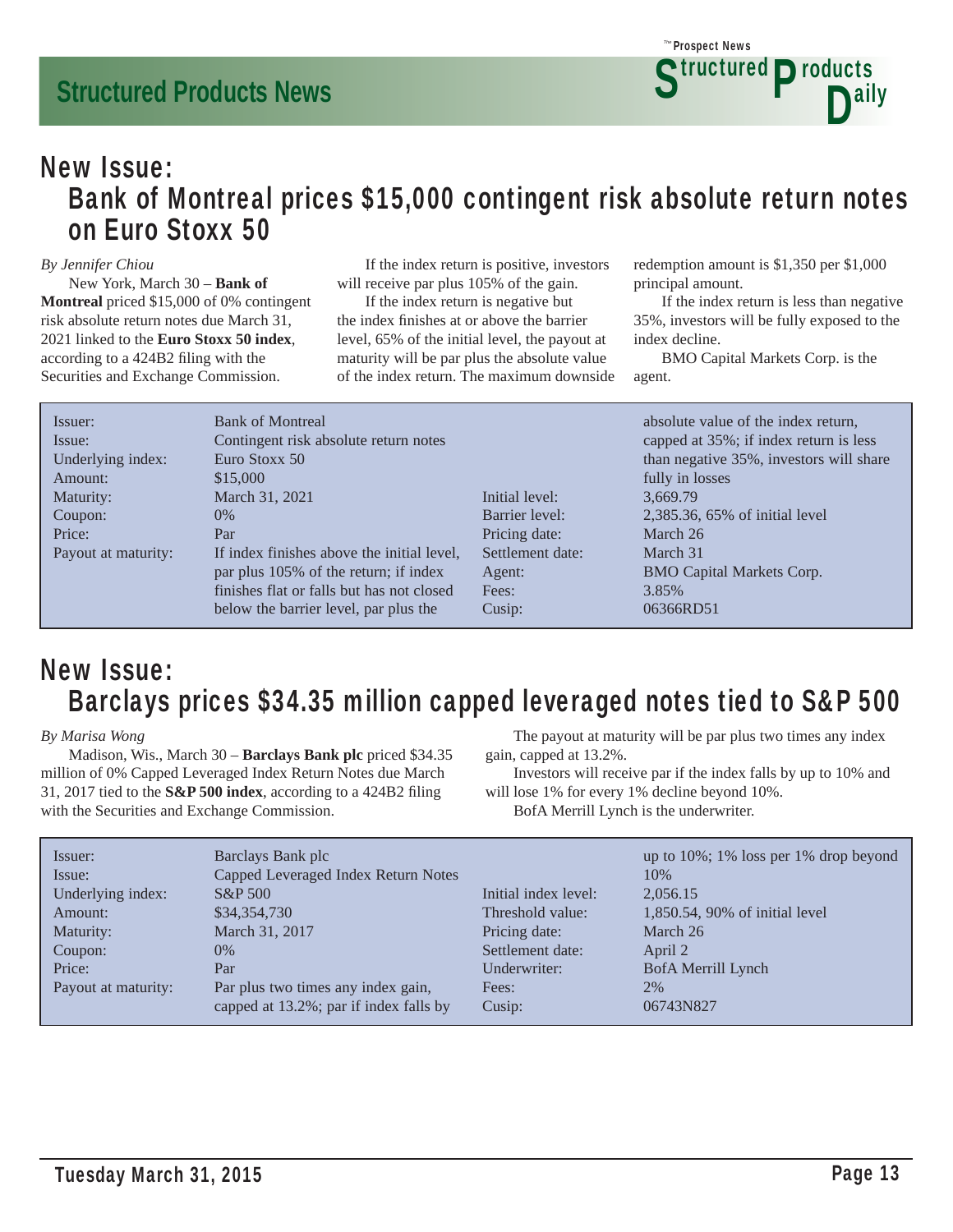## New Issue:
## Bank of Montreal prices $15,000 contingent risk absolute return notes on Euro Stoxx 50

*By Jennifer Chiou*

New York, March 30 – **Bank of Montreal** priced $15,000 of 0% contingent risk absolute return notes due March 31, 2021 linked to the **Euro Stoxx 50 index**, according to a 424B2 filing with the Securities and Exchange Commission.

If the index return is positive, investors will receive par plus 105% of the gain.

If the index return is negative but the index finishes at or above the barrier level, 65% of the initial level, the payout at maturity will be par plus the absolute value of the index return. The maximum downside redemption amount is $1,350 per $1,000 principal amount.

If the index return is less than negative 35%, investors will be fully exposed to the index decline.

BMO Capital Markets Corp. is the agent.

| | | | |
|---|---|---|---|
| Issuer: | Bank of Montreal | | |
| Issue: | Contingent risk absolute return notes | | |
| Underlying index: | Euro Stoxx 50 | | |
| Amount: | $15,000 | | |
| Maturity: | March 31, 2021 | Initial level: | 3,669.79 |
| Coupon: | 0% | Barrier level: | 2,385.36, 65% of initial level |
| Price: | Par | Pricing date: | March 26 |
| Payout at maturity: | If index finishes above the initial level, par plus 105% of the return; if index finishes flat or falls but has not closed below the barrier level, par plus the absolute value of the index return, capped at 35%; if index return is less than negative 35%, investors will share fully in losses | Settlement date: | March 31 |
| | | Agent: | BMO Capital Markets Corp. |
| | | Fees: | 3.85% |
| | | Cusip: | 06366RD51 |

## New Issue:
## Barclays prices $34.35 million capped leveraged notes tied to S&P 500

*By Marisa Wong*

Madison, Wis., March 30 – **Barclays Bank plc** priced $34.35 million of 0% Capped Leveraged Index Return Notes due March 31, 2017 tied to the **S&P 500 index**, according to a 424B2 filing with the Securities and Exchange Commission.

The payout at maturity will be par plus two times any index gain, capped at 13.2%.

Investors will receive par if the index falls by up to 10% and will lose 1% for every 1% decline beyond 10%.

BofA Merrill Lynch is the underwriter.

| | | | |
|---|---|---|---|
| Issuer: | Barclays Bank plc | | |
| Issue: | Capped Leveraged Index Return Notes | | |
| Underlying index: | S&P 500 | Initial index level: | 2,056.15 |
| Amount: | $34,354,730 | Threshold value: | 1,850.54, 90% of initial level |
| Maturity: | March 31, 2017 | Pricing date: | March 26 |
| Coupon: | 0% | Settlement date: | April 2 |
| Price: | Par | Underwriter: | BofA Merrill Lynch |
| Payout at maturity: | Par plus two times any index gain, capped at 13.2%; par if index falls by up to 10%; 1% loss per 1% drop beyond 10% | Fees: | 2% |
| | | Cusip: | 06743N827 |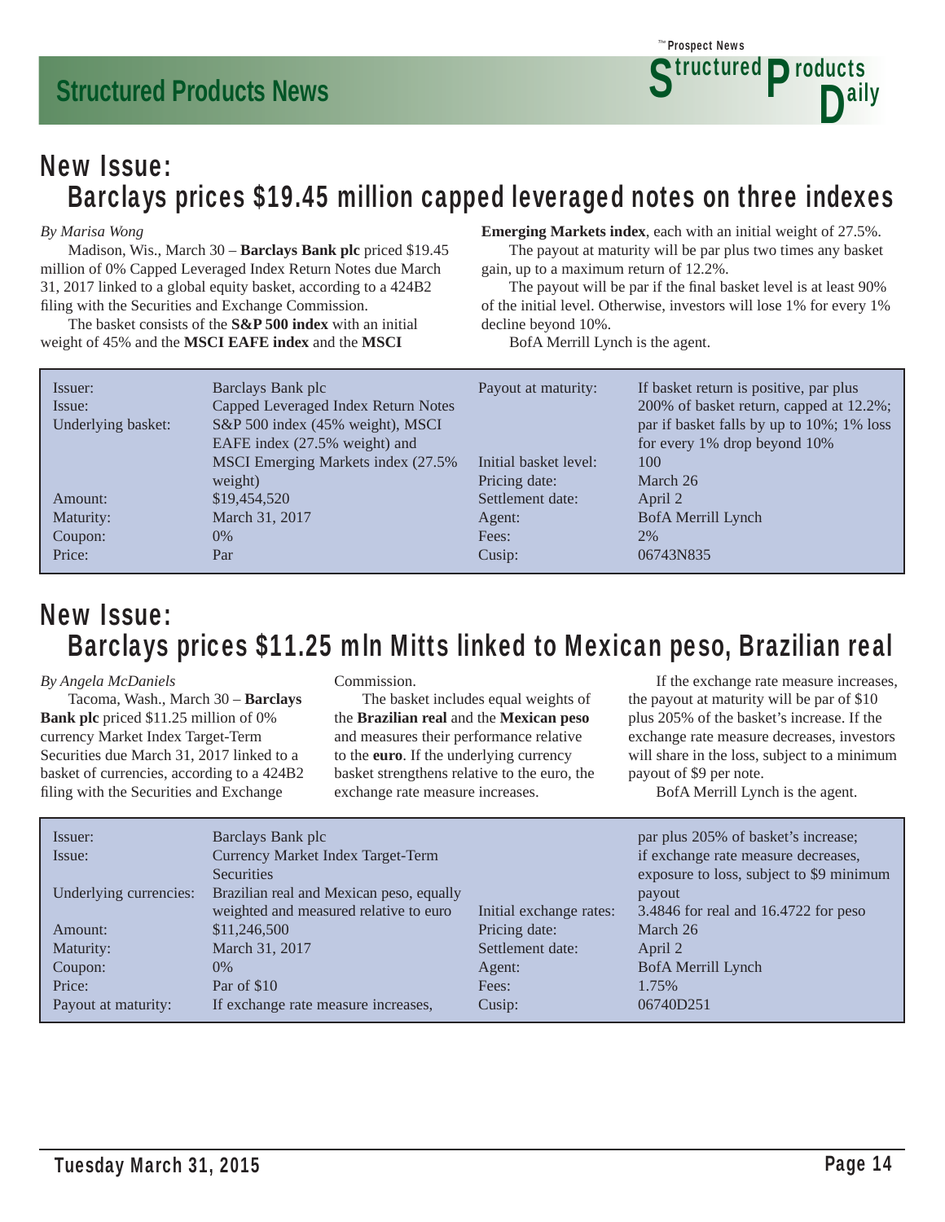## New Issue:
## Barclays prices $19.45 million capped leveraged notes on three indexes

*By Marisa Wong*

Madison, Wis., March 30 – **Barclays Bank plc** priced $19.45 million of 0% Capped Leveraged Index Return Notes due March 31, 2017 linked to a global equity basket, according to a 424B2 filing with the Securities and Exchange Commission.

The basket consists of the **S&P 500 index** with an initial weight of 45% and the **MSCI EAFE index** and the **MSCI Emerging Markets index**, each with an initial weight of 27.5%.

The payout at maturity will be par plus two times any basket gain, up to a maximum return of 12.2%.

The payout will be par if the final basket level is at least 90% of the initial level. Otherwise, investors will lose 1% for every 1% decline beyond 10%.

BofA Merrill Lynch is the agent.

| | | | |
|---|---|---|---|
| Issuer: | Barclays Bank plc | Payout at maturity: | If basket return is positive, par plus 200% of basket return, capped at 12.2%; par if basket falls by up to 10%; 1% loss for every 1% drop beyond 10% |
| Issue: | Capped Leveraged Index Return Notes | | |
| Underlying basket: | S&P 500 index (45% weight), MSCI EAFE index (27.5% weight) and MSCI Emerging Markets index (27.5% weight) | Initial basket level: | 100 |
| | | Pricing date: | March 26 |
| Amount: | $19,454,520 | Settlement date: | April 2 |
| Maturity: | March 31, 2017 | Agent: | BofA Merrill Lynch |
| Coupon: | 0% | Fees: | 2% |
| Price: | Par | Cusip: | 06743N835 |

## New Issue:
## Barclays prices $11.25 mln Mitts linked to Mexican peso, Brazilian real

*By Angela McDaniels*

Tacoma, Wash., March 30 – **Barclays Bank plc** priced $11.25 million of 0% currency Market Index Target-Term Securities due March 31, 2017 linked to a basket of currencies, according to a 424B2 filing with the Securities and Exchange Commission.

The basket includes equal weights of the **Brazilian real** and the **Mexican peso** and measures their performance relative to the **euro**. If the underlying currency basket strengthens relative to the euro, the exchange rate measure increases.

If the exchange rate measure increases, the payout at maturity will be par of $10 plus 205% of the basket's increase. If the exchange rate measure decreases, investors will share in the loss, subject to a minimum payout of $9 per note.

BofA Merrill Lynch is the agent.

| | | | |
|---|---|---|---|
| Issuer: | Barclays Bank plc | | |
| Issue: | Currency Market Index Target-Term Securities | | |
| Underlying currencies: | Brazilian real and Mexican peso, equally weighted and measured relative to euro | Initial exchange rates: | 3.4846 for real and 16.4722 for peso |
| Amount: | $11,246,500 | Pricing date: | March 26 |
| Maturity: | March 31, 2017 | Settlement date: | April 2 |
| Coupon: | 0% | Agent: | BofA Merrill Lynch |
| Price: | Par of $10 | Fees: | 1.75% |
| Payout at maturity: | If exchange rate measure increases, par plus 205% of basket's increase; if exchange rate measure decreases, exposure to loss, subject to $9 minimum payout | Cusip: | 06740D251 |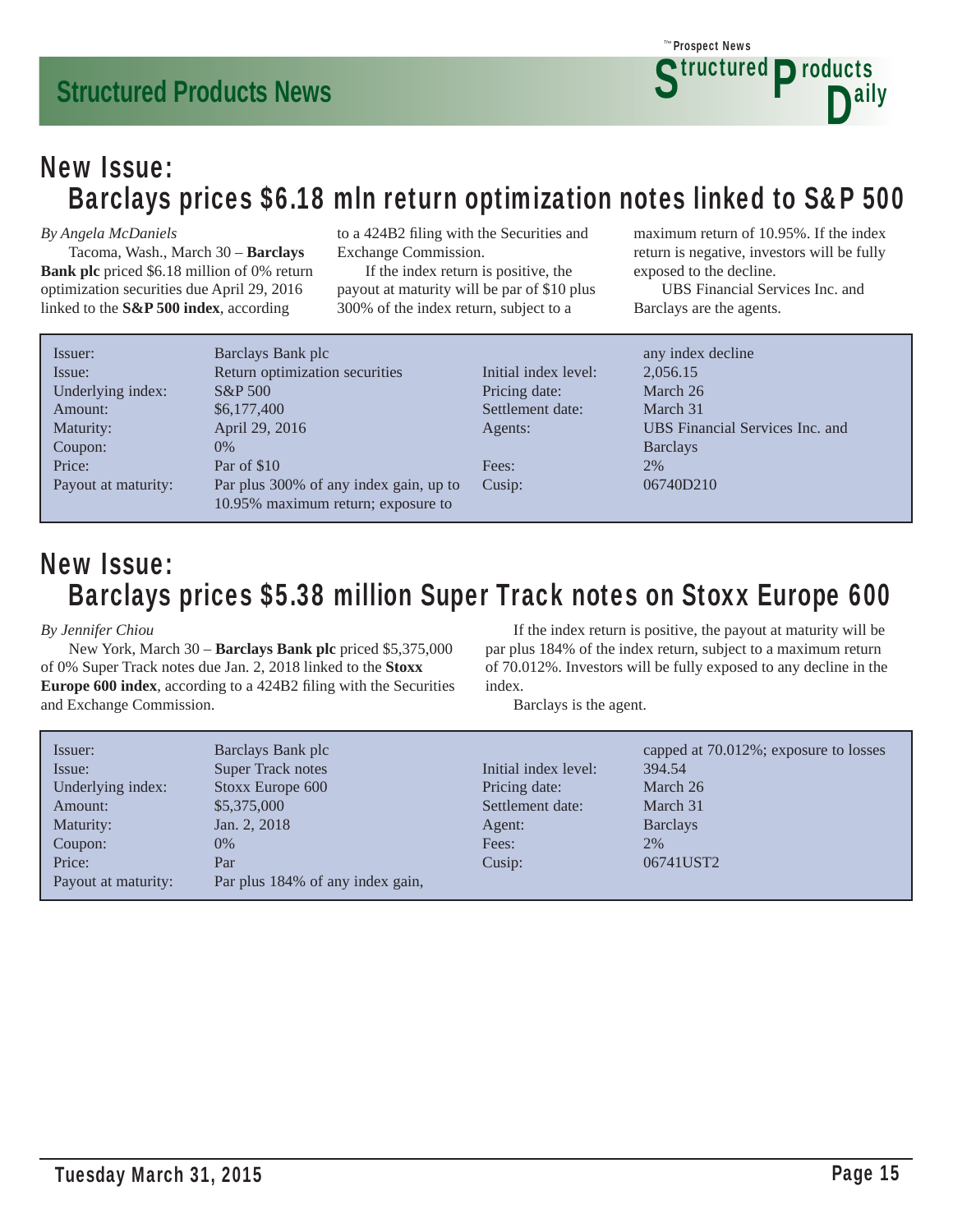## New Issue:
# Barclays prices $6.18 mln return optimization notes linked to S&P 500

*By Angela McDaniels*

Tacoma, Wash., March 30 – **Barclays Bank plc** priced $6.18 million of 0% return optimization securities due April 29, 2016 linked to the **S&P 500 index**, according to a 424B2 filing with the Securities and Exchange Commission.

If the index return is positive, the payout at maturity will be par of $10 plus 300% of the index return, subject to a maximum return of 10.95%. If the index return is negative, investors will be fully exposed to the decline.

UBS Financial Services Inc. and Barclays are the agents.

| | | | |
|---|---|---|---|
| Issuer: | Barclays Bank plc | | |
| Issue: | Return optimization securities | Initial index level: | 2,056.15 |
| Underlying index: | S&P 500 | Pricing date: | March 26 |
| Amount: | $6,177,400 | Settlement date: | March 31 |
| Maturity: | April 29, 2016 | Agents: | UBS Financial Services Inc. and Barclays |
| Coupon: | 0% | | |
| Price: | Par of $10 | Fees: | 2% |
| Payout at maturity: | Par plus 300% of any index gain, up to 10.95% maximum return; exposure to any index decline | Cusip: | 06740D210 |

## New Issue:
# Barclays prices $5.38 million Super Track notes on Stoxx Europe 600

*By Jennifer Chiou*

New York, March 30 – **Barclays Bank plc** priced $5,375,000 of 0% Super Track notes due Jan. 2, 2018 linked to the **Stoxx Europe 600 index**, according to a 424B2 filing with the Securities and Exchange Commission.

If the index return is positive, the payout at maturity will be par plus 184% of the index return, subject to a maximum return of 70.012%. Investors will be fully exposed to any decline in the index.

Barclays is the agent.

| | | | |
|---|---|---|---|
| Issuer: | Barclays Bank plc | | |
| Issue: | Super Track notes | Initial index level: | 394.54 |
| Underlying index: | Stoxx Europe 600 | Pricing date: | March 26 |
| Amount: | $5,375,000 | Settlement date: | March 31 |
| Maturity: | Jan. 2, 2018 | Agent: | Barclays |
| Coupon: | 0% | Fees: | 2% |
| Price: | Par | Cusip: | 06741UST2 |
| Payout at maturity: | Par plus 184% of any index gain, capped at 70.012%; exposure to losses | | |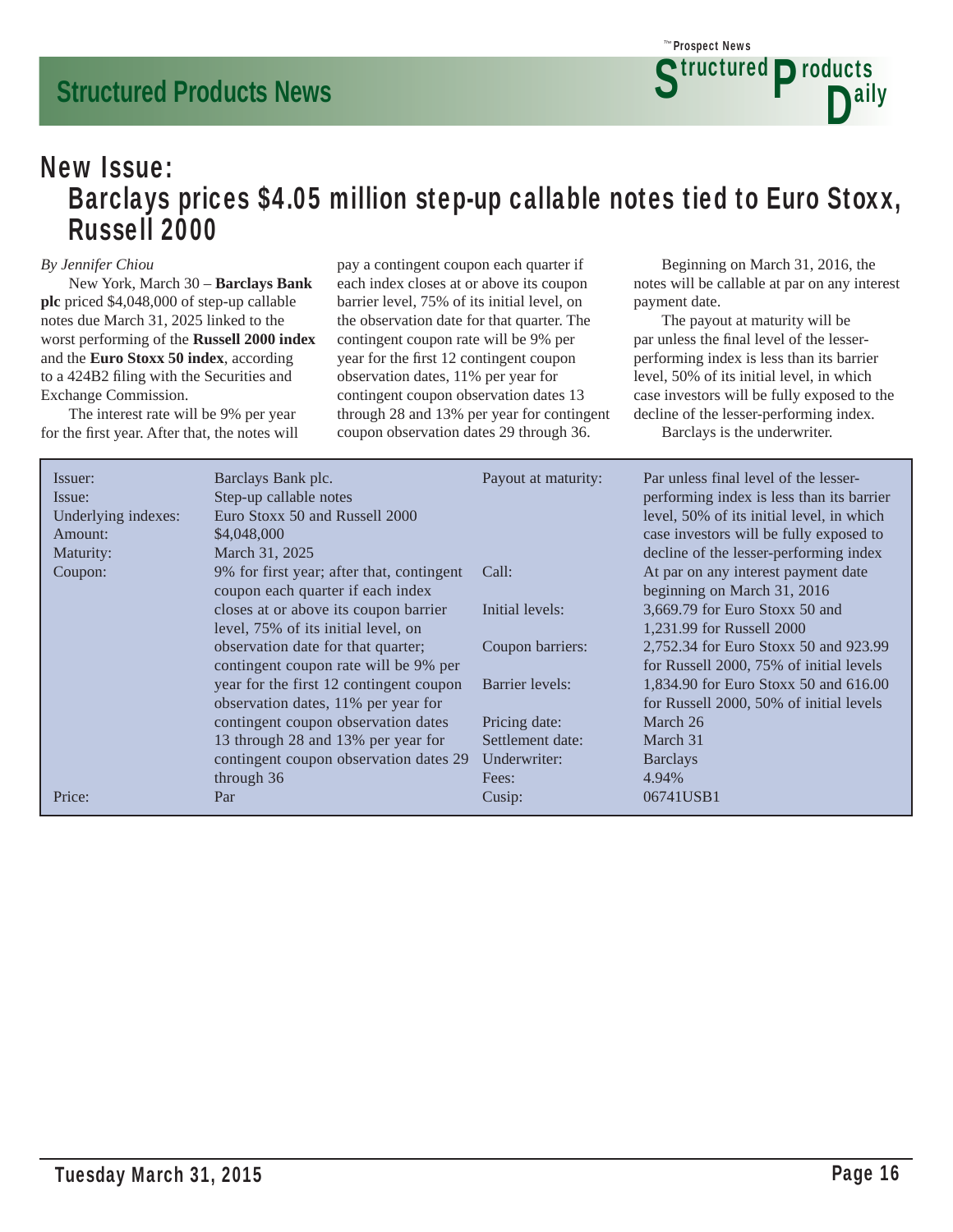## New Issue:

# Barclays prices $4.05 million step-up callable notes tied to Euro Stoxx, Russell 2000

*By Jennifer Chiou*

New York, March 30 – **Barclays Bank plc** priced $4,048,000 of step-up callable notes due March 31, 2025 linked to the worst performing of the **Russell 2000 index** and the **Euro Stoxx 50 index**, according to a 424B2 filing with the Securities and Exchange Commission.

The interest rate will be 9% per year for the first year. After that, the notes will pay a contingent coupon each quarter if each index closes at or above its coupon barrier level, 75% of its initial level, on the observation date for that quarter. The contingent coupon rate will be 9% per year for the first 12 contingent coupon observation dates, 11% per year for contingent coupon observation dates 13 through 28 and 13% per year for contingent coupon observation dates 29 through 36.

Beginning on March 31, 2016, the notes will be callable at par on any interest payment date.

The payout at maturity will be par unless the final level of the lesser-performing index is less than its barrier level, 50% of its initial level, in which case investors will be fully exposed to the decline of the lesser-performing index.

Barclays is the underwriter.

| | |
|---|---|
| Issuer: | Barclays Bank plc. |
| Issue: | Step-up callable notes |
| Underlying indexes: | Euro Stoxx 50 and Russell 2000 |
| Amount: | $4,048,000 |
| Maturity: | March 31, 2025 |
| Coupon: | 9% for first year; after that, contingent coupon each quarter if each index closes at or above its coupon barrier level, 75% of its initial level, on observation date for that quarter; contingent coupon rate will be 9% per year for the first 12 contingent coupon observation dates, 11% per year for contingent coupon observation dates 13 through 28 and 13% per year for contingent coupon observation dates 29 through 36 |
| Price: | Par |
| Payout at maturity: | Par unless final level of the lesser-performing index is less than its barrier level, 50% of its initial level, in which case investors will be fully exposed to decline of the lesser-performing index |
| Call: | At par on any interest payment date beginning on March 31, 2016 |
| Initial levels: | 3,669.79 for Euro Stoxx 50 and 1,231.99 for Russell 2000 |
| Coupon barriers: | 2,752.34 for Euro Stoxx 50 and 923.99 for Russell 2000, 75% of initial levels |
| Barrier levels: | 1,834.90 for Euro Stoxx 50 and 616.00 for Russell 2000, 50% of initial levels |
| Pricing date: | March 26 |
| Settlement date: | March 31 |
| Underwriter: | Barclays |
| Fees: | 4.94% |
| Cusip: | 06741USB1 |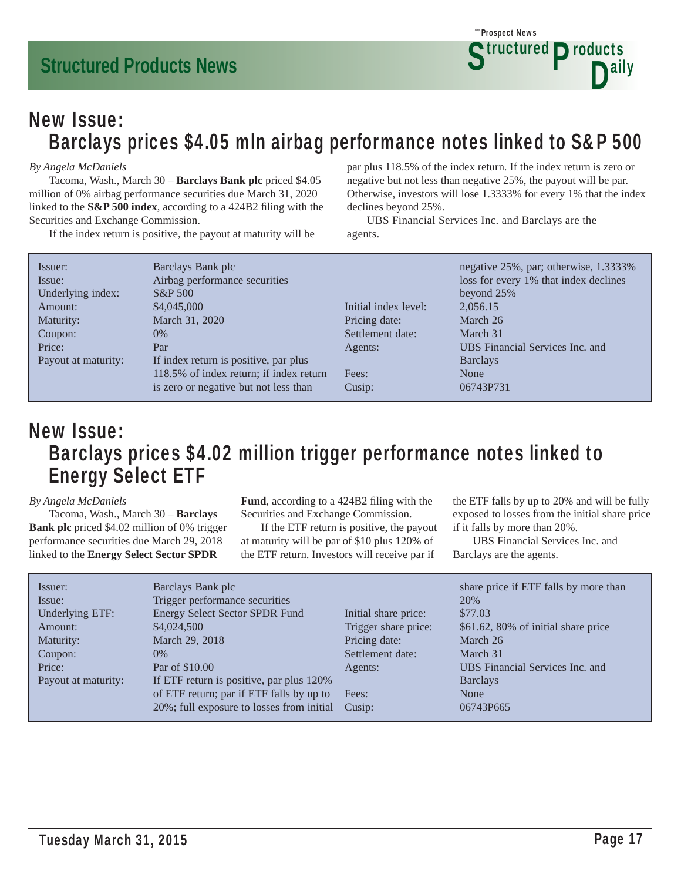## New Issue:
## Barclays prices $4.05 mln airbag performance notes linked to S&P 500

*By Angela McDaniels*

Tacoma, Wash., March 30 – **Barclays Bank plc** priced $4.05 million of 0% airbag performance securities due March 31, 2020 linked to the **S&P 500 index**, according to a 424B2 filing with the Securities and Exchange Commission.

If the index return is positive, the payout at maturity will be par plus 118.5% of the index return. If the index return is zero or negative but not less than negative 25%, the payout will be par. Otherwise, investors will lose 1.3333% for every 1% that the index declines beyond 25%.

UBS Financial Services Inc. and Barclays are the agents.

| | |
|---|---|
| Issuer: | Barclays Bank plc |
| Issue: | Airbag performance securities |
| Underlying index: | S&P 500 |
| Amount: | $4,045,000 |
| Maturity: | March 31, 2020 |
| Coupon: | 0% |
| Price: | Par |
| Payout at maturity: | If index return is positive, par plus 118.5% of index return; if index return is zero or negative but not less than negative 25%, par; otherwise, 1.3333% loss for every 1% that index declines beyond 25% |
| Initial index level: | 2,056.15 |
| Pricing date: | March 26 |
| Settlement date: | March 31 |
| Agents: | UBS Financial Services Inc. and Barclays |
| Fees: | None |
| Cusip: | 06743P731 |

## New Issue:
## Barclays prices $4.02 million trigger performance notes linked to Energy Select ETF

*By Angela McDaniels*

Tacoma, Wash., March 30 – **Barclays Bank plc** priced $4.02 million of 0% trigger performance securities due March 29, 2018 linked to the **Energy Select Sector SPDR Fund**, according to a 424B2 filing with the Securities and Exchange Commission.

If the ETF return is positive, the payout at maturity will be par of $10 plus 120% of the ETF return. Investors will receive par if the ETF falls by up to 20% and will be fully exposed to losses from the initial share price if it falls by more than 20%.

UBS Financial Services Inc. and Barclays are the agents.

| | |
|---|---|
| Issuer: | Barclays Bank plc |
| Issue: | Trigger performance securities |
| Underlying ETF: | Energy Select Sector SPDR Fund |
| Amount: | $4,024,500 |
| Maturity: | March 29, 2018 |
| Coupon: | 0% |
| Price: | Par of $10.00 |
| Payout at maturity: | If ETF return is positive, par plus 120% of ETF return; par if ETF falls by up to 20%; full exposure to losses from initial share price if ETF falls by more than 20% |
| Initial share price: | $77.03 |
| Trigger share price: | $61.62, 80% of initial share price |
| Pricing date: | March 26 |
| Settlement date: | March 31 |
| Agents: | UBS Financial Services Inc. and Barclays |
| Fees: | None |
| Cusip: | 06743P665 |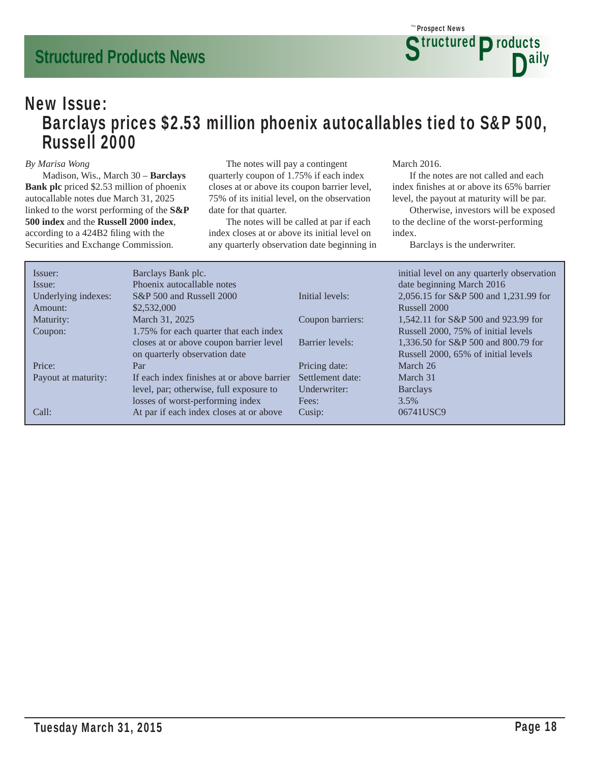## New Issue:

# Barclays prices $2.53 million phoenix autocallables tied to S&P 500, Russell 2000

*By Marisa Wong*

Madison, Wis., March 30 – **Barclays Bank plc** priced $2.53 million of phoenix autocallable notes due March 31, 2025 linked to the worst performing of the **S&P 500 index** and the **Russell 2000 index**, according to a 424B2 filing with the Securities and Exchange Commission.

The notes will pay a contingent quarterly coupon of 1.75% if each index closes at or above its coupon barrier level, 75% of its initial level, on the observation date for that quarter.

The notes will be called at par if each index closes at or above its initial level on any quarterly observation date beginning in March 2016.

If the notes are not called and each index finishes at or above its 65% barrier level, the payout at maturity will be par.

Otherwise, investors will be exposed to the decline of the worst-performing index.

Barclays is the underwriter.

| | | | |
|---|---|---|---|
| Issuer: | Barclays Bank plc. | | |
| Issue: | Phoenix autocallable notes | | |
| Underlying indexes: | S&P 500 and Russell 2000 | Initial levels: | 2,056.15 for S&P 500 and 1,231.99 for Russell 2000 |
| Amount: | $2,532,000 | | |
| Maturity: | March 31, 2025 | Coupon barriers: | 1,542.11 for S&P 500 and 923.99 for Russell 2000, 75% of initial levels |
| Coupon: | 1.75% for each quarter that each index closes at or above coupon barrier level on quarterly observation date | Barrier levels: | 1,336.50 for S&P 500 and 800.79 for Russell 2000, 65% of initial levels |
| Price: | Par | Pricing date: | March 26 |
| Payout at maturity: | If each index finishes at or above barrier level, par; otherwise, full exposure to losses of worst-performing index | Settlement date: | March 31 |
| | | Underwriter: | Barclays |
| | | Fees: | 3.5% |
| Call: | At par if each index closes at or above initial level on any quarterly observation date beginning March 2016 | Cusip: | 06741USC9 |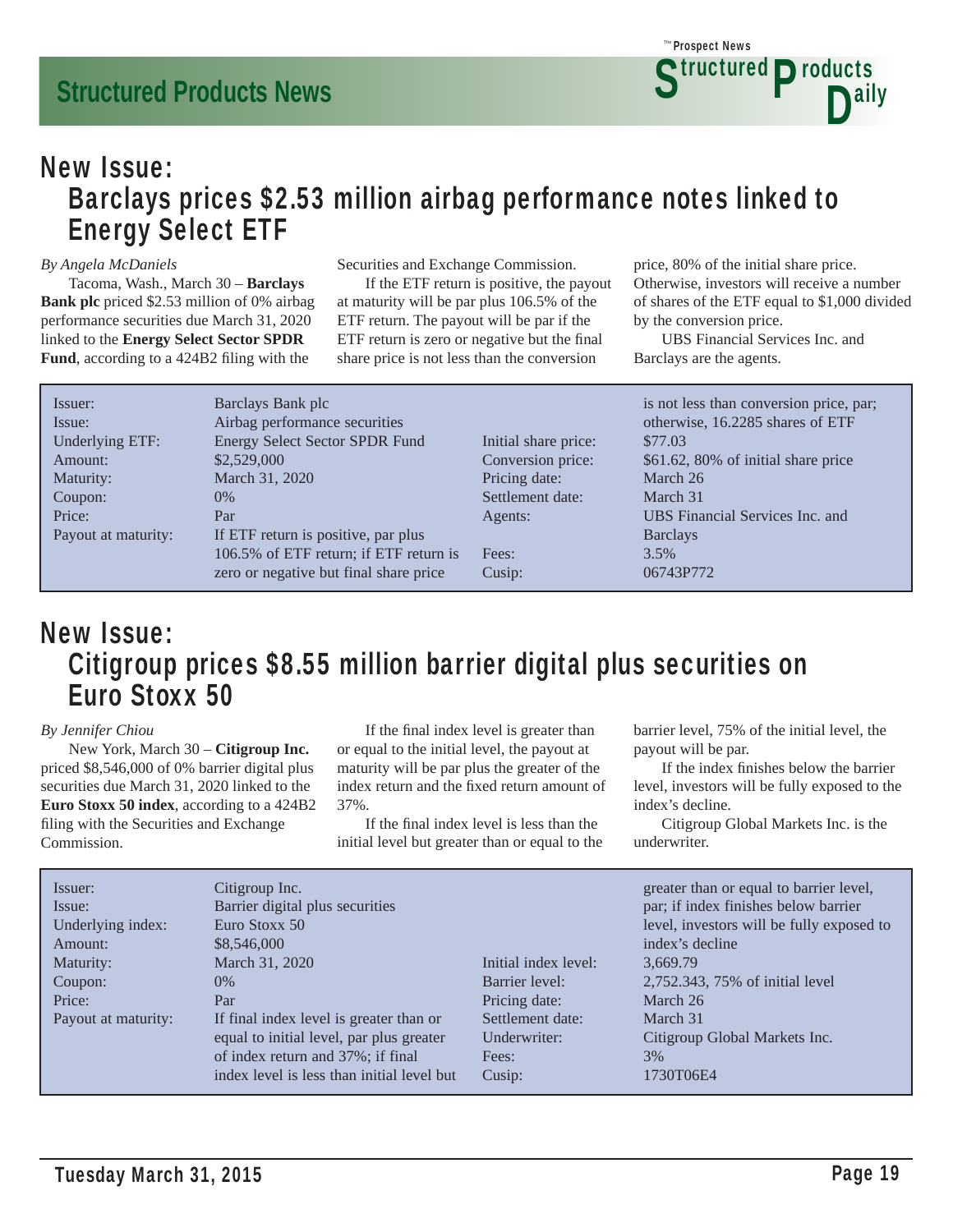## New Issue:
## Barclays prices $2.53 million airbag performance notes linked to Energy Select ETF

*By Angela McDaniels*

Tacoma, Wash., March 30 – **Barclays Bank plc** priced $2.53 million of 0% airbag performance securities due March 31, 2020 linked to the **Energy Select Sector SPDR Fund**, according to a 424B2 filing with the Securities and Exchange Commission.

If the ETF return is positive, the payout at maturity will be par plus 106.5% of the ETF return. The payout will be par if the ETF return is zero or negative but the final share price is not less than the conversion price, 80% of the initial share price. Otherwise, investors will receive a number of shares of the ETF equal to $1,000 divided by the conversion price.

UBS Financial Services Inc. and Barclays are the agents.

| | |
|---|---|
| Issuer: | Barclays Bank plc |
| Issue: | Airbag performance securities |
| Underlying ETF: | Energy Select Sector SPDR Fund |
| Amount: | $2,529,000 |
| Maturity: | March 31, 2020 |
| Coupon: | 0% |
| Price: | Par |
| Payout at maturity: | If ETF return is positive, par plus 106.5% of ETF return; if ETF return is zero or negative but final share price is not less than conversion price, par; otherwise, 16.2285 shares of ETF |
| Initial share price: | $77.03 |
| Conversion price: | $61.62, 80% of initial share price |
| Pricing date: | March 26 |
| Settlement date: | March 31 |
| Agents: | UBS Financial Services Inc. and Barclays |
| Fees: | 3.5% |
| Cusip: | 06743P772 |

## New Issue:
## Citigroup prices $8.55 million barrier digital plus securities on Euro Stoxx 50

*By Jennifer Chiou*

New York, March 30 – **Citigroup Inc.** priced $8,546,000 of 0% barrier digital plus securities due March 31, 2020 linked to the **Euro Stoxx 50 index**, according to a 424B2 filing with the Securities and Exchange Commission.

If the final index level is greater than or equal to the initial level, the payout at maturity will be par plus the greater of the index return and the fixed return amount of 37%.

If the final index level is less than the initial level but greater than or equal to the barrier level, 75% of the initial level, the payout will be par.

If the index finishes below the barrier level, investors will be fully exposed to the index's decline.

Citigroup Global Markets Inc. is the underwriter.

| | |
|---|---|
| Issuer: | Citigroup Inc. |
| Issue: | Barrier digital plus securities |
| Underlying index: | Euro Stoxx 50 |
| Amount: | $8,546,000 |
| Maturity: | March 31, 2020 |
| Coupon: | 0% |
| Price: | Par |
| Payout at maturity: | If final index level is greater than or equal to initial level, par plus greater of index return and 37%; if final index level is less than initial level but greater than or equal to barrier level, par; if index finishes below barrier level, investors will be fully exposed to index's decline |
| Initial index level: | 3,669.79 |
| Barrier level: | 2,752.343, 75% of initial level |
| Pricing date: | March 26 |
| Settlement date: | March 31 |
| Underwriter: | Citigroup Global Markets Inc. |
| Fees: | 3% |
| Cusip: | 1730T06E4 |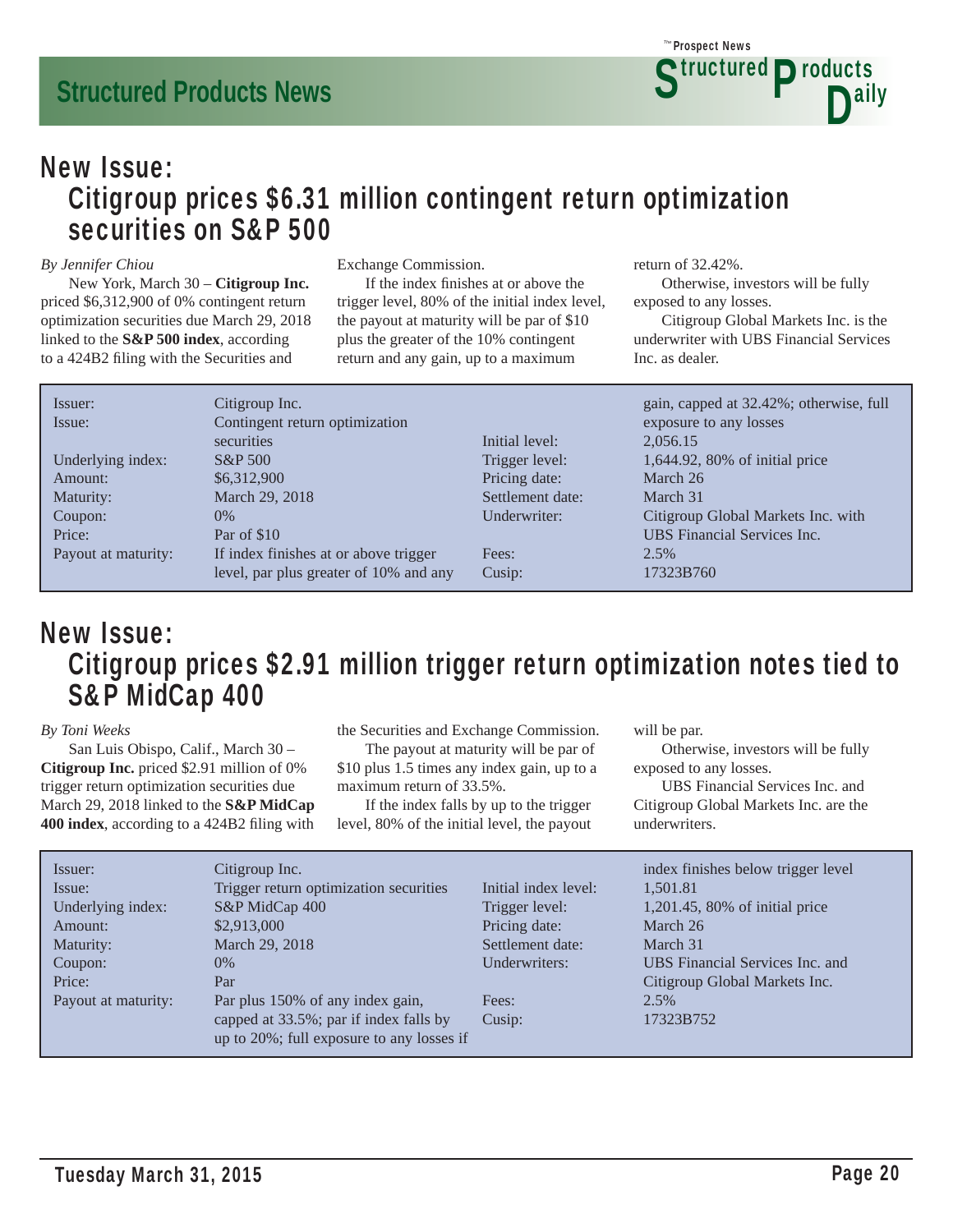## New Issue:
## Citigroup prices $6.31 million contingent return optimization securities on S&P 500

*By Jennifer Chiou*

New York, March 30 – **Citigroup Inc.** priced $6,312,900 of 0% contingent return optimization securities due March 29, 2018 linked to the **S&P 500 index**, according to a 424B2 filing with the Securities and Exchange Commission.

If the index finishes at or above the trigger level, 80% of the initial index level, the payout at maturity will be par of $10 plus the greater of the 10% contingent return and any gain, up to a maximum return of 32.42%.

Otherwise, investors will be fully exposed to any losses.

Citigroup Global Markets Inc. is the underwriter with UBS Financial Services Inc. as dealer.

| | | | |
|---|---|---|---|
| Issuer: | Citigroup Inc. | Initial level: | 2,056.15 |
| Issue: | Contingent return optimization securities | Trigger level: | 1,644.92, 80% of initial price |
| Underlying index: | S&P 500 | Pricing date: | March 26 |
| Amount: | $6,312,900 | Settlement date: | March 31 |
| Maturity: | March 29, 2018 | Underwriter: | Citigroup Global Markets Inc. with UBS Financial Services Inc. |
| Coupon: | 0% | Fees: | 2.5% |
| Price: | Par of $10 | Cusip: | 17323B760 |
| Payout at maturity: | If index finishes at or above trigger level, par plus greater of 10% and any gain, capped at 32.42%; otherwise, full exposure to any losses | | |

## New Issue:
## Citigroup prices $2.91 million trigger return optimization notes tied to S&P MidCap 400

*By Toni Weeks*

San Luis Obispo, Calif., March 30 – **Citigroup Inc.** priced $2.91 million of 0% trigger return optimization securities due March 29, 2018 linked to the **S&P MidCap 400 index**, according to a 424B2 filing with the Securities and Exchange Commission.

The payout at maturity will be par of $10 plus 1.5 times any index gain, up to a maximum return of 33.5%.

If the index falls by up to the trigger level, 80% of the initial level, the payout will be par.

Otherwise, investors will be fully exposed to any losses.

UBS Financial Services Inc. and Citigroup Global Markets Inc. are the underwriters.

| | | | |
|---|---|---|---|
| Issuer: | Citigroup Inc. | Initial index level: | 1,501.81 |
| Issue: | Trigger return optimization securities | Trigger level: | 1,201.45, 80% of initial price |
| Underlying index: | S&P MidCap 400 | Pricing date: | March 26 |
| Amount: | $2,913,000 | Settlement date: | March 31 |
| Maturity: | March 29, 2018 | Underwriters: | UBS Financial Services Inc. and Citigroup Global Markets Inc. |
| Coupon: | 0% | Fees: | 2.5% |
| Price: | Par | Cusip: | 17323B752 |
| Payout at maturity: | Par plus 150% of any index gain, capped at 33.5%; par if index falls by up to 20%; full exposure to any losses if index finishes below trigger level | | |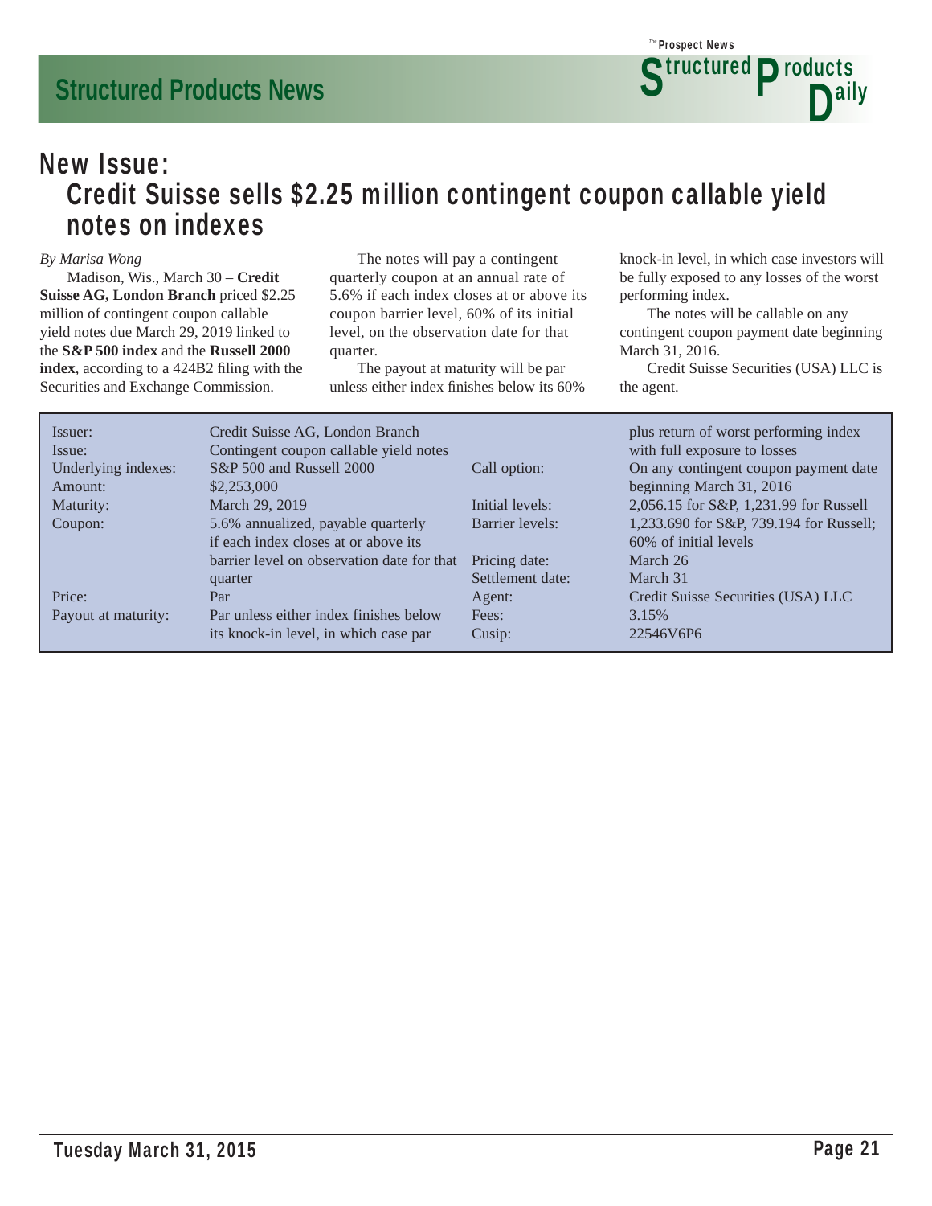## New Issue:
# Credit Suisse sells $2.25 million contingent coupon callable yield notes on indexes

*By Marisa Wong*

Madison, Wis., March 30 – **Credit Suisse AG, London Branch** priced $2.25 million of contingent coupon callable yield notes due March 29, 2019 linked to the **S&P 500 index** and the **Russell 2000 index**, according to a 424B2 filing with the Securities and Exchange Commission.

The notes will pay a contingent quarterly coupon at an annual rate of 5.6% if each index closes at or above its coupon barrier level, 60% of its initial level, on the observation date for that quarter.

The payout at maturity will be par unless either index finishes below its 60% knock-in level, in which case investors will be fully exposed to any losses of the worst performing index.

The notes will be callable on any contingent coupon payment date beginning March 31, 2016.

Credit Suisse Securities (USA) LLC is the agent.

| | |
|---|---|
| Issuer: | Credit Suisse AG, London Branch |
| Issue: | Contingent coupon callable yield notes |
| Underlying indexes: | S&P 500 and Russell 2000 |
| Amount: | $2,253,000 |
| Maturity: | March 29, 2019 |
| Coupon: | 5.6% annualized, payable quarterly if each index closes at or above its barrier level on observation date for that quarter |
| Price: | Par |
| Payout at maturity: | Par unless either index finishes below its knock-in level, in which case par plus return of worst performing index with full exposure to losses |
| Call option: | On any contingent coupon payment date beginning March 31, 2016 |
| Initial levels: | 2,056.15 for S&P, 1,231.99 for Russell |
| Barrier levels: | 1,233.690 for S&P, 739.194 for Russell; 60% of initial levels |
| Pricing date: | March 26 |
| Settlement date: | March 31 |
| Agent: | Credit Suisse Securities (USA) LLC |
| Fees: | 3.15% |
| Cusip: | 22546V6P6 |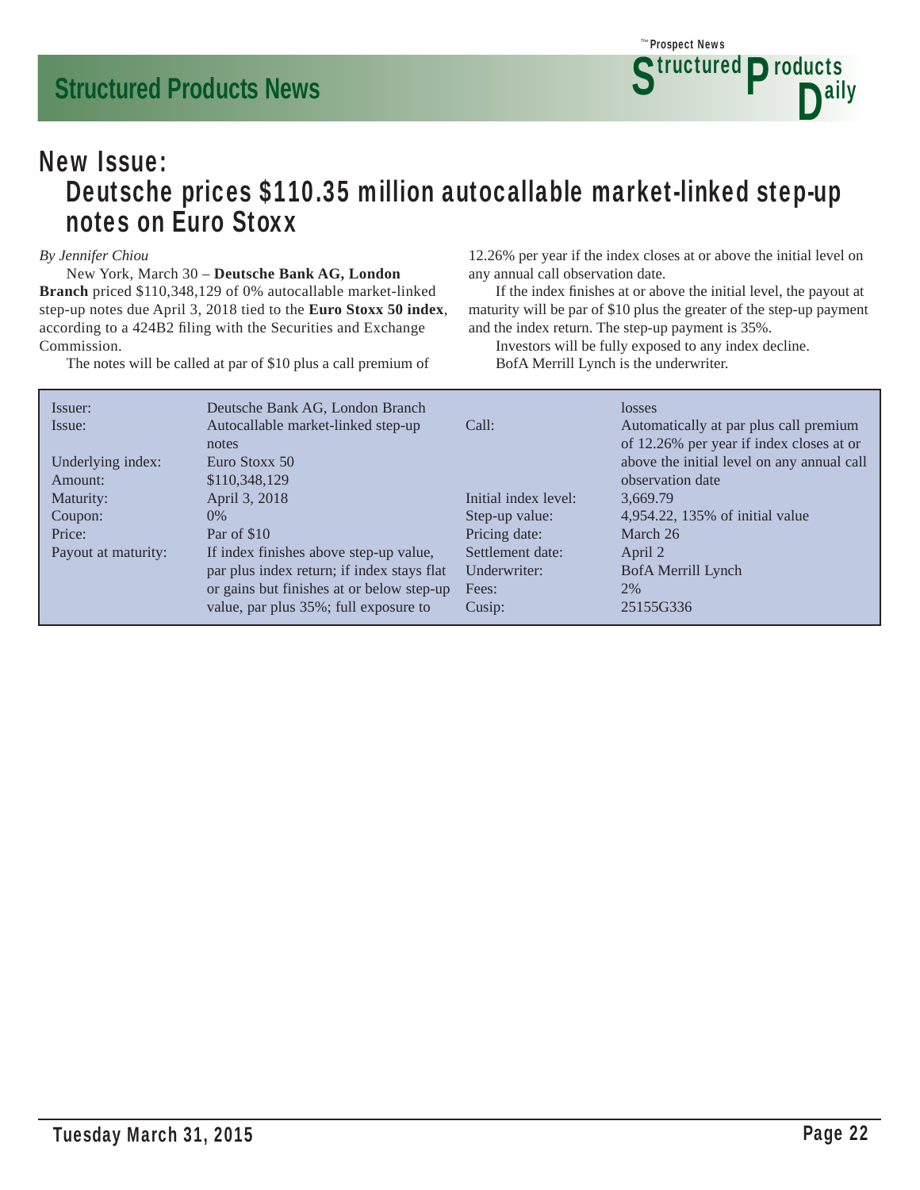## New Issue:

## Deutsche prices $110.35 million autocallable market-linked step-up notes on Euro Stoxx

*By Jennifer Chiou*

New York, March 30 – **Deutsche Bank AG, London Branch** priced $110,348,129 of 0% autocallable market-linked step-up notes due April 3, 2018 tied to the **Euro Stoxx 50 index**, according to a 424B2 filing with the Securities and Exchange Commission.

The notes will be called at par of $10 plus a call premium of 12.26% per year if the index closes at or above the initial level on any annual call observation date.

If the index finishes at or above the initial level, the payout at maturity will be par of $10 plus the greater of the step-up payment and the index return. The step-up payment is 35%.

Investors will be fully exposed to any index decline.

BofA Merrill Lynch is the underwriter.

| | |
|---|---|
| Issuer: | Deutsche Bank AG, London Branch |
| Issue: | Autocallable market-linked step-up notes |
| Underlying index: | Euro Stoxx 50 |
| Amount: | $110,348,129 |
| Maturity: | April 3, 2018 |
| Coupon: | 0% |
| Price: | Par of $10 |
| Payout at maturity: | If index finishes above step-up value, par plus index return; if index stays flat or gains but finishes at or below step-up value, par plus 35%; full exposure to losses |
| Call: | Automatically at par plus call premium of 12.26% per year if index closes at or above the initial level on any annual call observation date |
| Initial index level: | 3,669.79 |
| Step-up value: | 4,954.22, 135% of initial value |
| Pricing date: | March 26 |
| Settlement date: | April 2 |
| Underwriter: | BofA Merrill Lynch |
| Fees: | 2% |
| Cusip: | 25155G336 |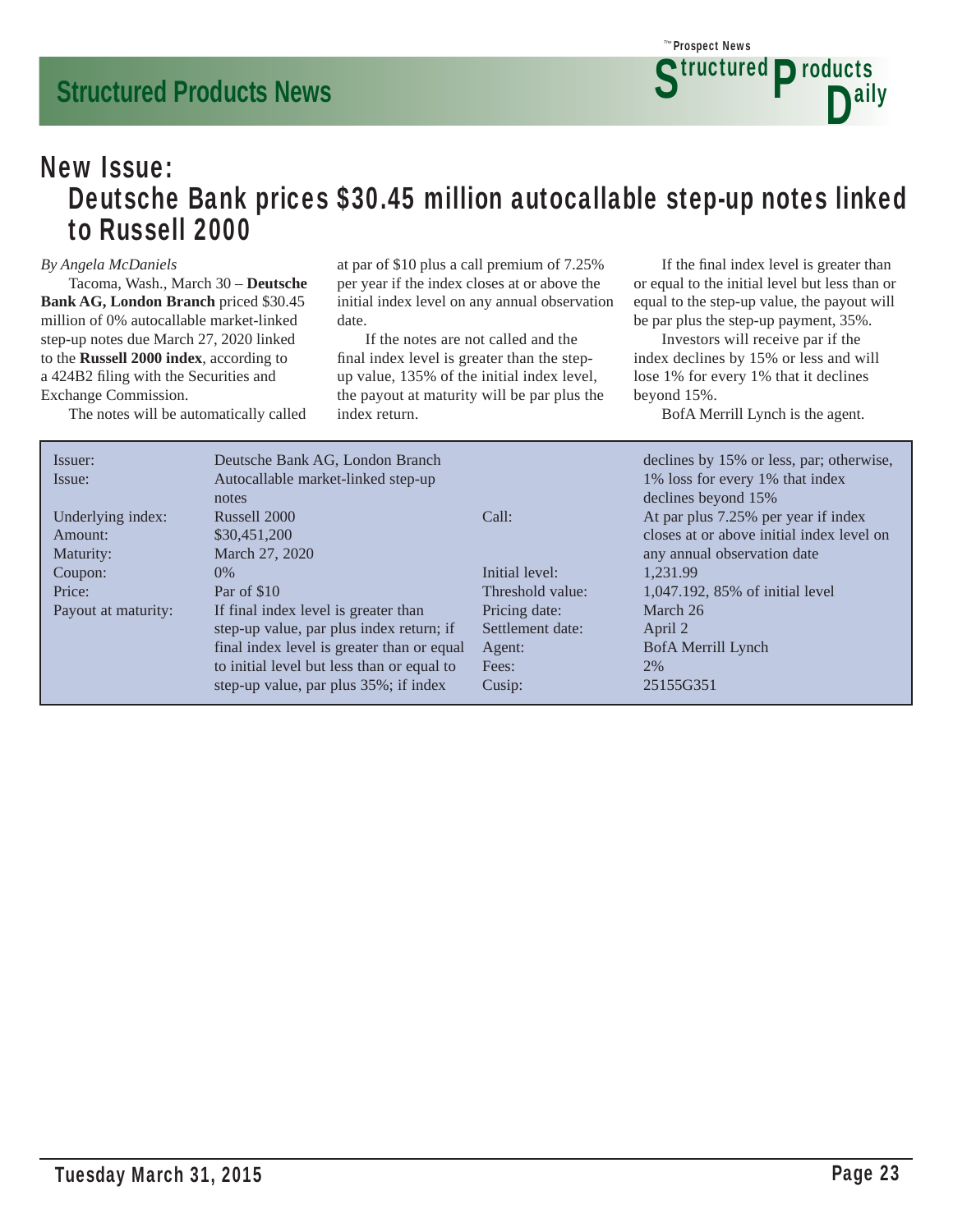## New Issue:

# Deutsche Bank prices $30.45 million autocallable step-up notes linked to Russell 2000

*By Angela McDaniels*

Tacoma, Wash., March 30 – **Deutsche Bank AG, London Branch** priced $30.45 million of 0% autocallable market-linked step-up notes due March 27, 2020 linked to the **Russell 2000 index**, according to a 424B2 filing with the Securities and Exchange Commission.

The notes will be automatically called at par of $10 plus a call premium of 7.25% per year if the index closes at or above the initial index level on any annual observation date.

If the notes are not called and the final index level is greater than the step-up value, 135% of the initial index level, the payout at maturity will be par plus the index return.

If the final index level is greater than or equal to the initial level but less than or equal to the step-up value, the payout will be par plus the step-up payment, 35%.

Investors will receive par if the index declines by 15% or less and will lose 1% for every 1% that it declines beyond 15%.

BofA Merrill Lynch is the agent.

| | |
|---|---|
| Issuer: | Deutsche Bank AG, London Branch |
| Issue: | Autocallable market-linked step-up notes |
| Underlying index: | Russell 2000 |
| Amount: | $30,451,200 |
| Maturity: | March 27, 2020 |
| Coupon: | 0% |
| Price: | Par of $10 |
| Payout at maturity: | If final index level is greater than step-up value, par plus index return; if final index level is greater than or equal to initial level but less than or equal to step-up value, par plus 35%; if index declines by 15% or less, par; otherwise, 1% loss for every 1% that index declines beyond 15% |
| Call: | At par plus 7.25% per year if index closes at or above initial index level on any annual observation date |
| Initial level: | 1,231.99 |
| Threshold value: | 1,047.192, 85% of initial level |
| Pricing date: | March 26 |
| Settlement date: | April 2 |
| Agent: | BofA Merrill Lynch |
| Fees: | 2% |
| Cusip: | 25155G351 |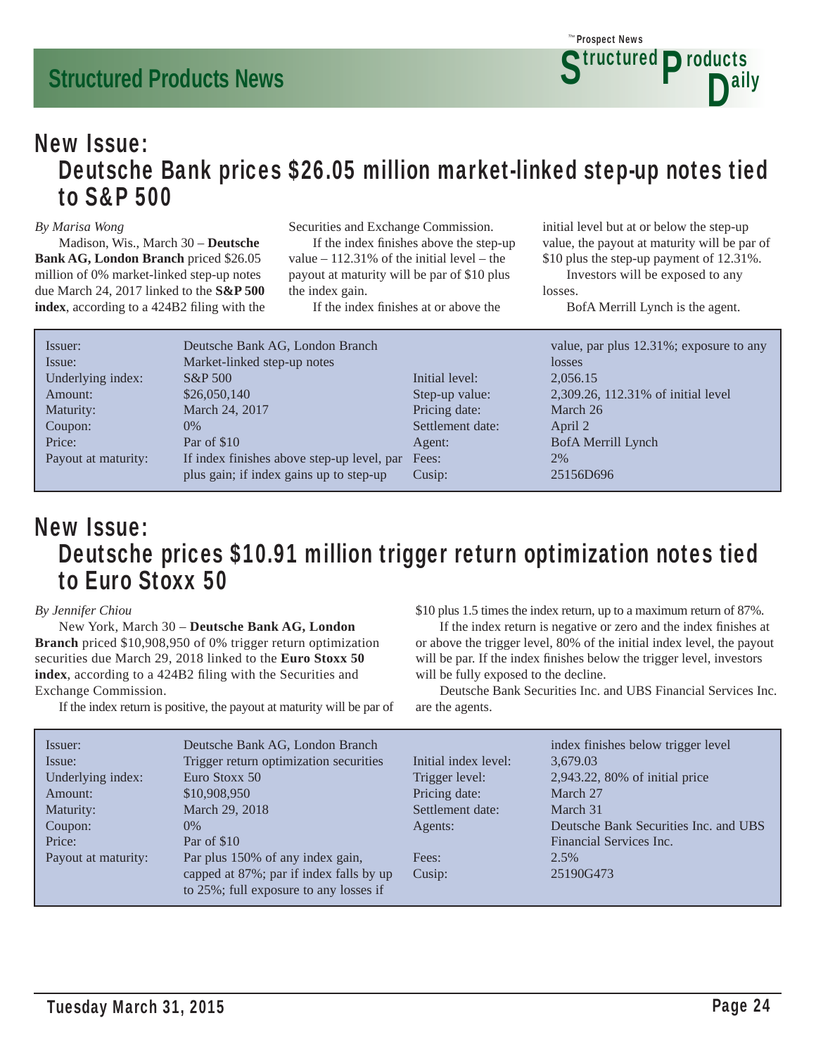## New Issue: Deutsche Bank prices $26.05 million market-linked step-up notes tied to S&P 500

*By Marisa Wong*

Madison, Wis., March 30 – **Deutsche Bank AG, London Branch** priced $26.05 million of 0% market-linked step-up notes due March 24, 2017 linked to the **S&P 500 index**, according to a 424B2 filing with the Securities and Exchange Commission.

If the index finishes above the step-up value – 112.31% of the initial level – the payout at maturity will be par of $10 plus the index gain.

If the index finishes at or above the initial level but at or below the step-up value, the payout at maturity will be par of $10 plus the step-up payment of 12.31%.

Investors will be exposed to any losses.

BofA Merrill Lynch is the agent.

| | | | |
|---|---|---|---|
| Issuer: | Deutsche Bank AG, London Branch | Initial level: | 2,056.15 |
| Issue: | Market-linked step-up notes | Step-up value: | 2,309.26, 112.31% of initial level |
| Underlying index: | S&P 500 | Pricing date: | March 26 |
| Amount: | $26,050,140 | Settlement date: | April 2 |
| Maturity: | March 24, 2017 | Agent: | BofA Merrill Lynch |
| Coupon: | 0% | Fees: | 2% |
| Price: | Par of $10 | Cusip: | 25156D696 |
| Payout at maturity: | If index finishes above step-up level, par plus gain; if index gains up to step-up value, par plus 12.31%; exposure to any losses | | |

## New Issue: Deutsche prices $10.91 million trigger return optimization notes tied to Euro Stoxx 50

*By Jennifer Chiou*

New York, March 30 – **Deutsche Bank AG, London Branch** priced $10,908,950 of 0% trigger return optimization securities due March 29, 2018 linked to the **Euro Stoxx 50 index**, according to a 424B2 filing with the Securities and Exchange Commission.

If the index return is positive, the payout at maturity will be par of $10 plus 1.5 times the index return, up to a maximum return of 87%.

If the index return is negative or zero and the index finishes at or above the trigger level, 80% of the initial index level, the payout will be par. If the index finishes below the trigger level, investors will be fully exposed to the decline.

Deutsche Bank Securities Inc. and UBS Financial Services Inc. are the agents.

| | | | |
|---|---|---|---|
| Issuer: | Deutsche Bank AG, London Branch | Initial index level: | 3,679.03 |
| Issue: | Trigger return optimization securities | Trigger level: | 2,943.22, 80% of initial price |
| Underlying index: | Euro Stoxx 50 | Pricing date: | March 27 |
| Amount: | $10,908,950 | Settlement date: | March 31 |
| Maturity: | March 29, 2018 | Agents: | Deutsche Bank Securities Inc. and UBS Financial Services Inc. |
| Coupon: | 0% | Fees: | 2.5% |
| Price: | Par of $10 | Cusip: | 25190G473 |
| Payout at maturity: | Par plus 150% of any index gain, capped at 87%; par if index falls by up to 25%; full exposure to any losses if index finishes below trigger level | | |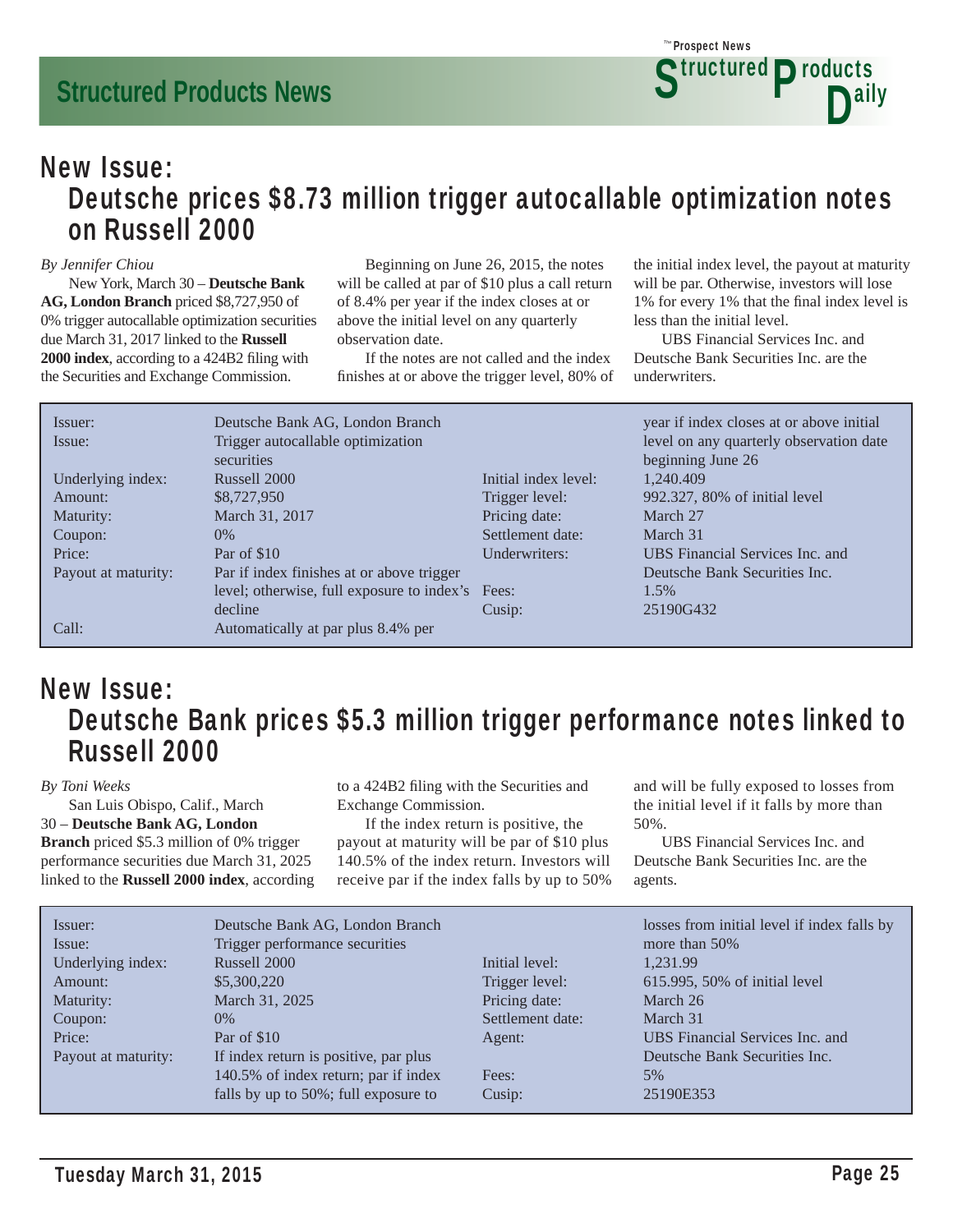## New Issue:
## Deutsche prices $8.73 million trigger autocallable optimization notes on Russell 2000

*By Jennifer Chiou*

New York, March 30 – **Deutsche Bank AG, London Branch** priced $8,727,950 of 0% trigger autocallable optimization securities due March 31, 2017 linked to the **Russell 2000 index**, according to a 424B2 filing with the Securities and Exchange Commission.

Beginning on June 26, 2015, the notes will be called at par of $10 plus a call return of 8.4% per year if the index closes at or above the initial level on any quarterly observation date.

If the notes are not called and the index finishes at or above the trigger level, 80% of the initial index level, the payout at maturity will be par. Otherwise, investors will lose 1% for every 1% that the final index level is less than the initial level.

UBS Financial Services Inc. and Deutsche Bank Securities Inc. are the underwriters.

| | | | |
|---|---|---|---|
| Issuer: | Deutsche Bank AG, London Branch | Initial index level: | 1,240.409 |
| Issue: | Trigger autocallable optimization securities | Trigger level: | 992.327, 80% of initial level |
| Underlying index: | Russell 2000 | Pricing date: | March 27 |
| Amount: | $8,727,950 | Settlement date: | March 31 |
| Maturity: | March 31, 2017 | Underwriters: | UBS Financial Services Inc. and Deutsche Bank Securities Inc. |
| Coupon: | 0% | Fees: | 1.5% |
| Price: | Par of $10 | Cusip: | 25190G432 |
| Payout at maturity: | Par if index finishes at or above trigger level; otherwise, full exposure to index's decline | | |
| Call: | Automatically at par plus 8.4% per year if index closes at or above initial level on any quarterly observation date beginning June 26 | | |

## New Issue:
## Deutsche Bank prices $5.3 million trigger performance notes linked to Russell 2000

*By Toni Weeks*

San Luis Obispo, Calif., March 30 – **Deutsche Bank AG, London Branch** priced $5.3 million of 0% trigger performance securities due March 31, 2025 linked to the **Russell 2000 index**, according to a 424B2 filing with the Securities and Exchange Commission.

If the index return is positive, the payout at maturity will be par of $10 plus 140.5% of the index return. Investors will receive par if the index falls by up to 50% and will be fully exposed to losses from the initial level if it falls by more than 50%.

UBS Financial Services Inc. and Deutsche Bank Securities Inc. are the agents.

| | | | |
|---|---|---|---|
| Issuer: | Deutsche Bank AG, London Branch | Initial level: | 1,231.99 |
| Issue: | Trigger performance securities | Trigger level: | 615.995, 50% of initial level |
| Underlying index: | Russell 2000 | Pricing date: | March 26 |
| Amount: | $5,300,220 | Settlement date: | March 31 |
| Maturity: | March 31, 2025 | Agent: | UBS Financial Services Inc. and Deutsche Bank Securities Inc. |
| Coupon: | 0% | Fees: | 5% |
| Price: | Par of $10 | Cusip: | 25190E353 |
| Payout at maturity: | If index return is positive, par plus 140.5% of index return; par if index falls by up to 50%; full exposure to losses from initial level if index falls by more than 50% | | |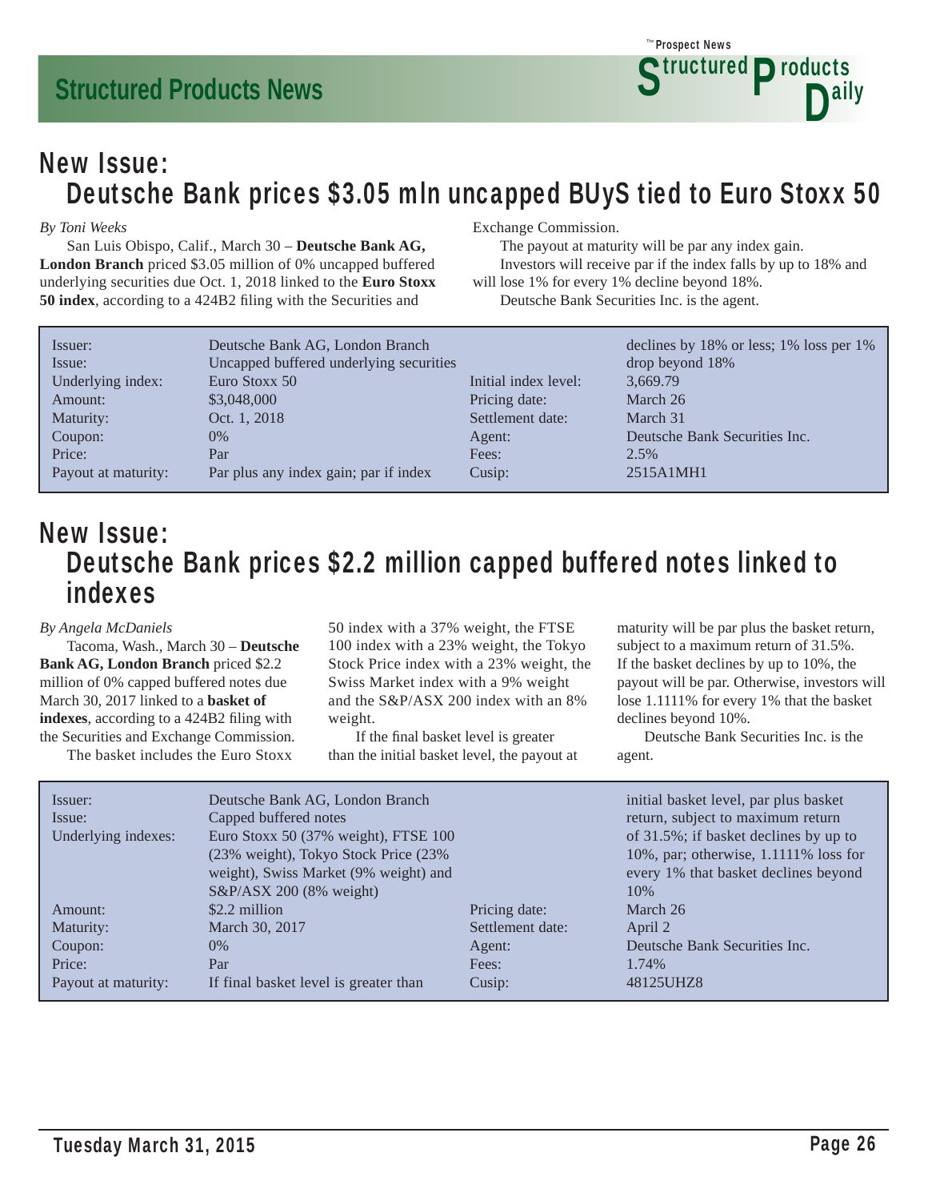## New Issue: Deutsche Bank prices $3.05 mln uncapped BUyS tied to Euro Stoxx 50

*By Toni Weeks*

San Luis Obispo, Calif., March 30 – **Deutsche Bank AG, London Branch** priced $3.05 million of 0% uncapped buffered underlying securities due Oct. 1, 2018 linked to the **Euro Stoxx 50 index**, according to a 424B2 filing with the Securities and Exchange Commission.

The payout at maturity will be par any index gain.

Investors will receive par if the index falls by up to 18% and will lose 1% for every 1% decline beyond 18%.

Deutsche Bank Securities Inc. is the agent.

| | | | |
|---|---|---|---|
| Issuer: | Deutsche Bank AG, London Branch | | |
| Issue: | Uncapped buffered underlying securities | | |
| Underlying index: | Euro Stoxx 50 | Initial index level: | 3,669.79 |
| Amount: | $3,048,000 | Pricing date: | March 26 |
| Maturity: | Oct. 1, 2018 | Settlement date: | March 31 |
| Coupon: | 0% | Agent: | Deutsche Bank Securities Inc. |
| Price: | Par | Fees: | 2.5% |
| Payout at maturity: | Par plus any index gain; par if index declines by 18% or less; 1% loss per 1% drop beyond 18% | Cusip: | 2515A1MH1 |

## New Issue: Deutsche Bank prices $2.2 million capped buffered notes linked to indexes

*By Angela McDaniels*

Tacoma, Wash., March 30 – **Deutsche Bank AG, London Branch** priced $2.2 million of 0% capped buffered notes due March 30, 2017 linked to a **basket of indexes**, according to a 424B2 filing with the Securities and Exchange Commission.

The basket includes the Euro Stoxx 50 index with a 37% weight, the FTSE 100 index with a 23% weight, the Tokyo Stock Price index with a 23% weight, the Swiss Market index with a 9% weight and the S&P/ASX 200 index with an 8% weight.

If the final basket level is greater than the initial basket level, the payout at maturity will be par plus the basket return, subject to a maximum return of 31.5%. If the basket declines by up to 10%, the payout will be par. Otherwise, investors will lose 1.1111% for every 1% that the basket declines beyond 10%.

Deutsche Bank Securities Inc. is the agent.

| | | | |
|---|---|---|---|
| Issuer: | Deutsche Bank AG, London Branch | | |
| Issue: | Capped buffered notes | | |
| Underlying indexes: | Euro Stoxx 50 (37% weight), FTSE 100 (23% weight), Tokyo Stock Price (23% weight), Swiss Market (9% weight) and S&P/ASX 200 (8% weight) | | |
| Amount: | $2.2 million | Pricing date: | March 26 |
| Maturity: | March 30, 2017 | Settlement date: | April 2 |
| Coupon: | 0% | Agent: | Deutsche Bank Securities Inc. |
| Price: | Par | Fees: | 1.74% |
| Payout at maturity: | If final basket level is greater than initial basket level, par plus basket return, subject to maximum return of 31.5%; if basket declines by up to 10%, par; otherwise, 1.1111% loss for every 1% that basket declines beyond 10% | Cusip: | 48125UHZ8 |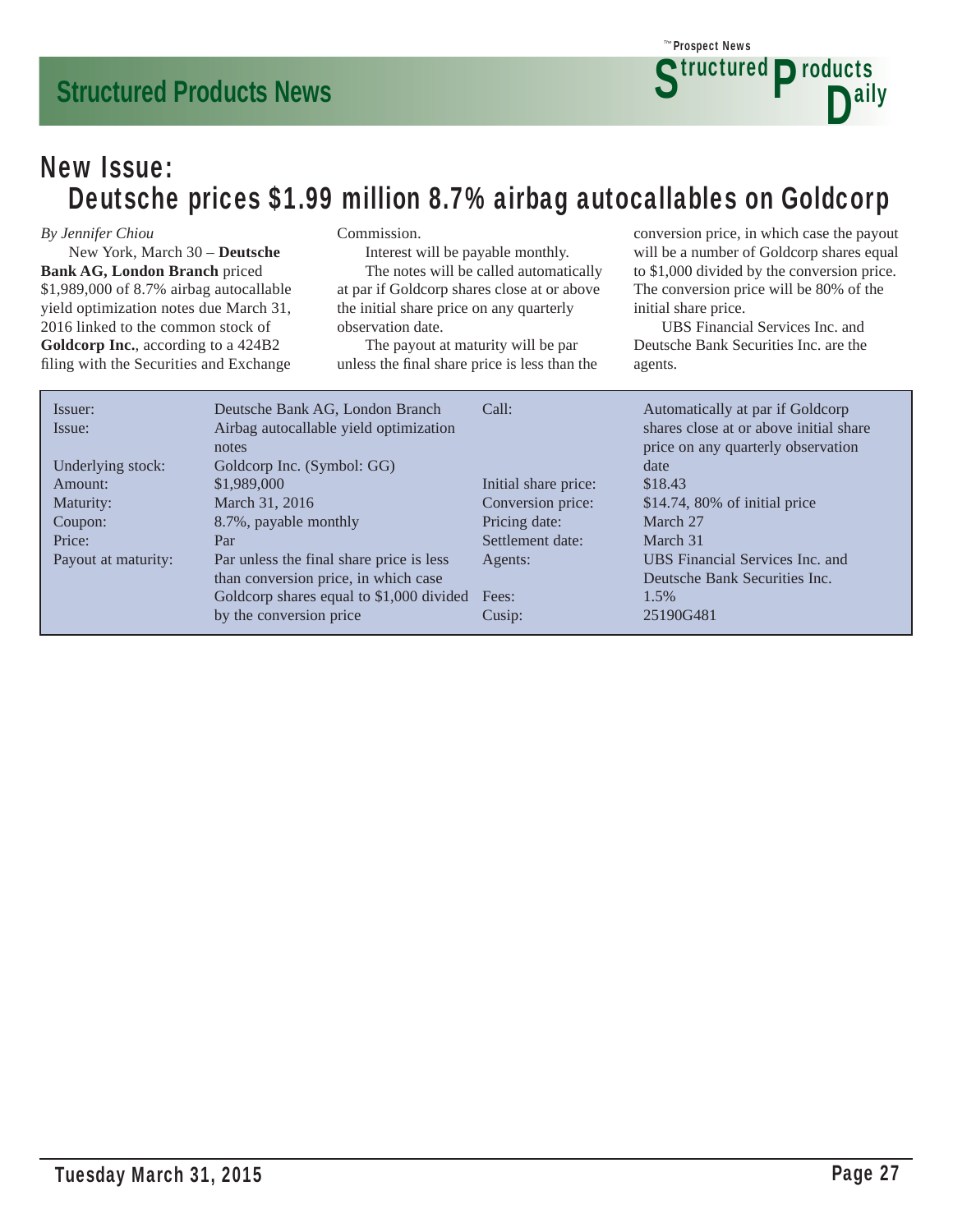## New Issue:
## Deutsche prices $1.99 million 8.7% airbag autocallables on Goldcorp

*By Jennifer Chiou*

New York, March 30 – **Deutsche Bank AG, London Branch** priced $1,989,000 of 8.7% airbag autocallable yield optimization notes due March 31, 2016 linked to the common stock of **Goldcorp Inc.**, according to a 424B2 filing with the Securities and Exchange Commission.

Interest will be payable monthly.

The notes will be called automatically at par if Goldcorp shares close at or above the initial share price on any quarterly observation date.

The payout at maturity will be par unless the final share price is less than the conversion price, in which case the payout will be a number of Goldcorp shares equal to $1,000 divided by the conversion price. The conversion price will be 80% of the initial share price.

UBS Financial Services Inc. and Deutsche Bank Securities Inc. are the agents.

| | | | |
|---|---|---|---|
| Issuer: | Deutsche Bank AG, London Branch | Call: | Automatically at par if Goldcorp shares close at or above initial share price on any quarterly observation date |
| Issue: | Airbag autocallable yield optimization notes | | |
| Underlying stock: | Goldcorp Inc. (Symbol: GG) | | |
| Amount: | $1,989,000 | Initial share price: | $18.43 |
| Maturity: | March 31, 2016 | Conversion price: | $14.74, 80% of initial price |
| Coupon: | 8.7%, payable monthly | Pricing date: | March 27 |
| Price: | Par | Settlement date: | March 31 |
| Payout at maturity: | Par unless the final share price is less than conversion price, in which case Goldcorp shares equal to $1,000 divided by the conversion price | Agents: | UBS Financial Services Inc. and Deutsche Bank Securities Inc. |
| | | Fees: | 1.5% |
| | | Cusip: | 25190G481 |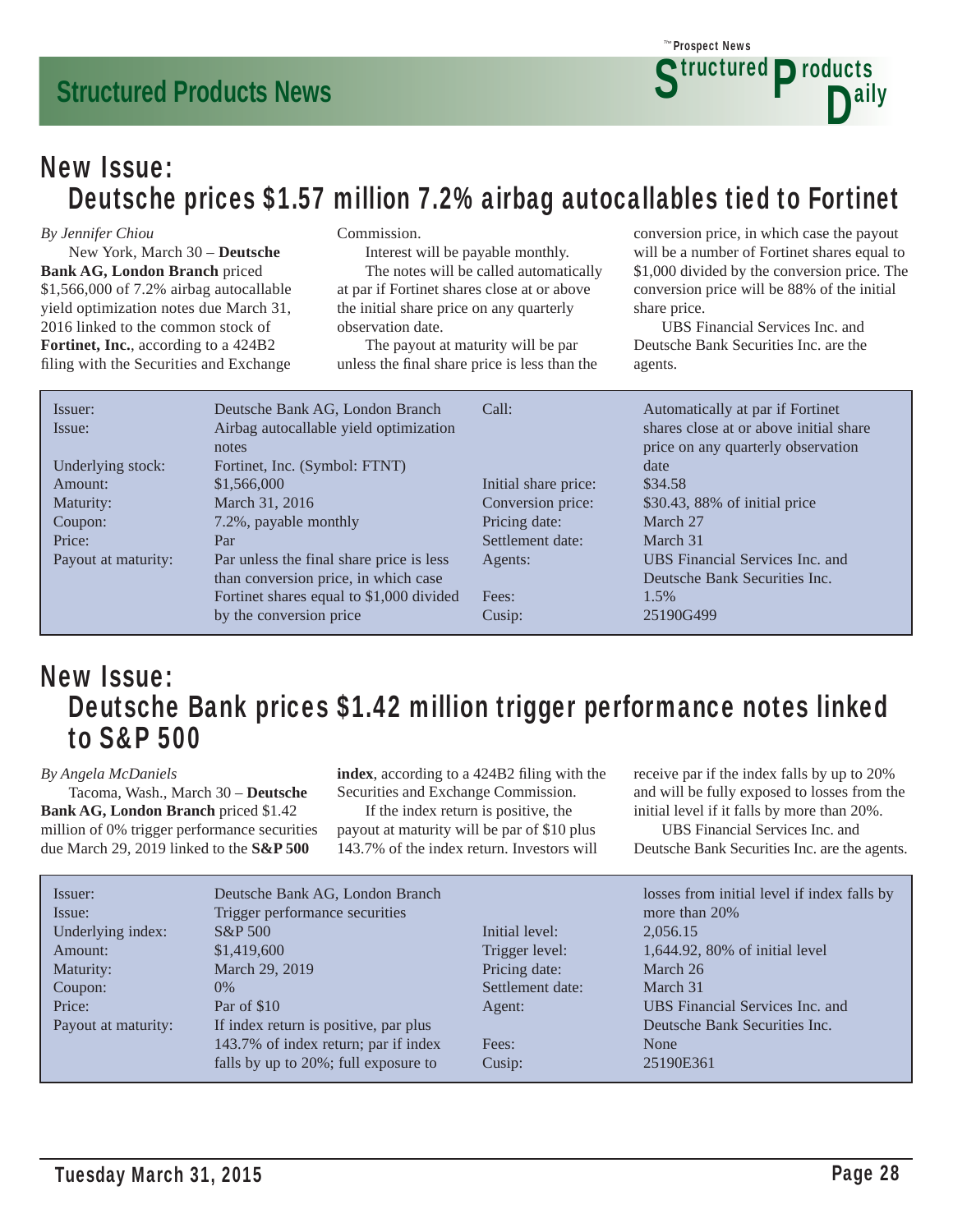## New Issue: Deutsche prices $1.57 million 7.2% airbag autocallables tied to Fortinet

*By Jennifer Chiou*

New York, March 30 – **Deutsche Bank AG, London Branch** priced $1,566,000 of 7.2% airbag autocallable yield optimization notes due March 31, 2016 linked to the common stock of **Fortinet, Inc.**, according to a 424B2 filing with the Securities and Exchange Commission.

Interest will be payable monthly.

The notes will be called automatically at par if Fortinet shares close at or above the initial share price on any quarterly observation date.

The payout at maturity will be par unless the final share price is less than the conversion price, in which case the payout will be a number of Fortinet shares equal to $1,000 divided by the conversion price. The conversion price will be 88% of the initial share price.

UBS Financial Services Inc. and Deutsche Bank Securities Inc. are the agents.

| | | | |
|---|---|---|---|
| Issuer: | Deutsche Bank AG, London Branch | Call: | Automatically at par if Fortinet shares close at or above initial share price on any quarterly observation date |
| Issue: | Airbag autocallable yield optimization notes | | |
| Underlying stock: | Fortinet, Inc. (Symbol: FTNT) | | |
| Amount: | $1,566,000 | Initial share price: | $34.58 |
| Maturity: | March 31, 2016 | Conversion price: | $30.43, 88% of initial price |
| Coupon: | 7.2%, payable monthly | Pricing date: | March 27 |
| Price: | Par | Settlement date: | March 31 |
| Payout at maturity: | Par unless the final share price is less than conversion price, in which case Fortinet shares equal to $1,000 divided by the conversion price | Agents: | UBS Financial Services Inc. and Deutsche Bank Securities Inc. |
| | | Fees: | 1.5% |
| | | Cusip: | 25190G499 |

## New Issue: Deutsche Bank prices $1.42 million trigger performance notes linked to S&P 500

*By Angela McDaniels*

Tacoma, Wash., March 30 – **Deutsche Bank AG, London Branch** priced $1.42 million of 0% trigger performance securities due March 29, 2019 linked to the **S&P 500 index**, according to a 424B2 filing with the Securities and Exchange Commission.

If the index return is positive, the payout at maturity will be par of $10 plus 143.7% of the index return. Investors will receive par if the index falls by up to 20% and will be fully exposed to losses from the initial level if it falls by more than 20%.

UBS Financial Services Inc. and Deutsche Bank Securities Inc. are the agents.

| | | | |
|---|---|---|---|
| Issuer: | Deutsche Bank AG, London Branch | | |
| Issue: | Trigger performance securities | | |
| Underlying index: | S&P 500 | Initial level: | 2,056.15 |
| Amount: | $1,419,600 | Trigger level: | 1,644.92, 80% of initial level |
| Maturity: | March 29, 2019 | Pricing date: | March 26 |
| Coupon: | 0% | Settlement date: | March 31 |
| Price: | Par of $10 | Agent: | UBS Financial Services Inc. and Deutsche Bank Securities Inc. |
| Payout at maturity: | If index return is positive, par plus 143.7% of index return; par if index falls by up to 20%; full exposure to losses from initial level if index falls by more than 20% | Fees: | None |
| | | Cusip: | 25190E361 |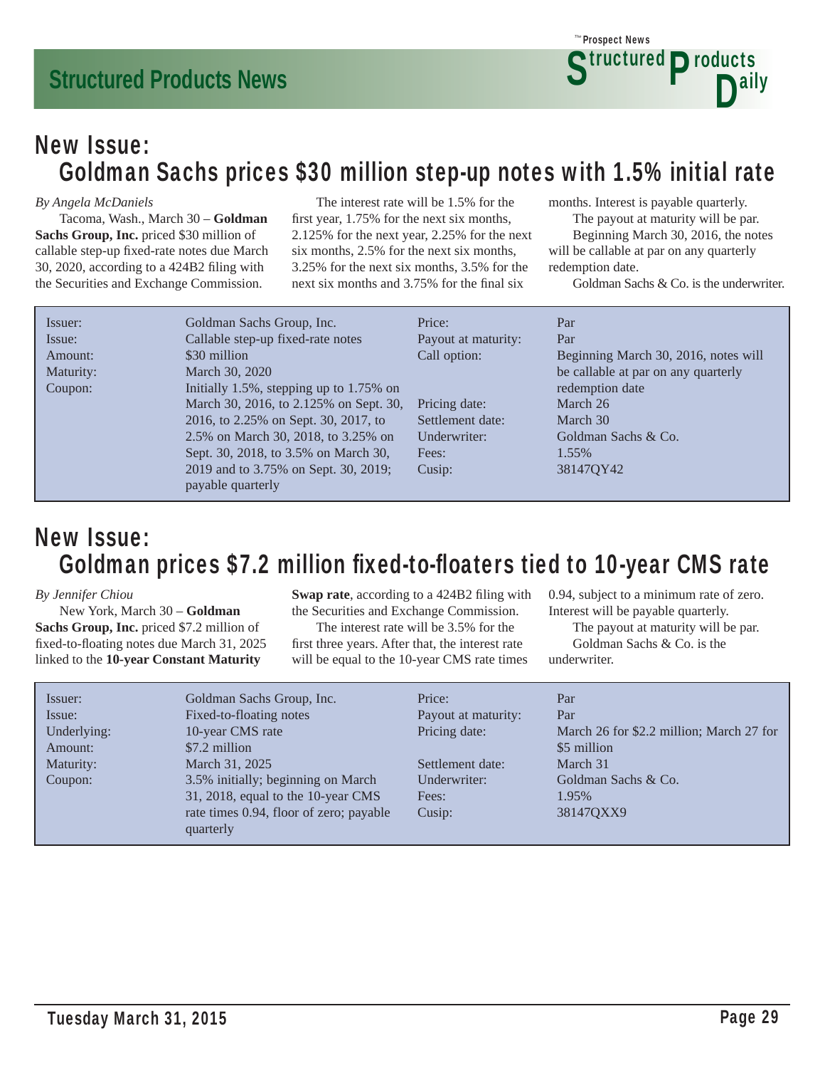## New Issue: Goldman Sachs prices $30 million step-up notes with 1.5% initial rate

*By Angela McDaniels*

Tacoma, Wash., March 30 – **Goldman Sachs Group, Inc.** priced $30 million of callable step-up fixed-rate notes due March 30, 2020, according to a 424B2 filing with the Securities and Exchange Commission.

The interest rate will be 1.5% for the first year, 1.75% for the next six months, 2.125% for the next year, 2.25% for the next six months, 2.5% for the next six months, 3.25% for the next six months, 3.5% for the next six months and 3.75% for the final six months. Interest is payable quarterly.

The payout at maturity will be par.

Beginning March 30, 2016, the notes will be callable at par on any quarterly redemption date.

Goldman Sachs & Co. is the underwriter.

| | | | |
|---|---|---|---|
| Issuer: | Goldman Sachs Group, Inc. | Price: | Par |
| Issue: | Callable step-up fixed-rate notes | Payout at maturity: | Par |
| Amount: | $30 million | Call option: | Beginning March 30, 2016, notes will be callable at par on any quarterly redemption date |
| Maturity: | March 30, 2020 | Pricing date: | March 26 |
| Coupon: | Initially 1.5%, stepping up to 1.75% on March 30, 2016, to 2.125% on Sept. 30, 2016, to 2.25% on Sept. 30, 2017, to 2.5% on March 30, 2018, to 3.25% on Sept. 30, 2018, to 3.5% on March 30, 2019 and to 3.75% on Sept. 30, 2019; payable quarterly | Settlement date: | March 30 |
| | | Underwriter: | Goldman Sachs & Co. |
| | | Fees: | 1.55% |
| | | Cusip: | 38147QY42 |

## New Issue: Goldman prices $7.2 million fixed-to-floaters tied to 10-year CMS rate

*By Jennifer Chiou*

New York, March 30 – **Goldman Sachs Group, Inc.** priced $7.2 million of fixed-to-floating notes due March 31, 2025 linked to the **10-year Constant Maturity Swap rate**, according to a 424B2 filing with the Securities and Exchange Commission.

The interest rate will be 3.5% for the first three years. After that, the interest rate will be equal to the 10-year CMS rate times 0.94, subject to a minimum rate of zero. Interest will be payable quarterly.

The payout at maturity will be par.

Goldman Sachs & Co. is the underwriter.

| | | | |
|---|---|---|---|
| Issuer: | Goldman Sachs Group, Inc. | Price: | Par |
| Issue: | Fixed-to-floating notes | Payout at maturity: | Par |
| Underlying: | 10-year CMS rate | Pricing date: | March 26 for $2.2 million; March 27 for $5 million |
| Amount: | $7.2 million | | |
| Maturity: | March 31, 2025 | Settlement date: | March 31 |
| Coupon: | 3.5% initially; beginning on March 31, 2018, equal to the 10-year CMS rate times 0.94, floor of zero; payable quarterly | Underwriter: | Goldman Sachs & Co. |
| | | Fees: | 1.95% |
| | | Cusip: | 38147QXX9 |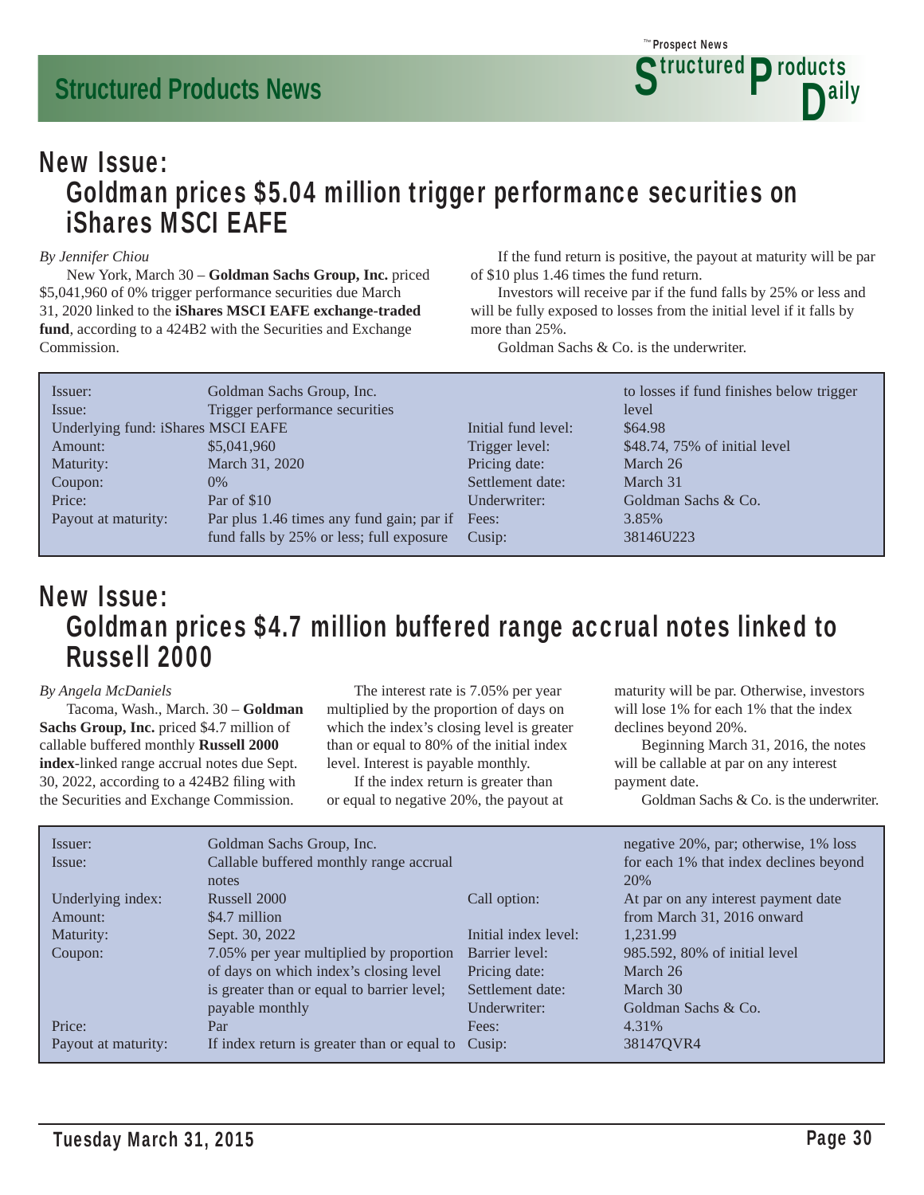## New Issue:
## Goldman prices $5.04 million trigger performance securities on iShares MSCI EAFE

*By Jennifer Chiou*

New York, March 30 – **Goldman Sachs Group, Inc.** priced $5,041,960 of 0% trigger performance securities due March 31, 2020 linked to the **iShares MSCI EAFE exchange-traded fund**, according to a 424B2 with the Securities and Exchange Commission.

If the fund return is positive, the payout at maturity will be par of $10 plus 1.46 times the fund return.

Investors will receive par if the fund falls by 25% or less and will be fully exposed to losses from the initial level if it falls by more than 25%.

Goldman Sachs & Co. is the underwriter.

| | | | |
|---|---|---|---|
| Issuer: | Goldman Sachs Group, Inc. | Initial fund level: | $64.98 |
| Issue: | Trigger performance securities | Trigger level: | $48.74, 75% of initial level |
| Underlying fund: | iShares MSCI EAFE | Pricing date: | March 26 |
| Amount: | $5,041,960 | Settlement date: | March 31 |
| Maturity: | March 31, 2020 | Underwriter: | Goldman Sachs & Co. |
| Coupon: | 0% | Fees: | 3.85% |
| Price: | Par of $10 | Cusip: | 38146U223 |
| Payout at maturity: | Par plus 1.46 times any fund gain; par if fund falls by 25% or less; full exposure to losses if fund finishes below trigger level | | |

## New Issue:
## Goldman prices $4.7 million buffered range accrual notes linked to Russell 2000

*By Angela McDaniels*

Tacoma, Wash., March. 30 – **Goldman Sachs Group, Inc.** priced $4.7 million of callable buffered monthly **Russell 2000 index**-linked range accrual notes due Sept. 30, 2022, according to a 424B2 filing with the Securities and Exchange Commission.

The interest rate is 7.05% per year multiplied by the proportion of days on which the index's closing level is greater than or equal to 80% of the initial index level. Interest is payable monthly.

If the index return is greater than or equal to negative 20%, the payout at maturity will be par. Otherwise, investors will lose 1% for each 1% that the index declines beyond 20%.

Beginning March 31, 2016, the notes will be callable at par on any interest payment date.

Goldman Sachs & Co. is the underwriter.

| | | | |
|---|---|---|---|
| Issuer: | Goldman Sachs Group, Inc. | Call option: | At par on any interest payment date from March 31, 2016 onward |
| Issue: | Callable buffered monthly range accrual notes | Initial index level: | 1,231.99 |
| Underlying index: | Russell 2000 | Barrier level: | 985.592, 80% of initial level |
| Amount: | $4.7 million | Pricing date: | March 26 |
| Maturity: | Sept. 30, 2022 | Settlement date: | March 30 |
| Coupon: | 7.05% per year multiplied by proportion of days on which index's closing level is greater than or equal to barrier level; payable monthly | Underwriter: | Goldman Sachs & Co. |
| Price: | Par | Fees: | 4.31% |
| Payout at maturity: | If index return is greater than or equal to negative 20%, par; otherwise, 1% loss for each 1% that index declines beyond 20% | Cusip: | 38147QVR4 |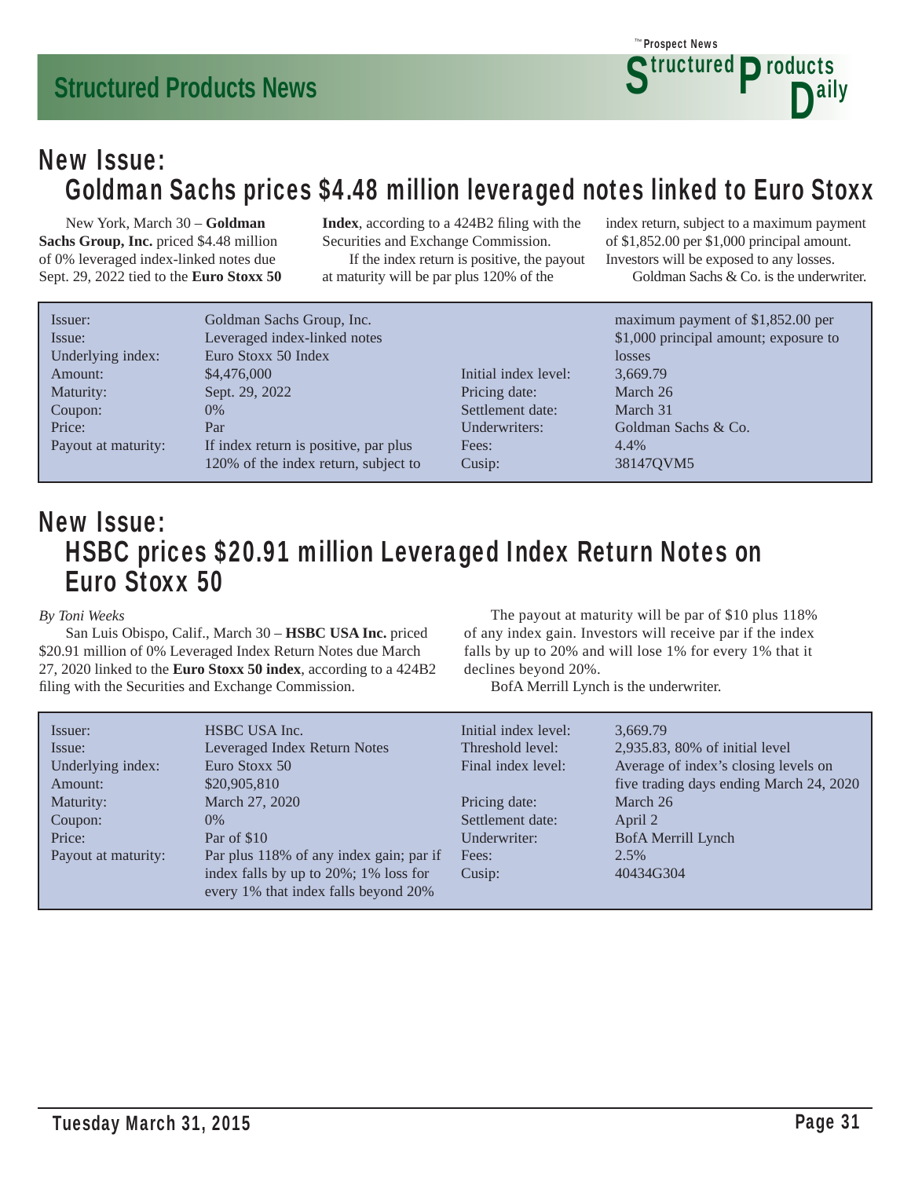## New Issue:
## Goldman Sachs prices $4.48 million leveraged notes linked to Euro Stoxx

New York, March 30 – **Goldman Sachs Group, Inc.** priced $4.48 million of 0% leveraged index-linked notes due Sept. 29, 2022 tied to the **Euro Stoxx 50 Index**, according to a 424B2 filing with the Securities and Exchange Commission.

If the index return is positive, the payout at maturity will be par plus 120% of the index return, subject to a maximum payment of $1,852.00 per $1,000 principal amount. Investors will be exposed to any losses.

Goldman Sachs & Co. is the underwriter.

| | | | |
|---|---|---|---|
| Issuer: | Goldman Sachs Group, Inc. | | |
| Issue: | Leveraged index-linked notes | | |
| Underlying index: | Euro Stoxx 50 Index | | |
| Amount: | $4,476,000 | Initial index level: | 3,669.79 |
| Maturity: | Sept. 29, 2022 | Pricing date: | March 26 |
| Coupon: | 0% | Settlement date: | March 31 |
| Price: | Par | Underwriters: | Goldman Sachs & Co. |
| Payout at maturity: | If index return is positive, par plus 120% of the index return, subject to maximum payment of $1,852.00 per $1,000 principal amount; exposure to losses | Fees: | 4.4% |
| | | Cusip: | 38147QVM5 |

## New Issue:
## HSBC prices $20.91 million Leveraged Index Return Notes on Euro Stoxx 50

*By Toni Weeks*

San Luis Obispo, Calif., March 30 – **HSBC USA Inc.** priced $20.91 million of 0% Leveraged Index Return Notes due March 27, 2020 linked to the **Euro Stoxx 50 index**, according to a 424B2 filing with the Securities and Exchange Commission.

The payout at maturity will be par of $10 plus 118% of any index gain. Investors will receive par if the index falls by up to 20% and will lose 1% for every 1% that it declines beyond 20%.

BofA Merrill Lynch is the underwriter.

| | | | |
|---|---|---|---|
| Issuer: | HSBC USA Inc. | Initial index level: | 3,669.79 |
| Issue: | Leveraged Index Return Notes | Threshold level: | 2,935.83, 80% of initial level |
| Underlying index: | Euro Stoxx 50 | Final index level: | Average of index's closing levels on five trading days ending March 24, 2020 |
| Amount: | $20,905,810 | | |
| Maturity: | March 27, 2020 | Pricing date: | March 26 |
| Coupon: | 0% | Settlement date: | April 2 |
| Price: | Par of $10 | Underwriter: | BofA Merrill Lynch |
| Payout at maturity: | Par plus 118% of any index gain; par if index falls by up to 20%; 1% loss for every 1% that index falls beyond 20% | Fees: | 2.5% |
| | | Cusip: | 40434G304 |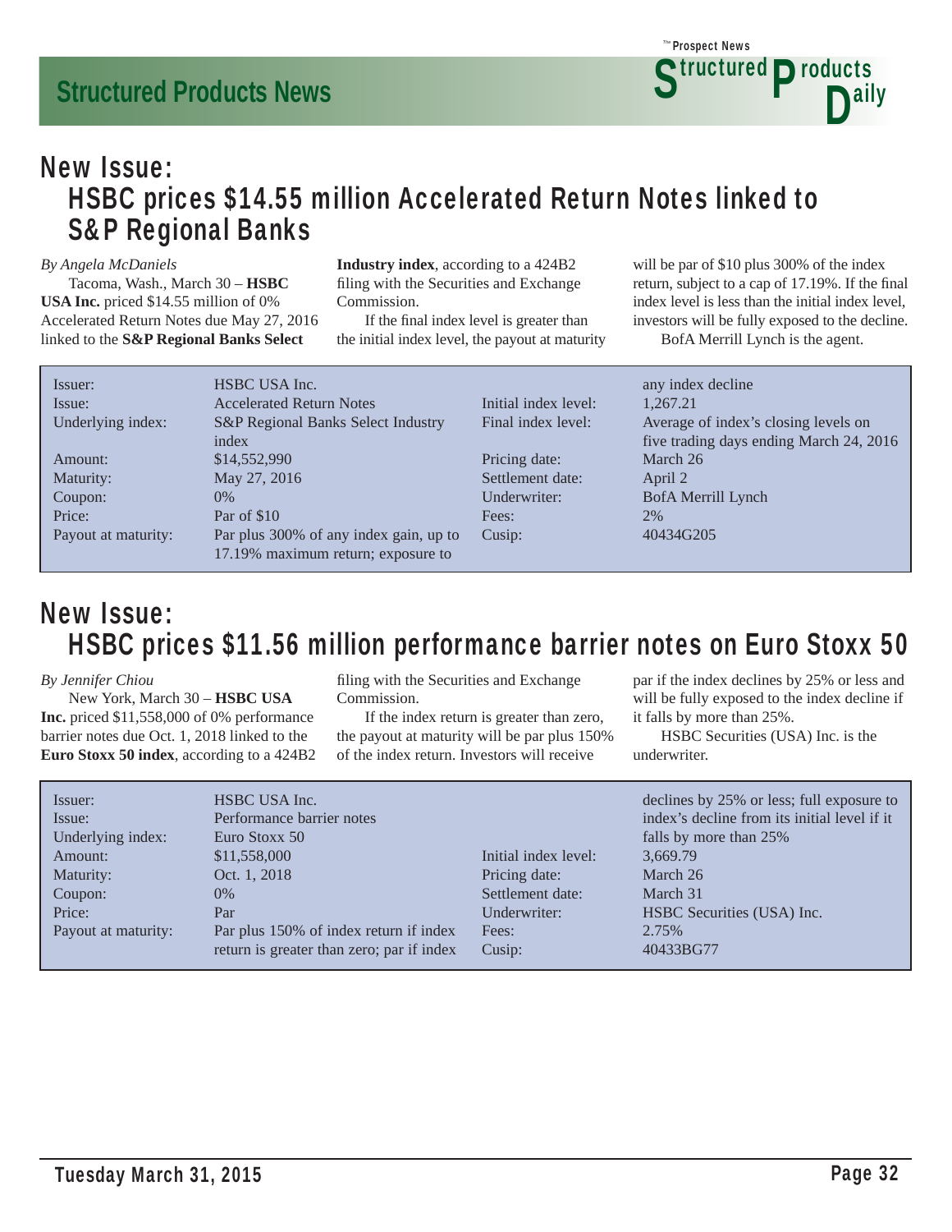## New Issue: HSBC prices $14.55 million Accelerated Return Notes linked to S&P Regional Banks

*By Angela McDaniels*

Tacoma, Wash., March 30 – **HSBC USA Inc.** priced $14.55 million of 0% Accelerated Return Notes due May 27, 2016 linked to the **S&P Regional Banks Select Industry index**, according to a 424B2 filing with the Securities and Exchange Commission.

If the final index level is greater than the initial index level, the payout at maturity will be par of $10 plus 300% of the index return, subject to a cap of 17.19%. If the final index level is less than the initial index level, investors will be fully exposed to the decline.

BofA Merrill Lynch is the agent.

| | | | |
|---|---|---|---|
| Issuer: | HSBC USA Inc. | Initial index level: | 1,267.21 |
| Issue: | Accelerated Return Notes | Final index level: | Average of index's closing levels on five trading days ending March 24, 2016 |
| Underlying index: | S&P Regional Banks Select Industry index | Pricing date: | March 26 |
| Amount: | $14,552,990 | Settlement date: | April 2 |
| Maturity: | May 27, 2016 | Underwriter: | BofA Merrill Lynch |
| Coupon: | 0% | Fees: | 2% |
| Price: | Par of $10 | Cusip: | 40434G205 |
| Payout at maturity: | Par plus 300% of any index gain, up to 17.19% maximum return; exposure to any index decline | | |

## New Issue: HSBC prices $11.56 million performance barrier notes on Euro Stoxx 50

*By Jennifer Chiou*

New York, March 30 – **HSBC USA Inc.** priced $11,558,000 of 0% performance barrier notes due Oct. 1, 2018 linked to the **Euro Stoxx 50 index**, according to a 424B2 filing with the Securities and Exchange Commission.

If the index return is greater than zero, the payout at maturity will be par plus 150% of the index return. Investors will receive par if the index declines by 25% or less and will be fully exposed to the index decline if it falls by more than 25%.

HSBC Securities (USA) Inc. is the underwriter.

| | | | |
|---|---|---|---|
| Issuer: | HSBC USA Inc. | Initial index level: | 3,669.79 |
| Issue: | Performance barrier notes | Pricing date: | March 26 |
| Underlying index: | Euro Stoxx 50 | Settlement date: | March 31 |
| Amount: | $11,558,000 | Underwriter: | HSBC Securities (USA) Inc. |
| Maturity: | Oct. 1, 2018 | Fees: | 2.75% |
| Coupon: | 0% | Cusip: | 40433BG77 |
| Price: | Par | | |
| Payout at maturity: | Par plus 150% of index return if index return is greater than zero; par if index declines by 25% or less; full exposure to index's decline from its initial level if it falls by more than 25% | | |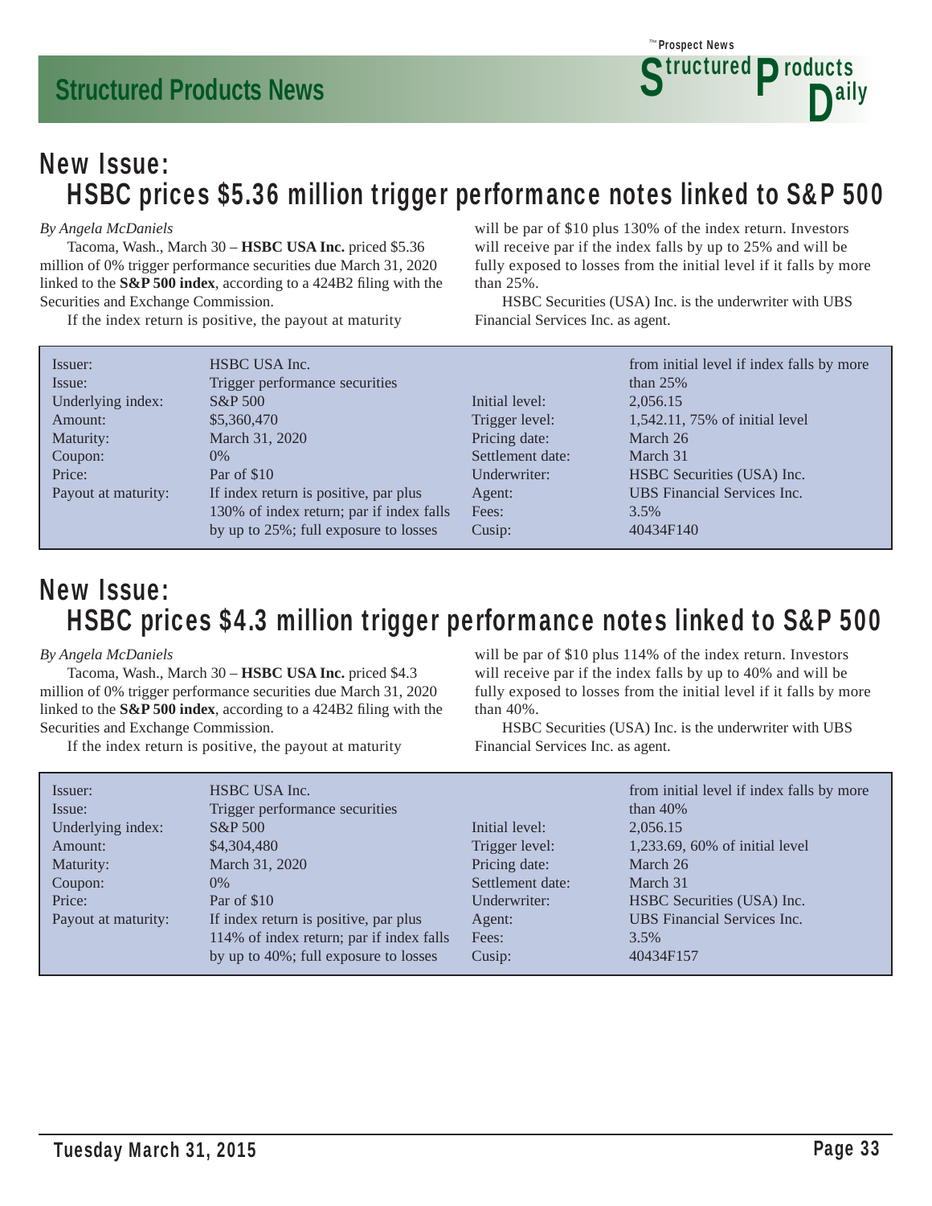## New Issue:
## HSBC prices $5.36 million trigger performance notes linked to S&P 500

*By Angela McDaniels*

Tacoma, Wash., March 30 – **HSBC USA Inc.** priced $5.36 million of 0% trigger performance securities due March 31, 2020 linked to the **S&P 500 index**, according to a 424B2 filing with the Securities and Exchange Commission.

If the index return is positive, the payout at maturity will be par of $10 plus 130% of the index return. Investors will receive par if the index falls by up to 25% and will be fully exposed to losses from the initial level if it falls by more than 25%.

HSBC Securities (USA) Inc. is the underwriter with UBS Financial Services Inc. as agent.

| | |
|---|---|
| Issuer: | HSBC USA Inc. |
| Issue: | Trigger performance securities |
| Underlying index: | S&P 500 |
| Amount: | $5,360,470 |
| Maturity: | March 31, 2020 |
| Coupon: | 0% |
| Price: | Par of $10 |
| Payout at maturity: | If index return is positive, par plus 130% of index return; par if index falls by up to 25%; full exposure to losses from initial level if index falls by more than 25% |
| Initial level: | 2,056.15 |
| Trigger level: | 1,542.11, 75% of initial level |
| Pricing date: | March 26 |
| Settlement date: | March 31 |
| Underwriter: | HSBC Securities (USA) Inc. |
| Agent: | UBS Financial Services Inc. |
| Fees: | 3.5% |
| Cusip: | 40434F140 |

## New Issue:
## HSBC prices $4.3 million trigger performance notes linked to S&P 500

*By Angela McDaniels*

Tacoma, Wash., March 30 – **HSBC USA Inc.** priced $4.3 million of 0% trigger performance securities due March 31, 2020 linked to the **S&P 500 index**, according to a 424B2 filing with the Securities and Exchange Commission.

If the index return is positive, the payout at maturity will be par of $10 plus 114% of the index return. Investors will receive par if the index falls by up to 40% and will be fully exposed to losses from the initial level if it falls by more than 40%.

HSBC Securities (USA) Inc. is the underwriter with UBS Financial Services Inc. as agent.

| | |
|---|---|
| Issuer: | HSBC USA Inc. |
| Issue: | Trigger performance securities |
| Underlying index: | S&P 500 |
| Amount: | $4,304,480 |
| Maturity: | March 31, 2020 |
| Coupon: | 0% |
| Price: | Par of $10 |
| Payout at maturity: | If index return is positive, par plus 114% of index return; par if index falls by up to 40%; full exposure to losses from initial level if index falls by more than 40% |
| Initial level: | 2,056.15 |
| Trigger level: | 1,233.69, 60% of initial level |
| Pricing date: | March 26 |
| Settlement date: | March 31 |
| Underwriter: | HSBC Securities (USA) Inc. |
| Agent: | UBS Financial Services Inc. |
| Fees: | 3.5% |
| Cusip: | 40434F157 |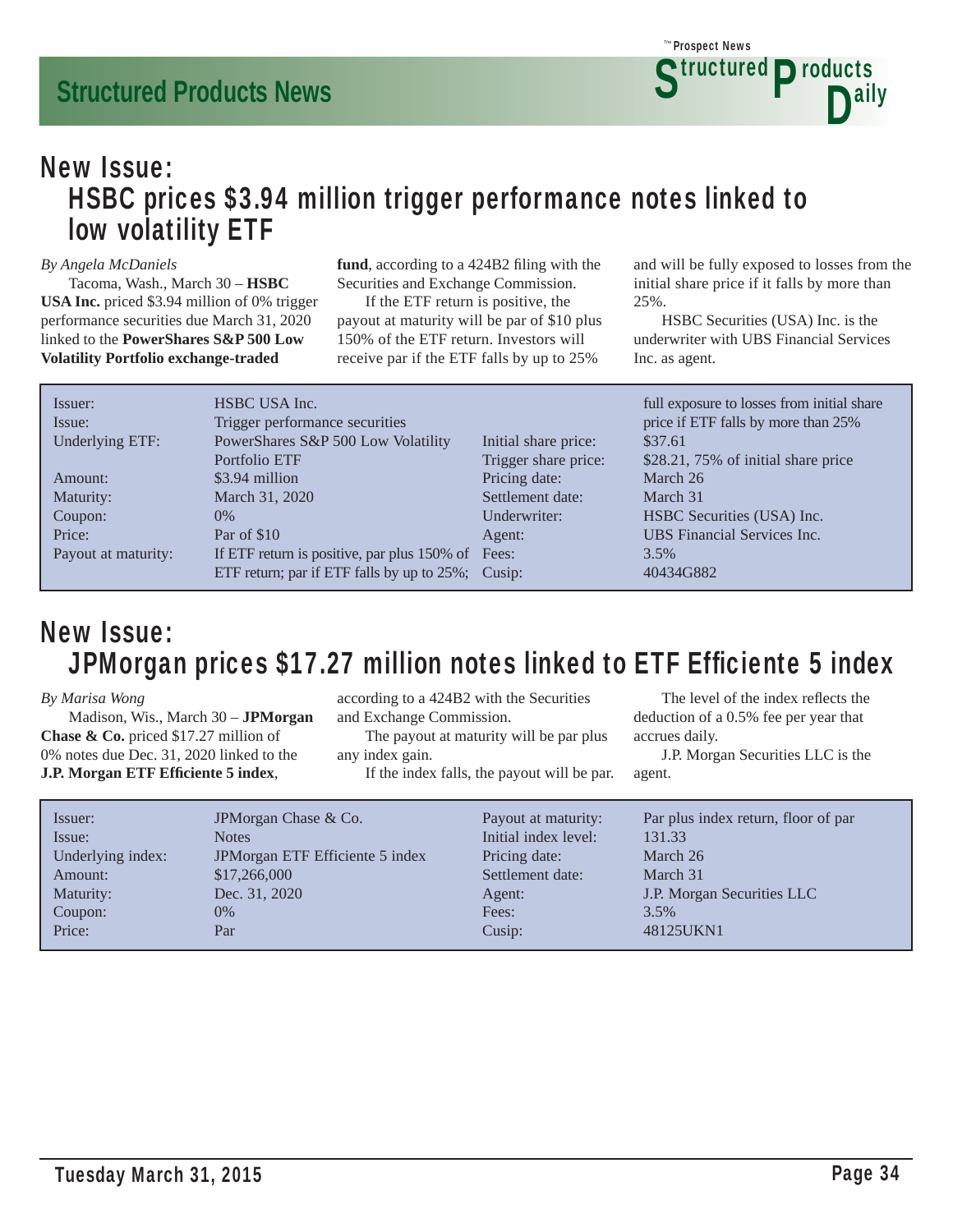## New Issue:
# HSBC prices $3.94 million trigger performance notes linked to low volatility ETF

*By Angela McDaniels*

Tacoma, Wash., March 30 – **HSBC USA Inc.** priced $3.94 million of 0% trigger performance securities due March 31, 2020 linked to the **PowerShares S&P 500 Low Volatility Portfolio exchange-traded fund**, according to a 424B2 filing with the Securities and Exchange Commission.

If the ETF return is positive, the payout at maturity will be par of $10 plus 150% of the ETF return. Investors will receive par if the ETF falls by up to 25% and will be fully exposed to losses from the initial share price if it falls by more than 25%.

HSBC Securities (USA) Inc. is the underwriter with UBS Financial Services Inc. as agent.

| | | | |
|---|---|---|---|
| Issuer: | HSBC USA Inc. | | |
| Issue: | Trigger performance securities | | |
| Underlying ETF: | PowerShares S&P 500 Low Volatility Portfolio ETF | Initial share price: | $37.61 |
| | | Trigger share price: | $28.21, 75% of initial share price |
| Amount: | $3.94 million | Pricing date: | March 26 |
| Maturity: | March 31, 2020 | Settlement date: | March 31 |
| Coupon: | 0% | Underwriter: | HSBC Securities (USA) Inc. |
| Price: | Par of $10 | Agent: | UBS Financial Services Inc. |
| Payout at maturity: | If ETF return is positive, par plus 150% of ETF return; par if ETF falls by up to 25%; full exposure to losses from initial share price if ETF falls by more than 25% | Fees: | 3.5% |
| | | Cusip: | 40434G882 |

## New Issue:
# JPMorgan prices $17.27 million notes linked to ETF Efficiente 5 index

*By Marisa Wong*

Madison, Wis., March 30 – **JPMorgan Chase & Co.** priced $17.27 million of 0% notes due Dec. 31, 2020 linked to the **J.P. Morgan ETF Efficiente 5 index**, according to a 424B2 with the Securities and Exchange Commission.

The payout at maturity will be par plus any index gain.

If the index falls, the payout will be par.

The level of the index reflects the deduction of a 0.5% fee per year that accrues daily.

J.P. Morgan Securities LLC is the agent.

| | | | |
|---|---|---|---|
| Issuer: | JPMorgan Chase & Co. | Payout at maturity: | Par plus index return, floor of par |
| Issue: | Notes | Initial index level: | 131.33 |
| Underlying index: | JPMorgan ETF Efficiente 5 index | Pricing date: | March 26 |
| Amount: | $17,266,000 | Settlement date: | March 31 |
| Maturity: | Dec. 31, 2020 | Agent: | J.P. Morgan Securities LLC |
| Coupon: | 0% | Fees: | 3.5% |
| Price: | Par | Cusip: | 48125UKN1 |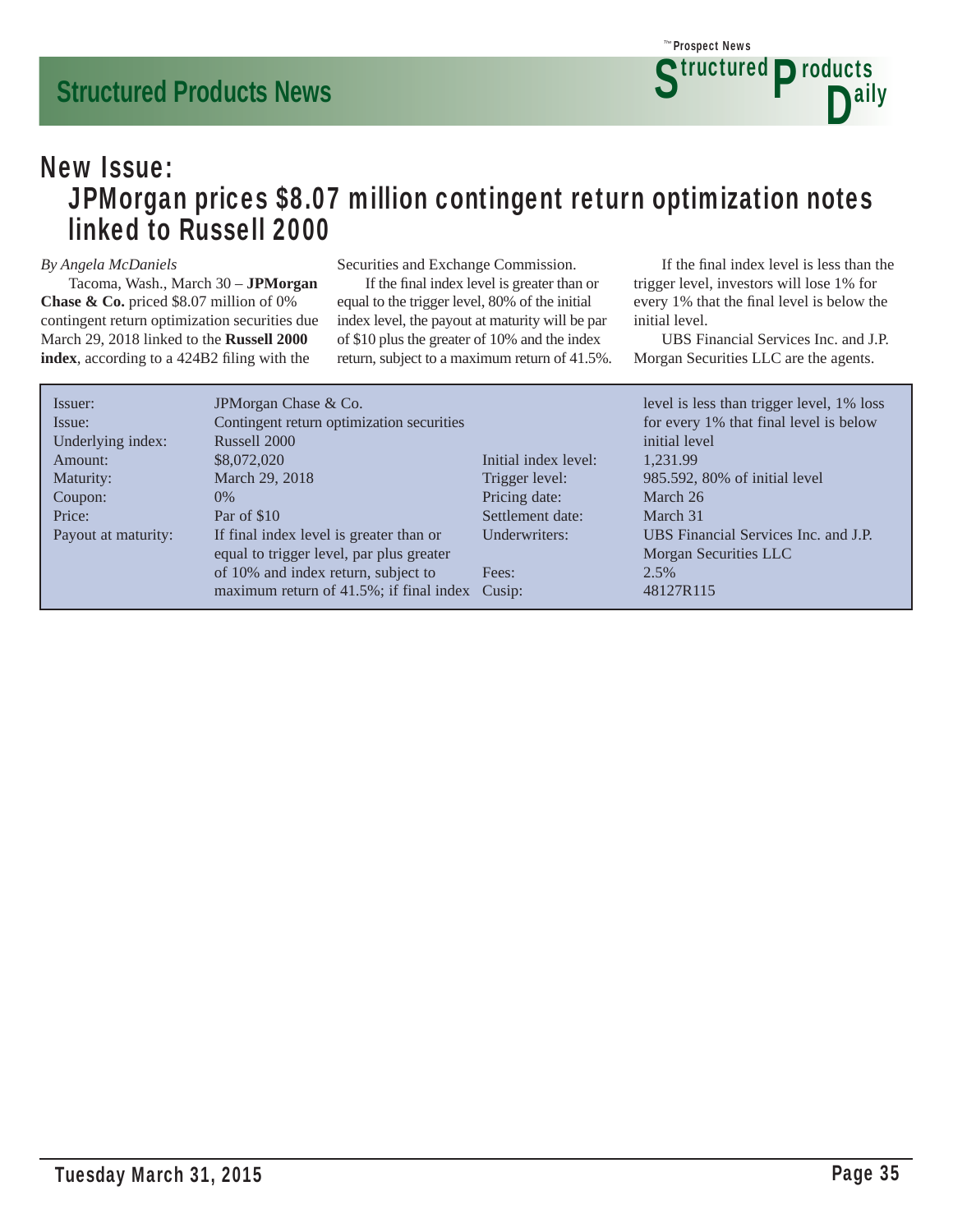## New Issue:

# JPMorgan prices $8.07 million contingent return optimization notes linked to Russell 2000

*By Angela McDaniels*

Tacoma, Wash., March 30 – **JPMorgan Chase & Co.** priced $8.07 million of 0% contingent return optimization securities due March 29, 2018 linked to the **Russell 2000 index**, according to a 424B2 filing with the Securities and Exchange Commission.

If the final index level is greater than or equal to the trigger level, 80% of the initial index level, the payout at maturity will be par of $10 plus the greater of 10% and the index return, subject to a maximum return of 41.5%.

If the final index level is less than the trigger level, investors will lose 1% for every 1% that the final level is below the initial level.

UBS Financial Services Inc. and J.P. Morgan Securities LLC are the agents.

| | |
|---|---|
| Issuer: | JPMorgan Chase & Co. |
| Issue: | Contingent return optimization securities |
| Underlying index: | Russell 2000 |
| Amount: | $8,072,020 |
| Maturity: | March 29, 2018 |
| Coupon: | 0% |
| Price: | Par of $10 |
| Payout at maturity: | If final index level is greater than or equal to trigger level, par plus greater of 10% and index return, subject to maximum return of 41.5%; if final index level is less than trigger level, 1% loss for every 1% that final level is below initial level |
| Initial index level: | 1,231.99 |
| Trigger level: | 985.592, 80% of initial level |
| Pricing date: | March 26 |
| Settlement date: | March 31 |
| Underwriters: | UBS Financial Services Inc. and J.P. Morgan Securities LLC |
| Fees: | 2.5% |
| Cusip: | 48127R115 |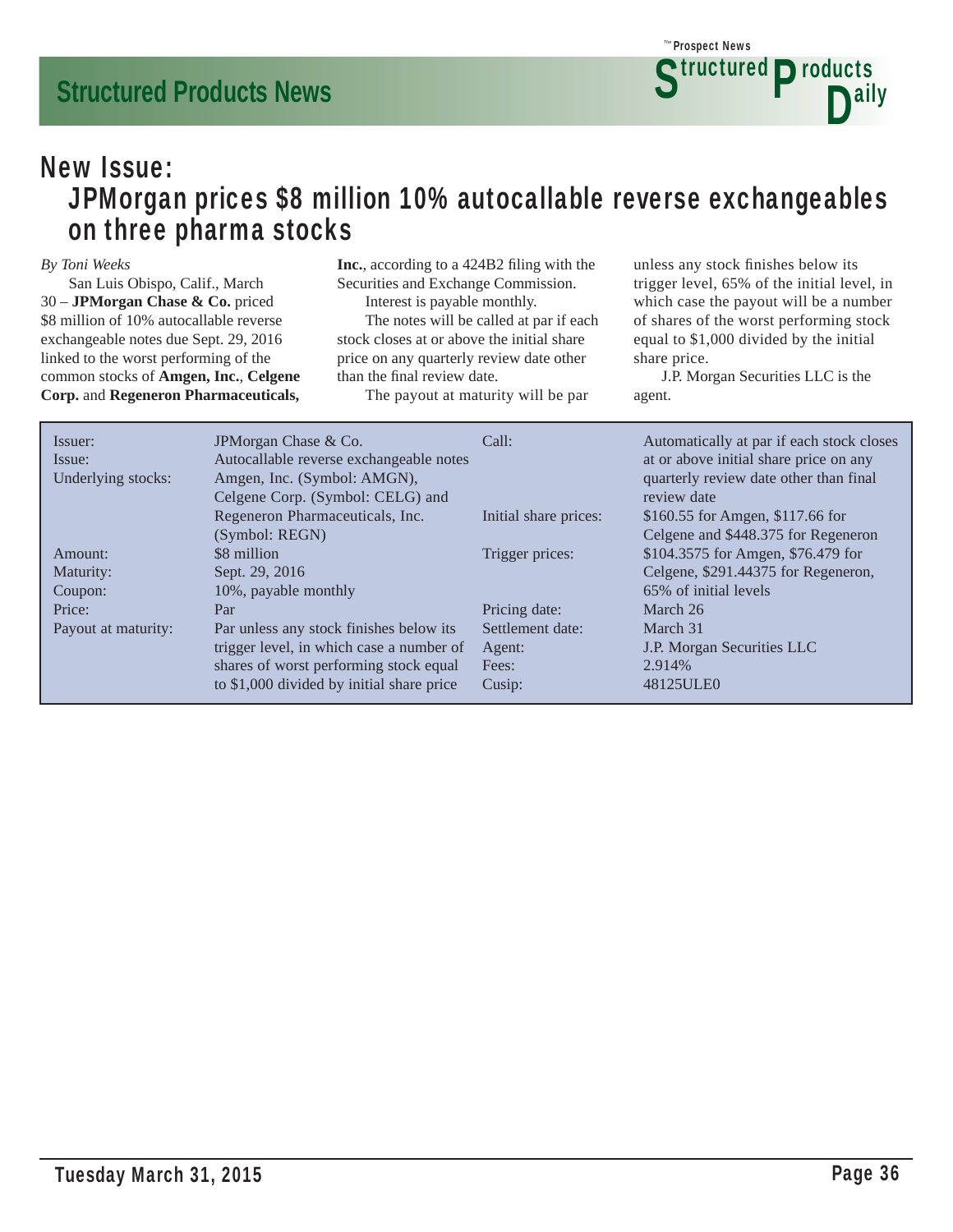## New Issue:
# JPMorgan prices $8 million 10% autocallable reverse exchangeables on three pharma stocks

*By Toni Weeks*

San Luis Obispo, Calif., March 30 – **JPMorgan Chase & Co.** priced $8 million of 10% autocallable reverse exchangeable notes due Sept. 29, 2016 linked to the worst performing of the common stocks of **Amgen, Inc.**, **Celgene Corp.** and **Regeneron Pharmaceuticals, Inc.**, according to a 424B2 filing with the Securities and Exchange Commission.

Interest is payable monthly.

The notes will be called at par if each stock closes at or above the initial share price on any quarterly review date other than the final review date.

The payout at maturity will be par unless any stock finishes below its trigger level, 65% of the initial level, in which case the payout will be a number of shares of the worst performing stock equal to $1,000 divided by the initial share price.

J.P. Morgan Securities LLC is the agent.

| | | | |
|---|---|---|---|
| Issuer: | JPMorgan Chase & Co. | Call: | Automatically at par if each stock closes at or above initial share price on any quarterly review date other than final review date |
| Issue: | Autocallable reverse exchangeable notes | | |
| Underlying stocks: | Amgen, Inc. (Symbol: AMGN), Celgene Corp. (Symbol: CELG) and Regeneron Pharmaceuticals, Inc. (Symbol: REGN) | Initial share prices: | $160.55 for Amgen, $117.66 for Celgene and $448.375 for Regeneron |
| Amount: | $8 million | Trigger prices: | $104.3575 for Amgen, $76.479 for Celgene, $291.44375 for Regeneron, 65% of initial levels |
| Maturity: | Sept. 29, 2016 | | |
| Coupon: | 10%, payable monthly | | |
| Price: | Par | Pricing date: | March 26 |
| Payout at maturity: | Par unless any stock finishes below its trigger level, in which case a number of shares of worst performing stock equal to $1,000 divided by initial share price | Settlement date: | March 31 |
| | | Agent: | J.P. Morgan Securities LLC |
| | | Fees: | 2.914% |
| | | Cusip: | 48125ULE0 |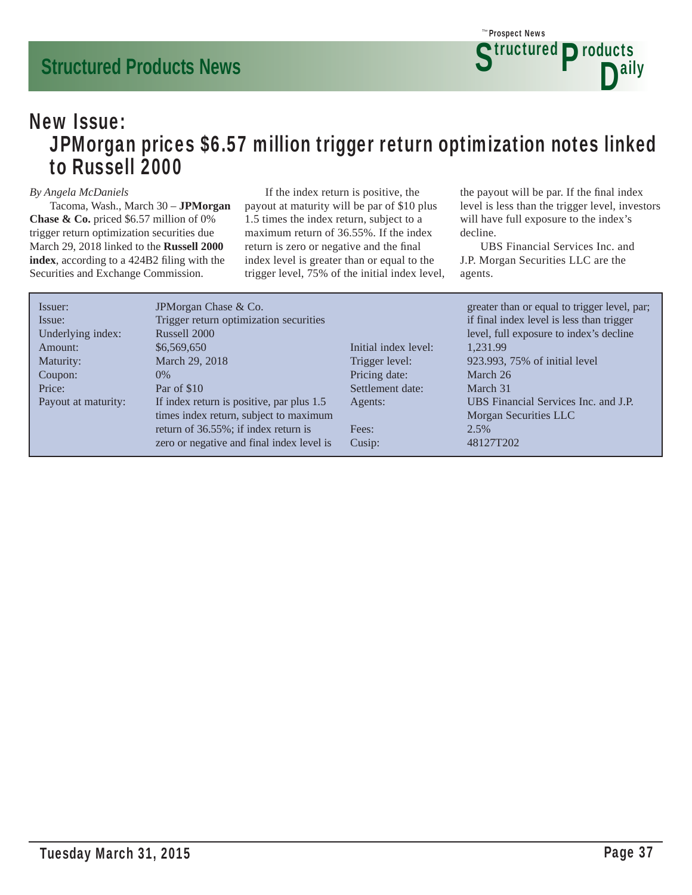# New Issue:

## JPMorgan prices $6.57 million trigger return optimization notes linked to Russell 2000

*By Angela McDaniels*

Tacoma, Wash., March 30 – **JPMorgan Chase & Co.** priced $6.57 million of 0% trigger return optimization securities due March 29, 2018 linked to the **Russell 2000 index**, according to a 424B2 filing with the Securities and Exchange Commission.

If the index return is positive, the payout at maturity will be par of $10 plus 1.5 times the index return, subject to a maximum return of 36.55%. If the index return is zero or negative and the final index level is greater than or equal to the trigger level, 75% of the initial index level, the payout will be par. If the final index level is less than the trigger level, investors will have full exposure to the index's decline.

UBS Financial Services Inc. and J.P. Morgan Securities LLC are the agents.

| | |
|---|---|
| Issuer: | JPMorgan Chase & Co. |
| Issue: | Trigger return optimization securities |
| Underlying index: | Russell 2000 |
| Amount: | $6,569,650 |
| Maturity: | March 29, 2018 |
| Coupon: | 0% |
| Price: | Par of $10 |
| Payout at maturity: | If index return is positive, par plus 1.5 times index return, subject to maximum return of 36.55%; if index return is zero or negative and final index level is greater than or equal to trigger level, par; if final index level is less than trigger level, full exposure to index's decline |
| Initial index level: | 1,231.99 |
| Trigger level: | 923.993, 75% of initial level |
| Pricing date: | March 26 |
| Settlement date: | March 31 |
| Agents: | UBS Financial Services Inc. and J.P. Morgan Securities LLC |
| Fees: | 2.5% |
| Cusip: | 48127T202 |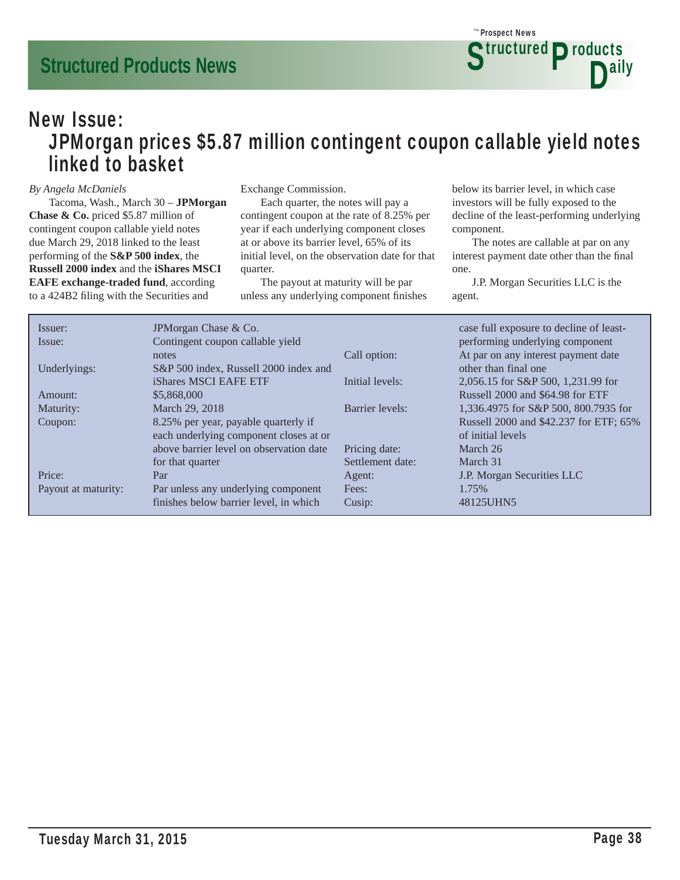## New Issue:
## JPMorgan prices $5.87 million contingent coupon callable yield notes linked to basket

*By Angela McDaniels*

Tacoma, Wash., March 30 – **JPMorgan Chase & Co.** priced $5.87 million of contingent coupon callable yield notes due March 29, 2018 linked to the least performing of the **S&P 500 index**, the **Russell 2000 index** and the **iShares MSCI EAFE exchange-traded fund**, according to a 424B2 filing with the Securities and Exchange Commission.

Each quarter, the notes will pay a contingent coupon at the rate of 8.25% per year if each underlying component closes at or above its barrier level, 65% of its initial level, on the observation date for that quarter.

The payout at maturity will be par unless any underlying component finishes below its barrier level, in which case investors will be fully exposed to the decline of the least-performing underlying component.

The notes are callable at par on any interest payment date other than the final one.

J.P. Morgan Securities LLC is the agent.

| | |
|---|---|
| Issuer: | JPMorgan Chase & Co. |
| Issue: | Contingent coupon callable yield notes |
| Underlyings: | S&P 500 index, Russell 2000 index and iShares MSCI EAFE ETF |
| Amount: | $5,868,000 |
| Maturity: | March 29, 2018 |
| Coupon: | 8.25% per year, payable quarterly if each underlying component closes at or above barrier level on observation date for that quarter |
| Price: | Par |
| Payout at maturity: | Par unless any underlying component finishes below barrier level, in which case full exposure to decline of least-performing underlying component |
| Call option: | At par on any interest payment date other than final one |
| Initial levels: | 2,056.15 for S&P 500, 1,231.99 for Russell 2000 and $64.98 for ETF |
| Barrier levels: | 1,336.4975 for S&P 500, 800.7935 for Russell 2000 and $42.237 for ETF; 65% of initial levels |
| Pricing date: | March 26 |
| Settlement date: | March 31 |
| Agent: | J.P. Morgan Securities LLC |
| Fees: | 1.75% |
| Cusip: | 48125UHN5 |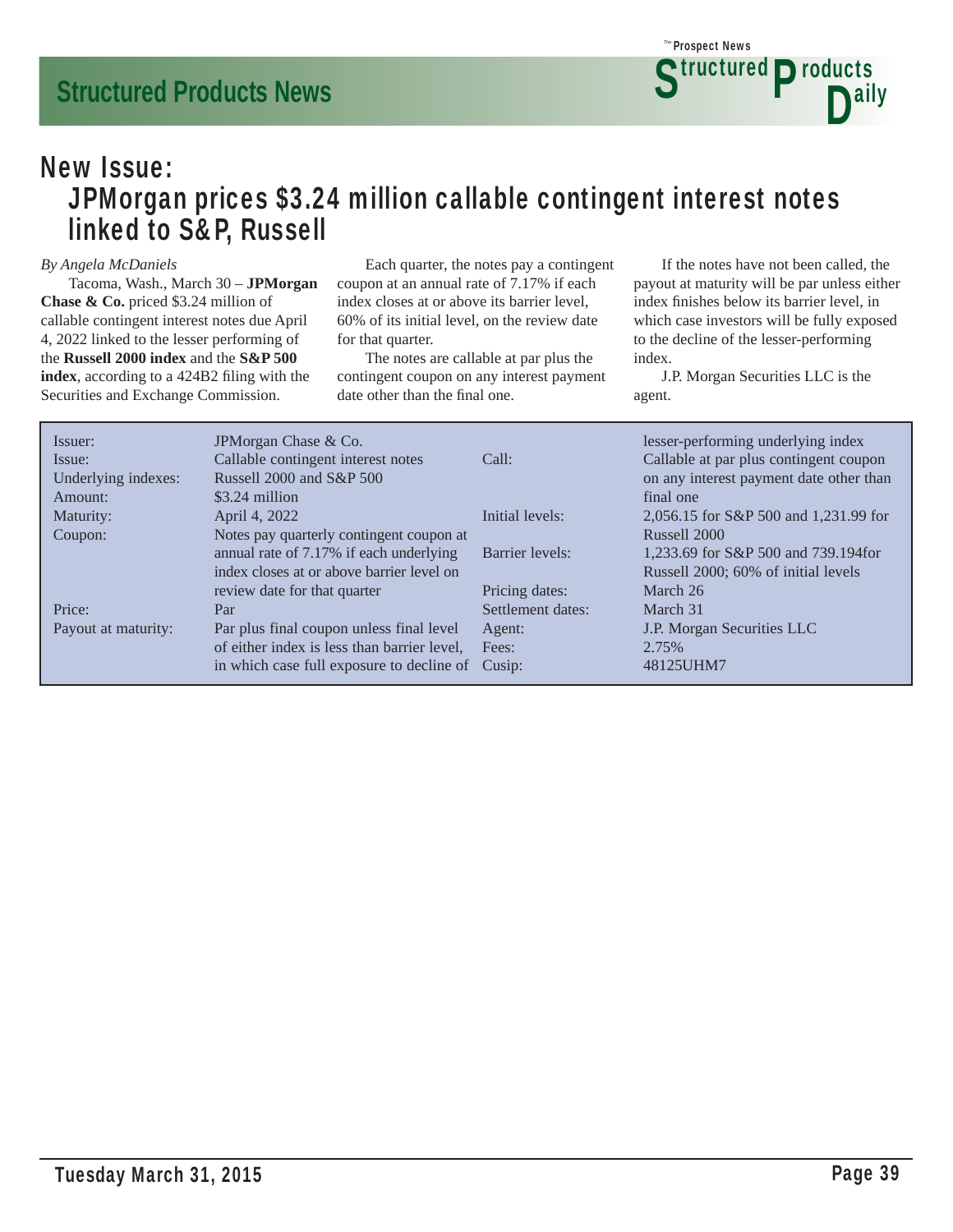## New Issue:
# JPMorgan prices $3.24 million callable contingent interest notes linked to S&P, Russell

*By Angela McDaniels*

Tacoma, Wash., March 30 – **JPMorgan Chase & Co.** priced $3.24 million of callable contingent interest notes due April 4, 2022 linked to the lesser performing of the **Russell 2000 index** and the **S&P 500 index**, according to a 424B2 filing with the Securities and Exchange Commission.

Each quarter, the notes pay a contingent coupon at an annual rate of 7.17% if each index closes at or above its barrier level, 60% of its initial level, on the review date for that quarter.

The notes are callable at par plus the contingent coupon on any interest payment date other than the final one.

If the notes have not been called, the payout at maturity will be par unless either index finishes below its barrier level, in which case investors will be fully exposed to the decline of the lesser-performing index.

J.P. Morgan Securities LLC is the agent.

| | |
|---|---|
| Issuer: | JPMorgan Chase & Co. |
| Issue: | Callable contingent interest notes |
| Underlying indexes: | Russell 2000 and S&P 500 |
| Amount: | $3.24 million |
| Maturity: | April 4, 2022 |
| Coupon: | Notes pay quarterly contingent coupon at annual rate of 7.17% if each underlying index closes at or above barrier level on review date for that quarter |
| Price: | Par |
| Payout at maturity: | Par plus final coupon unless final level of either index is less than barrier level, in which case full exposure to decline of lesser-performing underlying index |
| Call: | Callable at par plus contingent coupon on any interest payment date other than final one |
| Initial levels: | 2,056.15 for S&P 500 and 1,231.99 for Russell 2000 |
| Barrier levels: | 1,233.69 for S&P 500 and 739.194for Russell 2000; 60% of initial levels |
| Pricing dates: | March 26 |
| Settlement dates: | March 31 |
| Agent: | J.P. Morgan Securities LLC |
| Fees: | 2.75% |
| Cusip: | 48125UHM7 |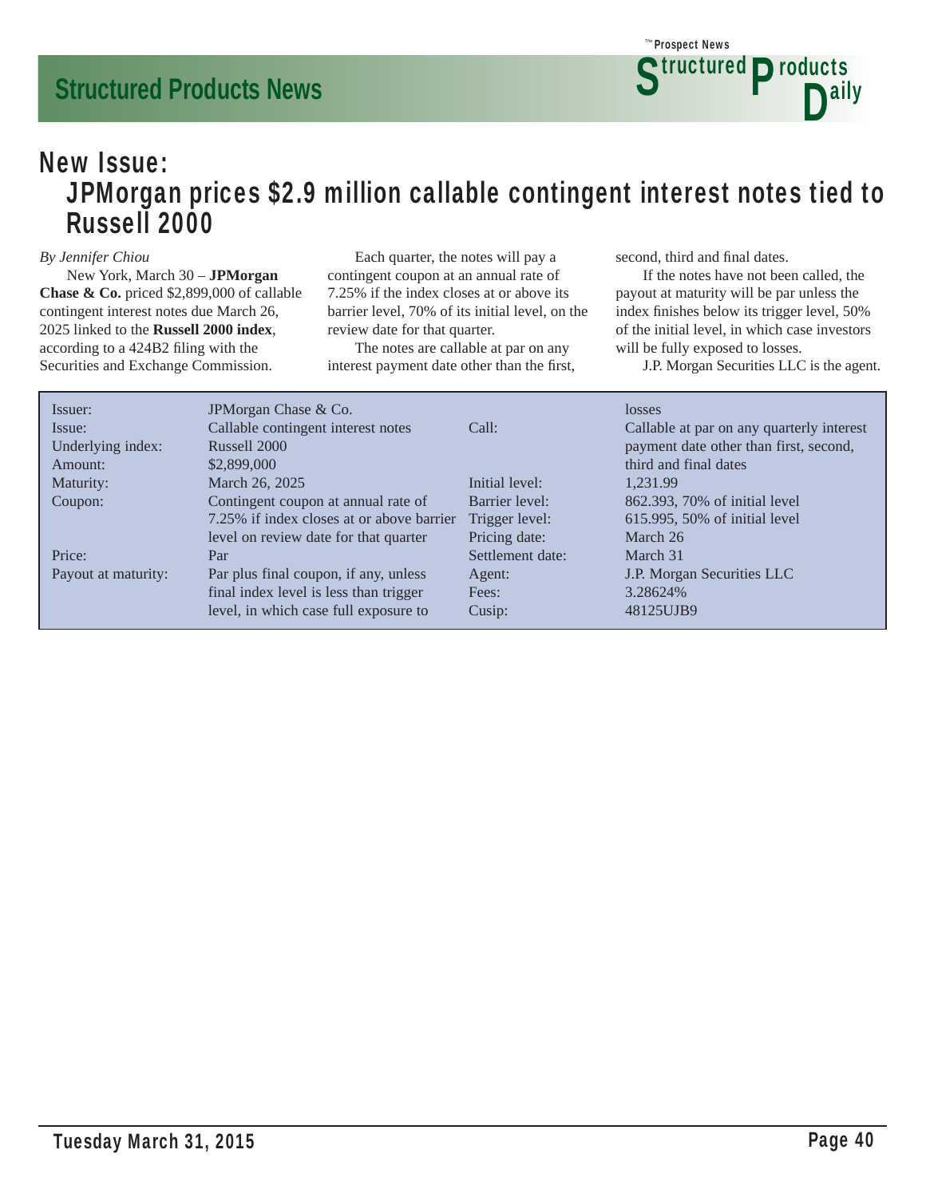## New Issue:

# JPMorgan prices $2.9 million callable contingent interest notes tied to Russell 2000

*By Jennifer Chiou*

New York, March 30 – **JPMorgan Chase & Co.** priced $2,899,000 of callable contingent interest notes due March 26, 2025 linked to the **Russell 2000 index**, according to a 424B2 filing with the Securities and Exchange Commission.

Each quarter, the notes will pay a contingent coupon at an annual rate of 7.25% if the index closes at or above its barrier level, 70% of its initial level, on the review date for that quarter.

The notes are callable at par on any interest payment date other than the first, second, third and final dates.

If the notes have not been called, the payout at maturity will be par unless the index finishes below its trigger level, 50% of the initial level, in which case investors will be fully exposed to losses.

J.P. Morgan Securities LLC is the agent.

| | |
|---|---|
| Issuer: | JPMorgan Chase & Co. |
| Issue: | Callable contingent interest notes |
| Underlying index: | Russell 2000 |
| Amount: | $2,899,000 |
| Maturity: | March 26, 2025 |
| Coupon: | Contingent coupon at annual rate of 7.25% if index closes at or above barrier level on review date for that quarter |
| Price: | Par |
| Payout at maturity: | Par plus final coupon, if any, unless final index level is less than trigger level, in which case full exposure to losses |
| Call: | Callable at par on any quarterly interest payment date other than first, second, third and final dates |
| Initial level: | 1,231.99 |
| Barrier level: | 862.393, 70% of initial level |
| Trigger level: | 615.995, 50% of initial level |
| Pricing date: | March 26 |
| Settlement date: | March 31 |
| Agent: | J.P. Morgan Securities LLC |
| Fees: | 3.28624% |
| Cusip: | 48125UJB9 |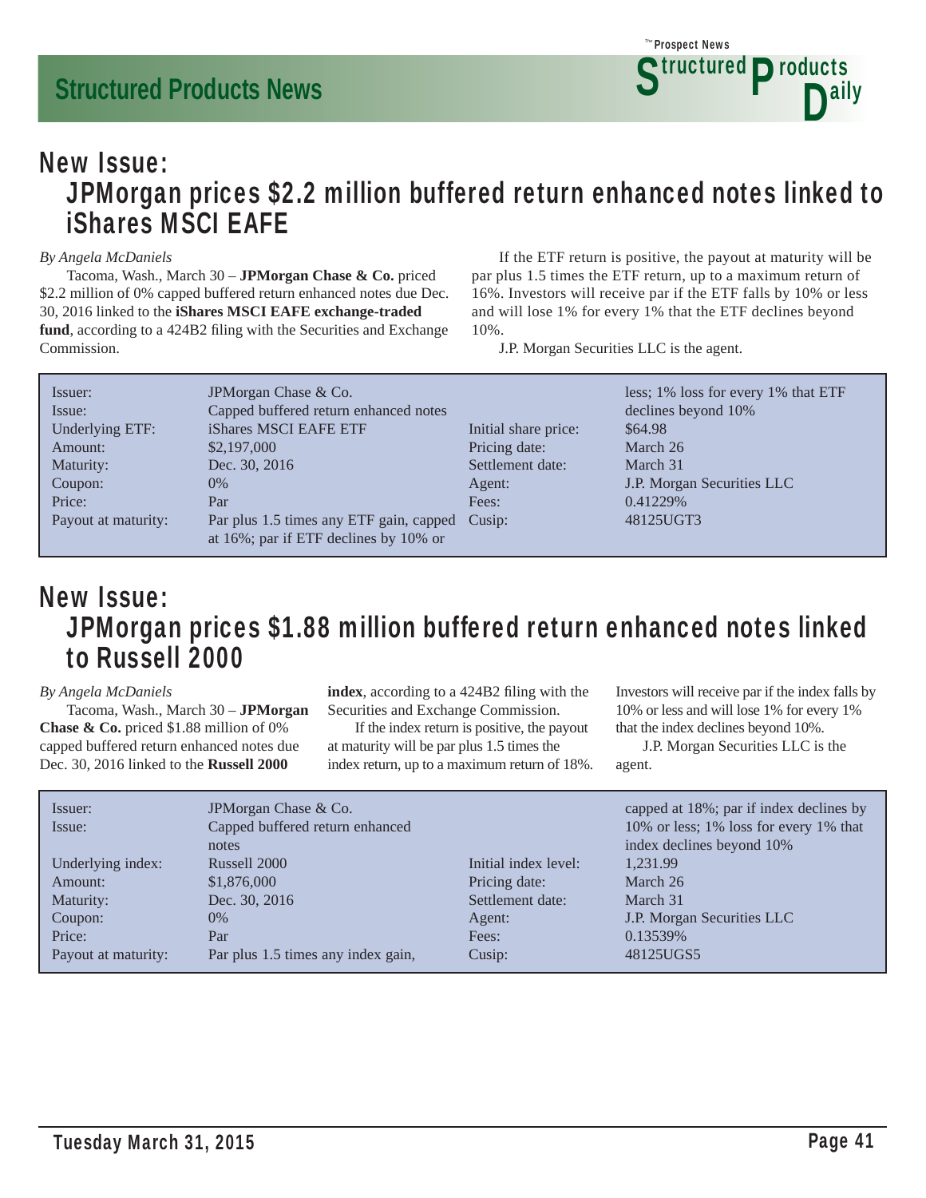## New Issue:
## JPMorgan prices $2.2 million buffered return enhanced notes linked to iShares MSCI EAFE

*By Angela McDaniels*

Tacoma, Wash., March 30 – **JPMorgan Chase & Co.** priced $2.2 million of 0% capped buffered return enhanced notes due Dec. 30, 2016 linked to the **iShares MSCI EAFE exchange-traded fund**, according to a 424B2 filing with the Securities and Exchange Commission.

If the ETF return is positive, the payout at maturity will be par plus 1.5 times the ETF return, up to a maximum return of 16%. Investors will receive par if the ETF falls by 10% or less and will lose 1% for every 1% that the ETF declines beyond 10%.

J.P. Morgan Securities LLC is the agent.

| | | | |
|---|---|---|---|
| Issuer: | JPMorgan Chase & Co. | Initial share price: | $64.98 |
| Issue: | Capped buffered return enhanced notes | Pricing date: | March 26 |
| Underlying ETF: | iShares MSCI EAFE ETF | Settlement date: | March 31 |
| Amount: | $2,197,000 | Agent: | J.P. Morgan Securities LLC |
| Maturity: | Dec. 30, 2016 | Fees: | 0.41229% |
| Coupon: | 0% | Cusip: | 48125UGT3 |
| Price: | Par | | |
| Payout at maturity: | Par plus 1.5 times any ETF gain, capped at 16%; par if ETF declines by 10% or less; 1% loss for every 1% that ETF declines beyond 10% | | |

## New Issue:
## JPMorgan prices $1.88 million buffered return enhanced notes linked to Russell 2000

*By Angela McDaniels*

Tacoma, Wash., March 30 – **JPMorgan Chase & Co.** priced $1.88 million of 0% capped buffered return enhanced notes due Dec. 30, 2016 linked to the **Russell 2000 index**, according to a 424B2 filing with the Securities and Exchange Commission.

If the index return is positive, the payout at maturity will be par plus 1.5 times the index return, up to a maximum return of 18%. Investors will receive par if the index falls by 10% or less and will lose 1% for every 1% that the index declines beyond 10%.

J.P. Morgan Securities LLC is the agent.

| | | | |
|---|---|---|---|
| Issuer: | JPMorgan Chase & Co. | Initial index level: | 1,231.99 |
| Issue: | Capped buffered return enhanced notes | Pricing date: | March 26 |
| Underlying index: | Russell 2000 | Settlement date: | March 31 |
| Amount: | $1,876,000 | Agent: | J.P. Morgan Securities LLC |
| Maturity: | Dec. 30, 2016 | Fees: | 0.13539% |
| Coupon: | 0% | Cusip: | 48125UGS5 |
| Price: | Par | | |
| Payout at maturity: | Par plus 1.5 times any index gain, capped at 18%; par if index declines by 10% or less; 1% loss for every 1% that index declines beyond 10% | | |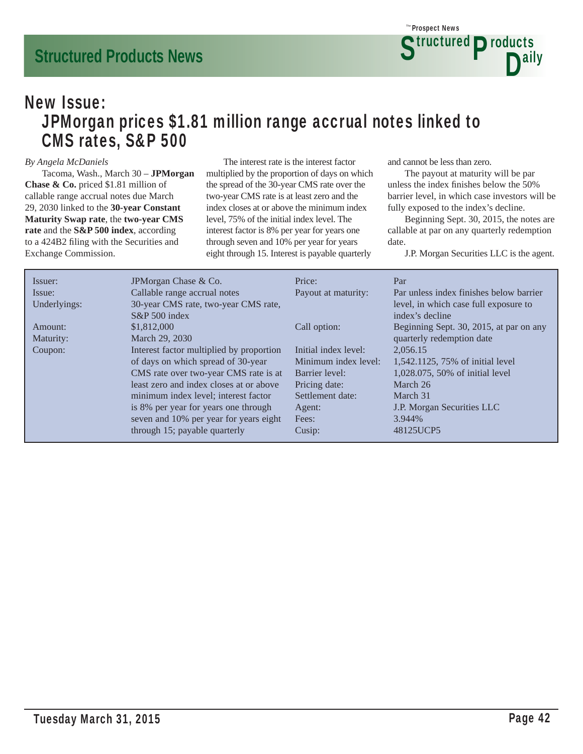## New Issue:

## JPMorgan prices $1.81 million range accrual notes linked to CMS rates, S&P 500

*By Angela McDaniels*

Tacoma, Wash., March 30 – **JPMorgan Chase & Co.** priced $1.81 million of callable range accrual notes due March 29, 2030 linked to the **30-year Constant Maturity Swap rate**, the **two-year CMS rate** and the **S&P 500 index**, according to a 424B2 filing with the Securities and Exchange Commission.

The interest rate is the interest factor multiplied by the proportion of days on which the spread of the 30-year CMS rate over the two-year CMS rate is at least zero and the index closes at or above the minimum index level, 75% of the initial index level. The interest factor is 8% per year for years one through seven and 10% per year for years eight through 15. Interest is payable quarterly and cannot be less than zero.

The payout at maturity will be par unless the index finishes below the 50% barrier level, in which case investors will be fully exposed to the index's decline.

Beginning Sept. 30, 2015, the notes are callable at par on any quarterly redemption date.

J.P. Morgan Securities LLC is the agent.

| | | | |
|---|---|---|---|
| Issuer: | JPMorgan Chase & Co. | Price: | Par |
| Issue: | Callable range accrual notes | Payout at maturity: | Par unless index finishes below barrier level, in which case full exposure to index's decline |
| Underlyings: | 30-year CMS rate, two-year CMS rate, S&P 500 index | | |
| Amount: | $1,812,000 | Call option: | Beginning Sept. 30, 2015, at par on any quarterly redemption date |
| Maturity: | March 29, 2030 | | |
| Coupon: | Interest factor multiplied by proportion of days on which spread of 30-year CMS rate over two-year CMS rate is at least zero and index closes at or above minimum index level; interest factor is 8% per year for years one through seven and 10% per year for years eight through 15; payable quarterly | Initial index level: | 2,056.15 |
| | | Minimum index level: | 1,542.1125, 75% of initial level |
| | | Barrier level: | 1,028.075, 50% of initial level |
| | | Pricing date: | March 26 |
| | | Settlement date: | March 31 |
| | | Agent: | J.P. Morgan Securities LLC |
| | | Fees: | 3.944% |
| | | Cusip: | 48125UCP5 |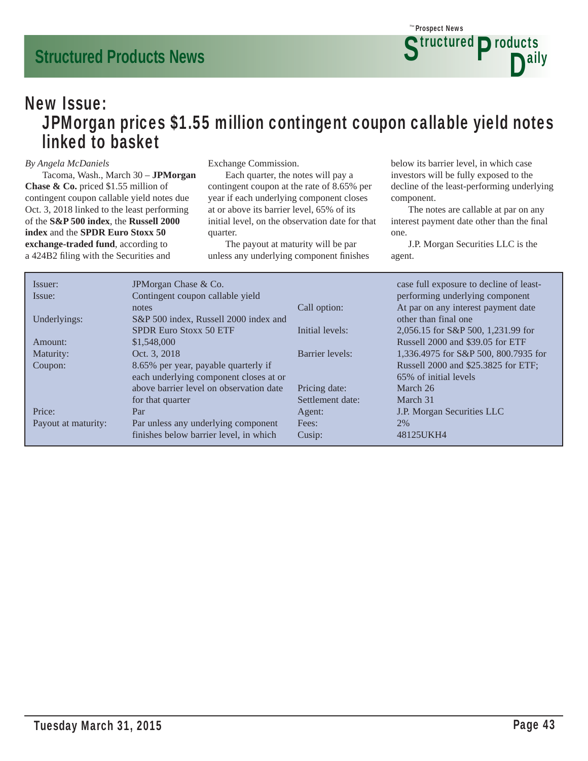## New Issue:

# JPMorgan prices $1.55 million contingent coupon callable yield notes linked to basket

*By Angela McDaniels*

Tacoma, Wash., March 30 – **JPMorgan Chase & Co.** priced $1.55 million of contingent coupon callable yield notes due Oct. 3, 2018 linked to the least performing of the **S&P 500 index**, the **Russell 2000 index** and the **SPDR Euro Stoxx 50 exchange-traded fund**, according to a 424B2 filing with the Securities and Exchange Commission.

Each quarter, the notes will pay a contingent coupon at the rate of 8.65% per year if each underlying component closes at or above its barrier level, 65% of its initial level, on the observation date for that quarter.

The payout at maturity will be par unless any underlying component finishes below its barrier level, in which case investors will be fully exposed to the decline of the least-performing underlying component.

The notes are callable at par on any interest payment date other than the final one.

J.P. Morgan Securities LLC is the agent.

| | |
|---|---|
| Issuer: | JPMorgan Chase & Co. |
| Issue: | Contingent coupon callable yield notes |
| Underlyings: | S&P 500 index, Russell 2000 index and SPDR Euro Stoxx 50 ETF |
| Amount: | $1,548,000 |
| Maturity: | Oct. 3, 2018 |
| Coupon: | 8.65% per year, payable quarterly if each underlying component closes at or above barrier level on observation date for that quarter |
| Price: | Par |
| Payout at maturity: | Par unless any underlying component finishes below barrier level, in which case full exposure to decline of least-performing underlying component |
| Call option: | At par on any interest payment date other than final one |
| Initial levels: | 2,056.15 for S&P 500, 1,231.99 for Russell 2000 and $39.05 for ETF |
| Barrier levels: | 1,336.4975 for S&P 500, 800.7935 for Russell 2000 and $25.3825 for ETF; 65% of initial levels |
| Pricing date: | March 26 |
| Settlement date: | March 31 |
| Agent: | J.P. Morgan Securities LLC |
| Fees: | 2% |
| Cusip: | 48125UKH4 |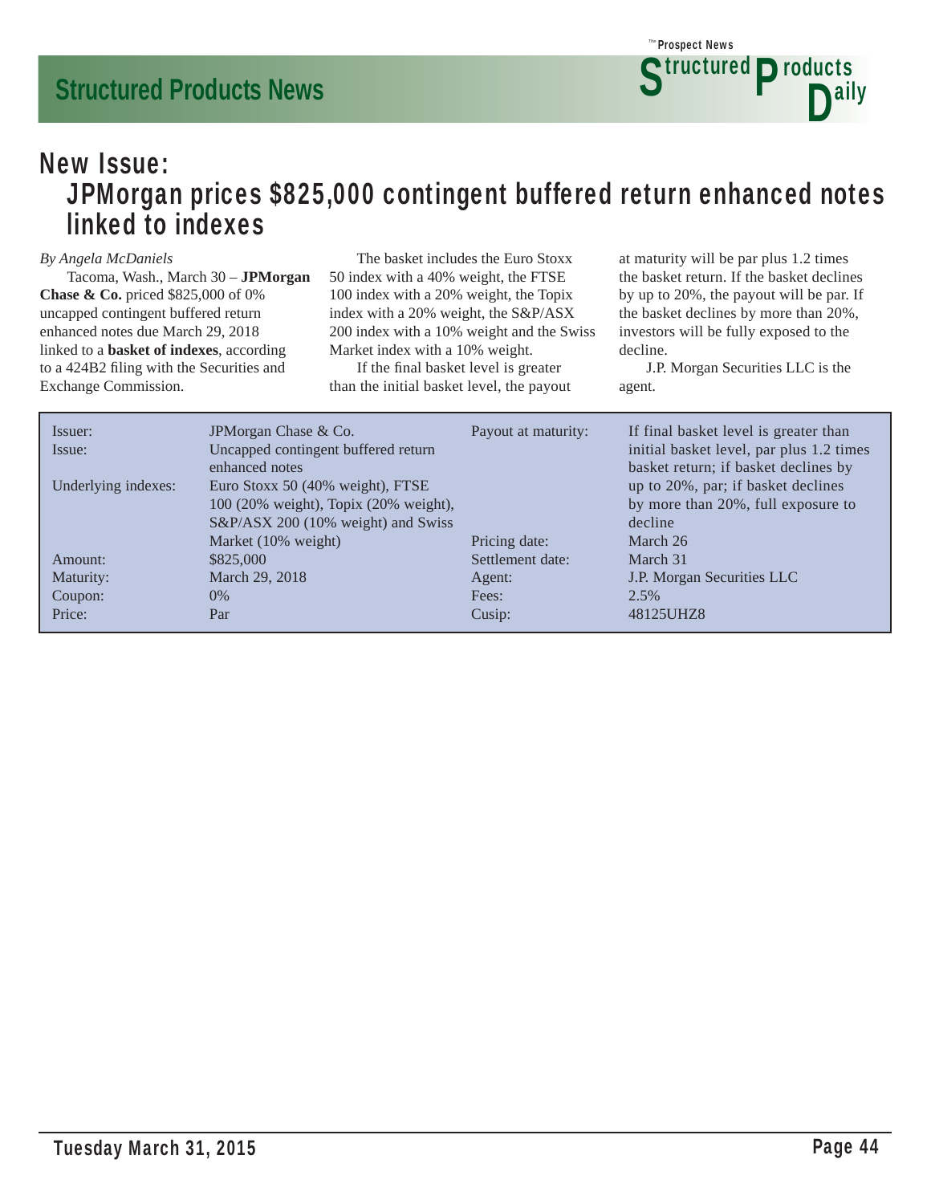## New Issue:

# JPMorgan prices $825,000 contingent buffered return enhanced notes linked to indexes

*By Angela McDaniels*

Tacoma, Wash., March 30 – **JPMorgan Chase & Co.** priced $825,000 of 0% uncapped contingent buffered return enhanced notes due March 29, 2018 linked to a **basket of indexes**, according to a 424B2 filing with the Securities and Exchange Commission.

The basket includes the Euro Stoxx 50 index with a 40% weight, the FTSE 100 index with a 20% weight, the Topix index with a 20% weight, the S&P/ASX 200 index with a 10% weight and the Swiss Market index with a 10% weight.

If the final basket level is greater than the initial basket level, the payout at maturity will be par plus 1.2 times the basket return. If the basket declines by up to 20%, the payout will be par. If the basket declines by more than 20%, investors will be fully exposed to the decline.

J.P. Morgan Securities LLC is the agent.

| | | | |
|---|---|---|---|
| Issuer: | JPMorgan Chase & Co. | Payout at maturity: | If final basket level is greater than initial basket level, par plus 1.2 times basket return; if basket declines by up to 20%, par; if basket declines by more than 20%, full exposure to decline |
| Issue: | Uncapped contingent buffered return enhanced notes | | |
| Underlying indexes: | Euro Stoxx 50 (40% weight), FTSE 100 (20% weight), Topix (20% weight), S&P/ASX 200 (10% weight) and Swiss Market (10% weight) | Pricing date: | March 26 |
| Amount: | $825,000 | Settlement date: | March 31 |
| Maturity: | March 29, 2018 | Agent: | J.P. Morgan Securities LLC |
| Coupon: | 0% | Fees: | 2.5% |
| Price: | Par | Cusip: | 48125UHZ8 |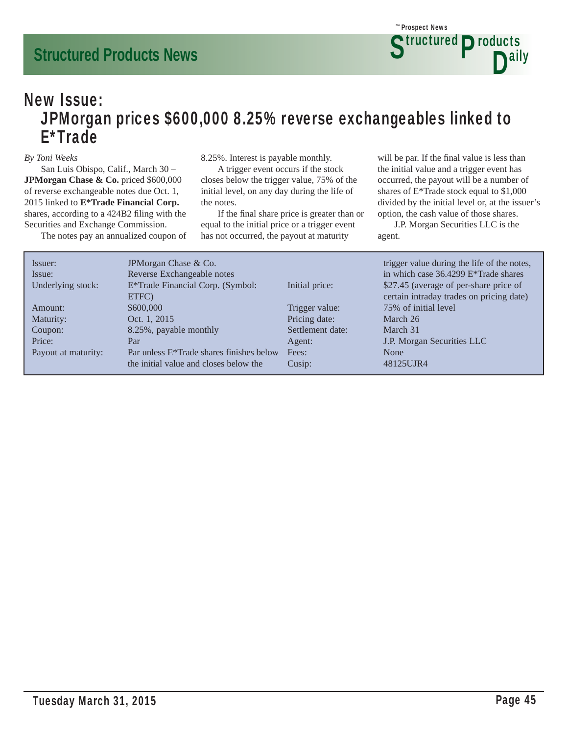## New Issue:
# JPMorgan prices $600,000 8.25% reverse exchangeables linked to E*Trade

*By Toni Weeks*

San Luis Obispo, Calif., March 30 – **JPMorgan Chase & Co.** priced $600,000 of reverse exchangeable notes due Oct. 1, 2015 linked to **E*Trade Financial Corp.** shares, according to a 424B2 filing with the Securities and Exchange Commission.

The notes pay an annualized coupon of 8.25%. Interest is payable monthly.

A trigger event occurs if the stock closes below the trigger value, 75% of the initial level, on any day during the life of the notes.

If the final share price is greater than or equal to the initial price or a trigger event has not occurred, the payout at maturity will be par. If the final value is less than the initial value and a trigger event has occurred, the payout will be a number of shares of E*Trade stock equal to $1,000 divided by the initial level or, at the issuer's option, the cash value of those shares.

J.P. Morgan Securities LLC is the agent.

| | |
|---|---|
| Issuer: | JPMorgan Chase & Co. |
| Issue: | Reverse Exchangeable notes |
| Underlying stock: | E*Trade Financial Corp. (Symbol: ETFC) |
| Amount: | $600,000 |
| Maturity: | Oct. 1, 2015 |
| Coupon: | 8.25%, payable monthly |
| Price: | Par |
| Payout at maturity: | Par unless E*Trade shares finishes below the initial value and closes below the trigger value during the life of the notes, in which case 36.4299 E*Trade shares |
| Initial price: | $27.45 (average of per-share price of certain intraday trades on pricing date) |
| Trigger value: | 75% of initial level |
| Pricing date: | March 26 |
| Settlement date: | March 31 |
| Agent: | J.P. Morgan Securities LLC |
| Fees: | None |
| Cusip: | 48125UJR4 |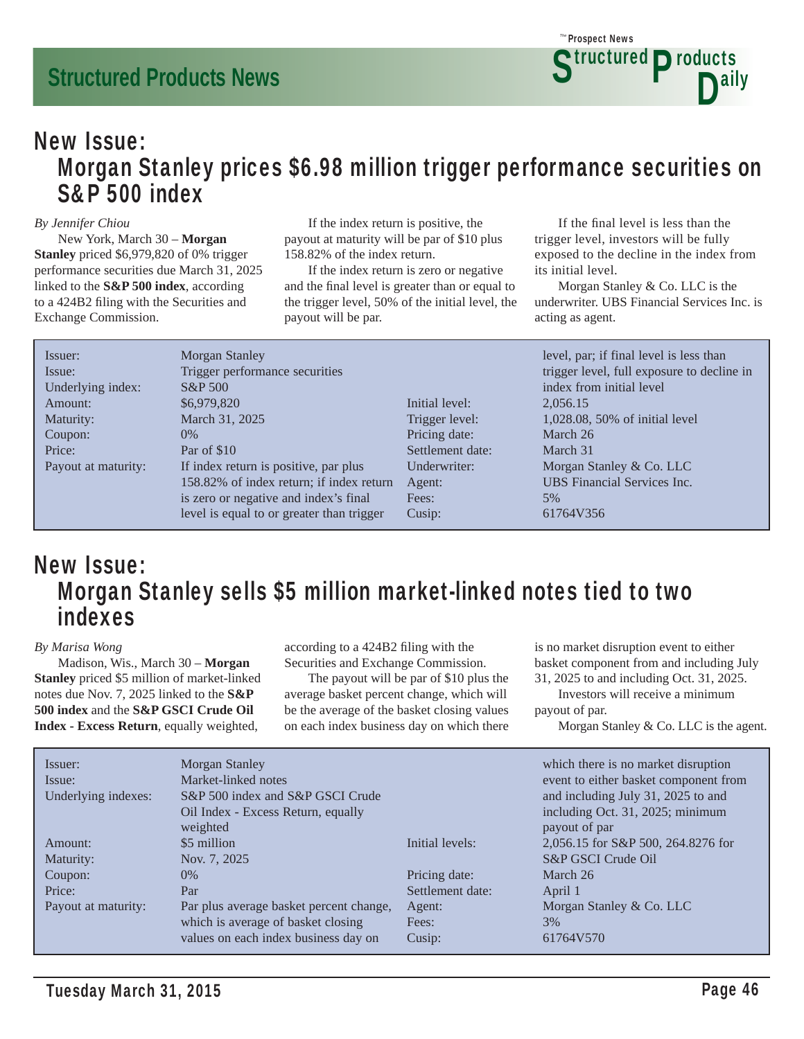## New Issue: Morgan Stanley prices $6.98 million trigger performance securities on S&P 500 index

*By Jennifer Chiou*

New York, March 30 – **Morgan Stanley** priced $6,979,820 of 0% trigger performance securities due March 31, 2025 linked to the **S&P 500 index**, according to a 424B2 filing with the Securities and Exchange Commission.

If the index return is positive, the payout at maturity will be par of $10 plus 158.82% of the index return.

If the index return is zero or negative and the final level is greater than or equal to the trigger level, 50% of the initial level, the payout will be par.

If the final level is less than the trigger level, investors will be fully exposed to the decline in the index from its initial level.

Morgan Stanley & Co. LLC is the underwriter. UBS Financial Services Inc. is acting as agent.

| | |
|---|---|
| Issuer: | Morgan Stanley |
| Issue: | Trigger performance securities |
| Underlying index: | S&P 500 |
| Amount: | $6,979,820 |
| Maturity: | March 31, 2025 |
| Coupon: | 0% |
| Price: | Par of $10 |
| Payout at maturity: | If index return is positive, par plus 158.82% of index return; if index return is zero or negative and index's final level is equal to or greater than trigger level, par; if final level is less than trigger level, full exposure to decline in index from initial level |
| Initial level: | 2,056.15 |
| Trigger level: | 1,028.08, 50% of initial level |
| Pricing date: | March 26 |
| Settlement date: | March 31 |
| Underwriter: | Morgan Stanley & Co. LLC |
| Agent: | UBS Financial Services Inc. |
| Fees: | 5% |
| Cusip: | 61764V356 |

## New Issue: Morgan Stanley sells $5 million market-linked notes tied to two indexes

*By Marisa Wong*

Madison, Wis., March 30 – **Morgan Stanley** priced $5 million of market-linked notes due Nov. 7, 2025 linked to the **S&P 500 index** and the **S&P GSCI Crude Oil Index - Excess Return**, equally weighted, according to a 424B2 filing with the Securities and Exchange Commission.

The payout will be par of $10 plus the average basket percent change, which will be the average of the basket closing values on each index business day on which there is no market disruption event to either basket component from and including July 31, 2025 to and including Oct. 31, 2025.

Investors will receive a minimum payout of par.

Morgan Stanley & Co. LLC is the agent.

| | |
|---|---|
| Issuer: | Morgan Stanley |
| Issue: | Market-linked notes |
| Underlying indexes: | S&P 500 index and S&P GSCI Crude Oil Index - Excess Return, equally weighted |
| Amount: | $5 million |
| Maturity: | Nov. 7, 2025 |
| Coupon: | 0% |
| Price: | Par |
| Payout at maturity: | Par plus average basket percent change, which is average of basket closing values on each index business day on which there is no market disruption event to either basket component from and including July 31, 2025 to and including Oct. 31, 2025; minimum payout of par |
| Initial levels: | 2,056.15 for S&P 500, 264.8276 for S&P GSCI Crude Oil |
| Pricing date: | March 26 |
| Settlement date: | April 1 |
| Agent: | Morgan Stanley & Co. LLC |
| Fees: | 3% |
| Cusip: | 61764V570 |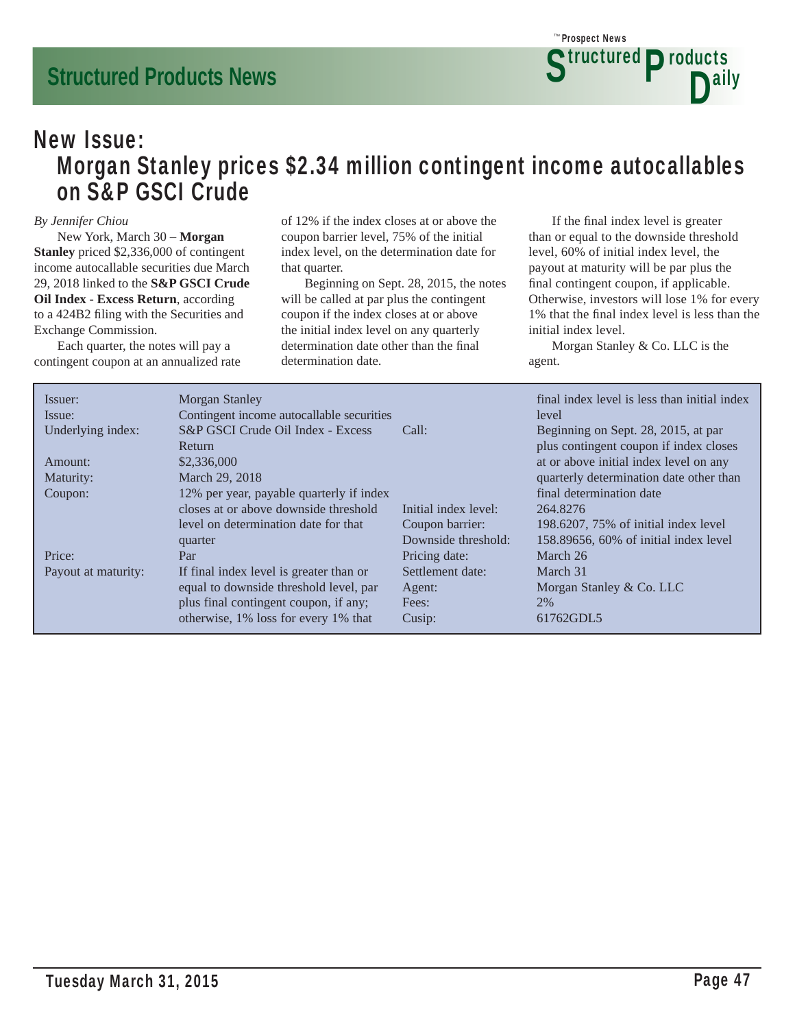# New Issue:

## Morgan Stanley prices $2.34 million contingent income autocallables on S&P GSCI Crude

*By Jennifer Chiou*

New York, March 30 – **Morgan Stanley** priced $2,336,000 of contingent income autocallable securities due March 29, 2018 linked to the **S&P GSCI Crude Oil Index - Excess Return**, according to a 424B2 filing with the Securities and Exchange Commission.

Each quarter, the notes will pay a contingent coupon at an annualized rate of 12% if the index closes at or above the coupon barrier level, 75% of the initial index level, on the determination date for that quarter.

Beginning on Sept. 28, 2015, the notes will be called at par plus the contingent coupon if the index closes at or above the initial index level on any quarterly determination date other than the final determination date.

If the final index level is greater than or equal to the downside threshold level, 60% of initial index level, the payout at maturity will be par plus the final contingent coupon, if applicable. Otherwise, investors will lose 1% for every 1% that the final index level is less than the initial index level.

Morgan Stanley & Co. LLC is the agent.

| | |
|---|---|
| Issuer: | Morgan Stanley |
| Issue: | Contingent income autocallable securities |
| Underlying index: | S&P GSCI Crude Oil Index - Excess Return |
| Amount: | $2,336,000 |
| Maturity: | March 29, 2018 |
| Coupon: | 12% per year, payable quarterly if index closes at or above downside threshold level on determination date for that quarter |
| Price: | Par |
| Payout at maturity: | If final index level is greater than or equal to downside threshold level, par plus final contingent coupon, if any; otherwise, 1% loss for every 1% that final index level is less than initial index level |
| Call: | Beginning on Sept. 28, 2015, at par plus contingent coupon if index closes at or above initial index level on any quarterly determination date other than final determination date |
| Initial index level: | 264.8276 |
| Coupon barrier: | 198.6207, 75% of initial index level |
| Downside threshold: | 158.89656, 60% of initial index level |
| Pricing date: | March 26 |
| Settlement date: | March 31 |
| Agent: | Morgan Stanley & Co. LLC |
| Fees: | 2% |
| Cusip: | 61762GDL5 |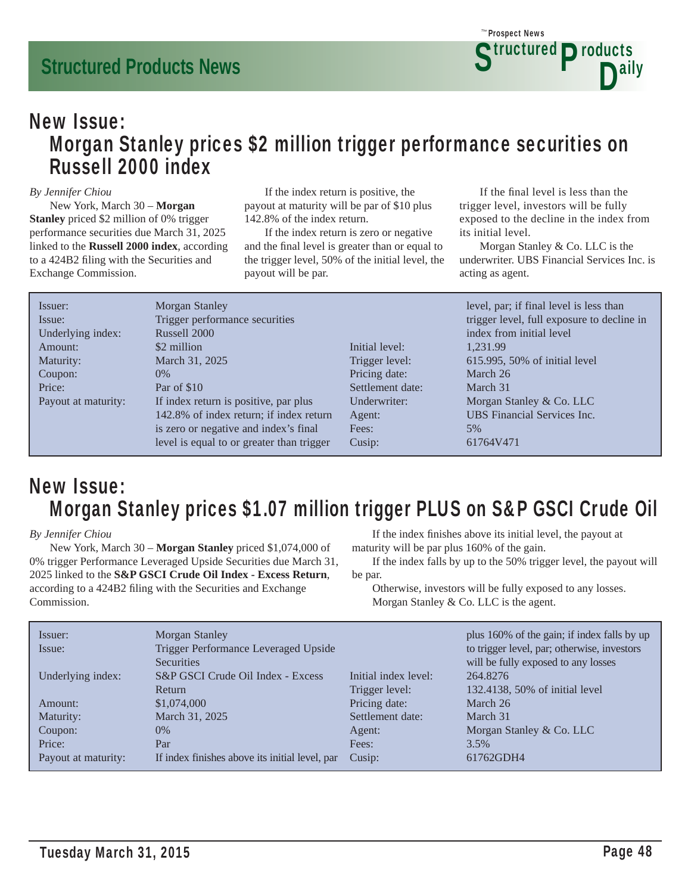## New Issue:
## Morgan Stanley prices $2 million trigger performance securities on Russell 2000 index

*By Jennifer Chiou*

New York, March 30 – **Morgan Stanley** priced $2 million of 0% trigger performance securities due March 31, 2025 linked to the **Russell 2000 index**, according to a 424B2 filing with the Securities and Exchange Commission.

If the index return is positive, the payout at maturity will be par of $10 plus 142.8% of the index return.

If the index return is zero or negative and the final level is greater than or equal to the trigger level, 50% of the initial level, the payout will be par.

If the final level is less than the trigger level, investors will be fully exposed to the decline in the index from its initial level.

Morgan Stanley & Co. LLC is the underwriter. UBS Financial Services Inc. is acting as agent.

| | |
|---|---|
| Issuer: | Morgan Stanley |
| Issue: | Trigger performance securities |
| Underlying index: | Russell 2000 |
| Amount: | $2 million |
| Maturity: | March 31, 2025 |
| Coupon: | 0% |
| Price: | Par of $10 |
| Payout at maturity: | If index return is positive, par plus 142.8% of index return; if index return is zero or negative and index's final level is equal to or greater than trigger level, par; if final level is less than trigger level, full exposure to decline in index from initial level |
| Initial level: | 1,231.99 |
| Trigger level: | 615.995, 50% of initial level |
| Pricing date: | March 26 |
| Settlement date: | March 31 |
| Underwriter: | Morgan Stanley & Co. LLC |
| Agent: | UBS Financial Services Inc. |
| Fees: | 5% |
| Cusip: | 61764V471 |

## New Issue:
## Morgan Stanley prices $1.07 million trigger PLUS on S&P GSCI Crude Oil

*By Jennifer Chiou*

New York, March 30 – **Morgan Stanley** priced $1,074,000 of 0% trigger Performance Leveraged Upside Securities due March 31, 2025 linked to the **S&P GSCI Crude Oil Index - Excess Return**, according to a 424B2 filing with the Securities and Exchange Commission.

If the index finishes above its initial level, the payout at maturity will be par plus 160% of the gain.

If the index falls by up to the 50% trigger level, the payout will be par.

Otherwise, investors will be fully exposed to any losses.

Morgan Stanley & Co. LLC is the agent.

| | |
|---|---|
| Issuer: | Morgan Stanley |
| Issue: | Trigger Performance Leveraged Upside Securities |
| Underlying index: | S&P GSCI Crude Oil Index - Excess Return |
| Amount: | $1,074,000 |
| Maturity: | March 31, 2025 |
| Coupon: | 0% |
| Price: | Par |
| Payout at maturity: | If index finishes above its initial level, par plus 160% of the gain; if index falls by up to trigger level, par; otherwise, investors will be fully exposed to any losses |
| Initial index level: | 264.8276 |
| Trigger level: | 132.4138, 50% of initial level |
| Pricing date: | March 26 |
| Settlement date: | March 31 |
| Agent: | Morgan Stanley & Co. LLC |
| Fees: | 3.5% |
| Cusip: | 61762GDH4 |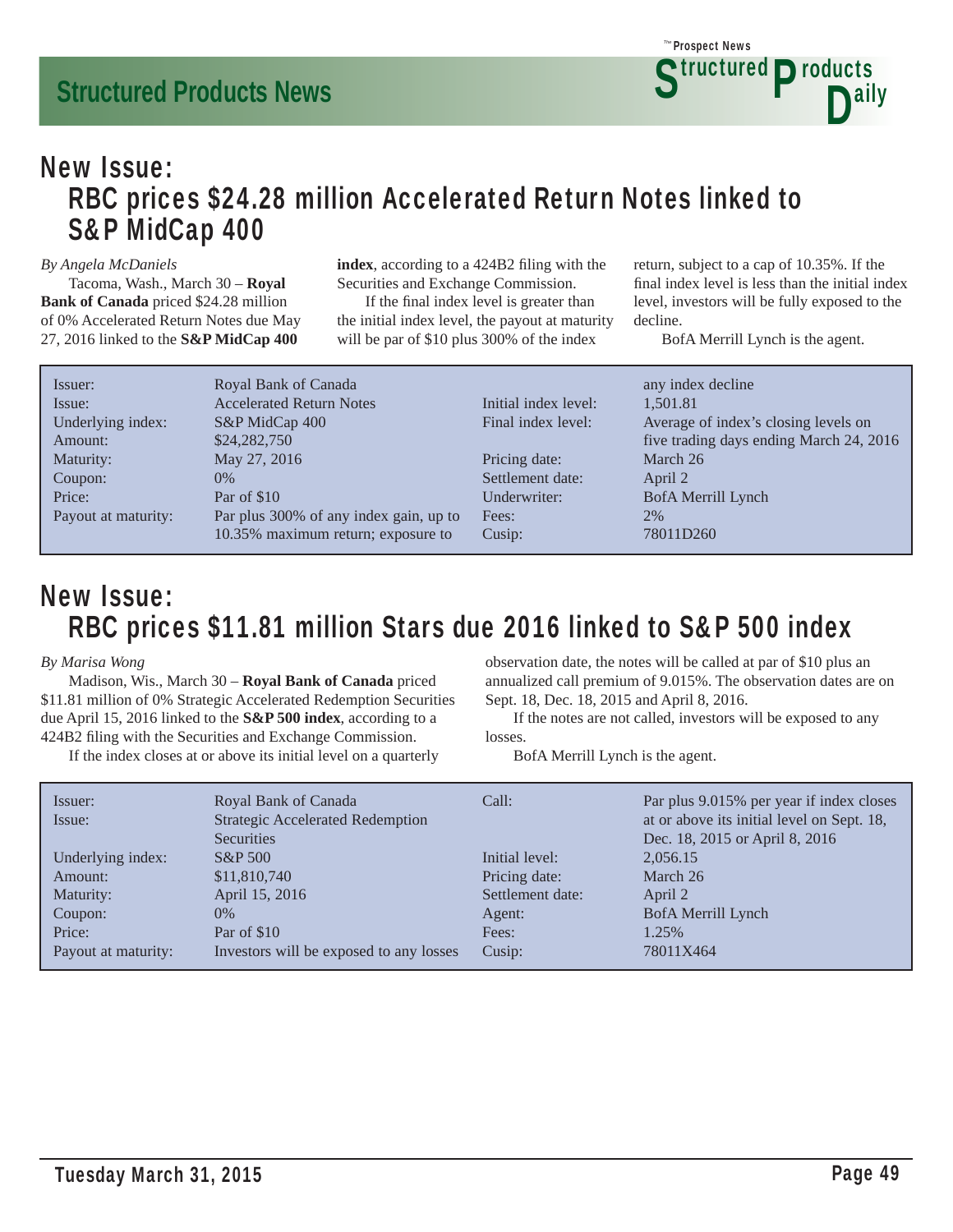## New Issue:
## RBC prices $24.28 million Accelerated Return Notes linked to S&P MidCap 400

*By Angela McDaniels*

Tacoma, Wash., March 30 – **Royal Bank of Canada** priced $24.28 million of 0% Accelerated Return Notes due May 27, 2016 linked to the **S&P MidCap 400 index**, according to a 424B2 filing with the Securities and Exchange Commission.

If the final index level is greater than the initial index level, the payout at maturity will be par of $10 plus 300% of the index return, subject to a cap of 10.35%. If the final index level is less than the initial index level, investors will be fully exposed to the decline.

BofA Merrill Lynch is the agent.

| | | | |
|---|---|---|---|
| Issuer: | Royal Bank of Canada | | any index decline |
| Issue: | Accelerated Return Notes | Initial index level: | 1,501.81 |
| Underlying index: | S&P MidCap 400 | Final index level: | Average of index's closing levels on five trading days ending March 24, 2016 |
| Amount: | $24,282,750 | | |
| Maturity: | May 27, 2016 | Pricing date: | March 26 |
| Coupon: | 0% | Settlement date: | April 2 |
| Price: | Par of $10 | Underwriter: | BofA Merrill Lynch |
| Payout at maturity: | Par plus 300% of any index gain, up to 10.35% maximum return; exposure to | Fees: | 2% |
| | | Cusip: | 78011D260 |

## New Issue:
## RBC prices $11.81 million Stars due 2016 linked to S&P 500 index

*By Marisa Wong*

Madison, Wis., March 30 – **Royal Bank of Canada** priced $11.81 million of 0% Strategic Accelerated Redemption Securities due April 15, 2016 linked to the **S&P 500 index**, according to a 424B2 filing with the Securities and Exchange Commission.

If the index closes at or above its initial level on a quarterly observation date, the notes will be called at par of $10 plus an annualized call premium of 9.015%. The observation dates are on Sept. 18, Dec. 18, 2015 and April 8, 2016.

If the notes are not called, investors will be exposed to any losses.

BofA Merrill Lynch is the agent.

| | | | |
|---|---|---|---|
| Issuer: | Royal Bank of Canada | Call: | Par plus 9.015% per year if index closes at or above its initial level on Sept. 18, Dec. 18, 2015 or April 8, 2016 |
| Issue: | Strategic Accelerated Redemption Securities | | |
| Underlying index: | S&P 500 | Initial level: | 2,056.15 |
| Amount: | $11,810,740 | Pricing date: | March 26 |
| Maturity: | April 15, 2016 | Settlement date: | April 2 |
| Coupon: | 0% | Agent: | BofA Merrill Lynch |
| Price: | Par of $10 | Fees: | 1.25% |
| Payout at maturity: | Investors will be exposed to any losses | Cusip: | 78011X464 |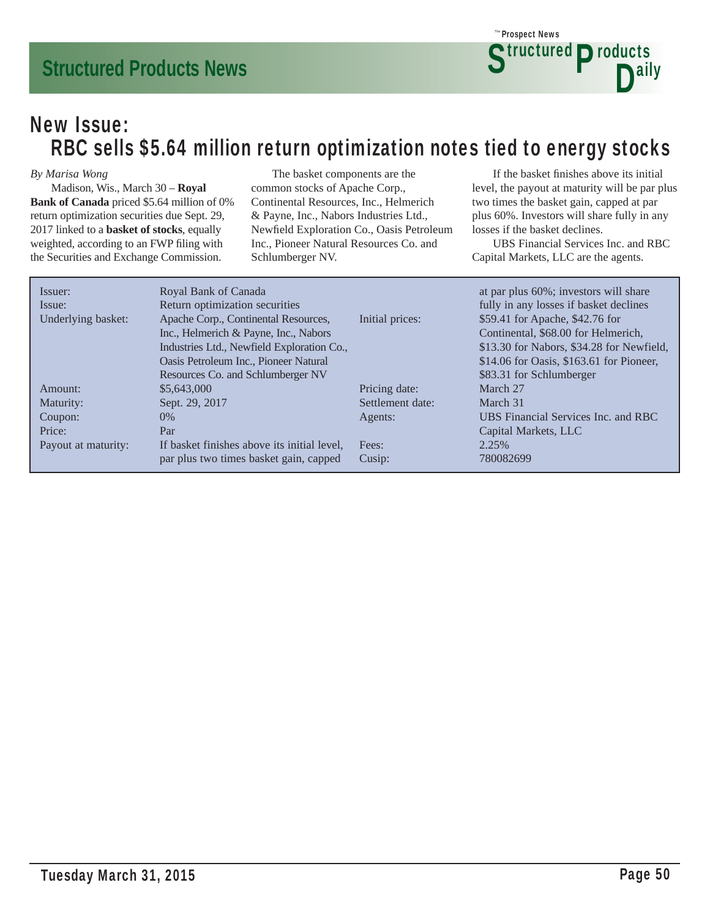## New Issue:
# RBC sells $5.64 million return optimization notes tied to energy stocks

*By Marisa Wong*

Madison, Wis., March 30 – **Royal Bank of Canada** priced $5.64 million of 0% return optimization securities due Sept. 29, 2017 linked to a **basket of stocks**, equally weighted, according to an FWP filing with the Securities and Exchange Commission.

The basket components are the common stocks of Apache Corp., Continental Resources, Inc., Helmerich & Payne, Inc., Nabors Industries Ltd., Newfield Exploration Co., Oasis Petroleum Inc., Pioneer Natural Resources Co. and Schlumberger NV.

If the basket finishes above its initial level, the payout at maturity will be par plus two times the basket gain, capped at par plus 60%. Investors will share fully in any losses if the basket declines.

UBS Financial Services Inc. and RBC Capital Markets, LLC are the agents.

| | |
|---|---|
| Issuer: | Royal Bank of Canada |
| Issue: | Return optimization securities |
| Underlying basket: | Apache Corp., Continental Resources, Inc., Helmerich & Payne, Inc., Nabors Industries Ltd., Newfield Exploration Co., Oasis Petroleum Inc., Pioneer Natural Resources Co. and Schlumberger NV |
| Amount: | $5,643,000 |
| Maturity: | Sept. 29, 2017 |
| Coupon: | 0% |
| Price: | Par |
| Payout at maturity: | If basket finishes above its initial level, par plus two times basket gain, capped at par plus 60%; investors will share fully in any losses if basket declines |
| Initial prices: | $59.41 for Apache, $42.76 for Continental, $68.00 for Helmerich, $13.30 for Nabors, $34.28 for Newfield, $14.06 for Oasis, $163.61 for Pioneer, $83.31 for Schlumberger |
| Pricing date: | March 27 |
| Settlement date: | March 31 |
| Agents: | UBS Financial Services Inc. and RBC Capital Markets, LLC |
| Fees: | 2.25% |
| Cusip: | 780082699 |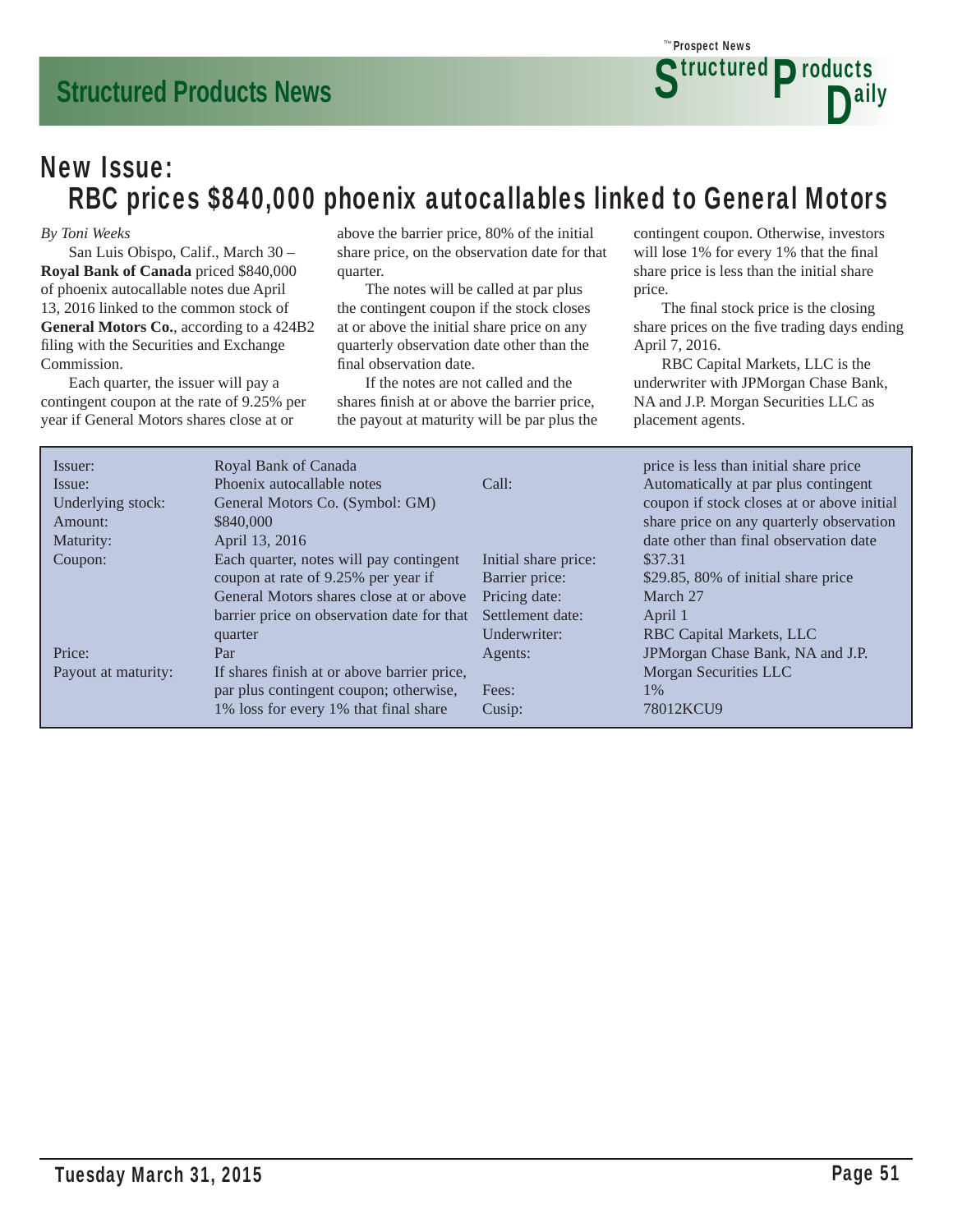## New Issue:

## RBC prices $840,000 phoenix autocallables linked to General Motors

*By Toni Weeks*

San Luis Obispo, Calif., March 30 – **Royal Bank of Canada** priced $840,000 of phoenix autocallable notes due April 13, 2016 linked to the common stock of **General Motors Co.**, according to a 424B2 filing with the Securities and Exchange Commission.

Each quarter, the issuer will pay a contingent coupon at the rate of 9.25% per year if General Motors shares close at or above the barrier price, 80% of the initial share price, on the observation date for that quarter.

The notes will be called at par plus the contingent coupon if the stock closes at or above the initial share price on any quarterly observation date other than the final observation date.

If the notes are not called and the shares finish at or above the barrier price, the payout at maturity will be par plus the contingent coupon. Otherwise, investors will lose 1% for every 1% that the final share price is less than the initial share price.

The final stock price is the closing share prices on the five trading days ending April 7, 2016.

RBC Capital Markets, LLC is the underwriter with JPMorgan Chase Bank, NA and J.P. Morgan Securities LLC as placement agents.

| | |
|---|---|
| Issuer: | Royal Bank of Canada |
| Issue: | Phoenix autocallable notes |
| Underlying stock: | General Motors Co. (Symbol: GM) |
| Amount: | $840,000 |
| Maturity: | April 13, 2016 |
| Coupon: | Each quarter, notes will pay contingent coupon at rate of 9.25% per year if General Motors shares close at or above barrier price on observation date for that quarter |
| Price: | Par |
| Payout at maturity: | If shares finish at or above barrier price, par plus contingent coupon; otherwise, 1% loss for every 1% that final share price is less than initial share price |
| Call: | Automatically at par plus contingent coupon if stock closes at or above initial share price on any quarterly observation date other than final observation date |
| Initial share price: | $37.31 |
| Barrier price: | $29.85, 80% of initial share price |
| Pricing date: | March 27 |
| Settlement date: | April 1 |
| Underwriter: | RBC Capital Markets, LLC |
| Agents: | JPMorgan Chase Bank, NA and J.P. Morgan Securities LLC |
| Fees: | 1% |
| Cusip: | 78012KCU9 |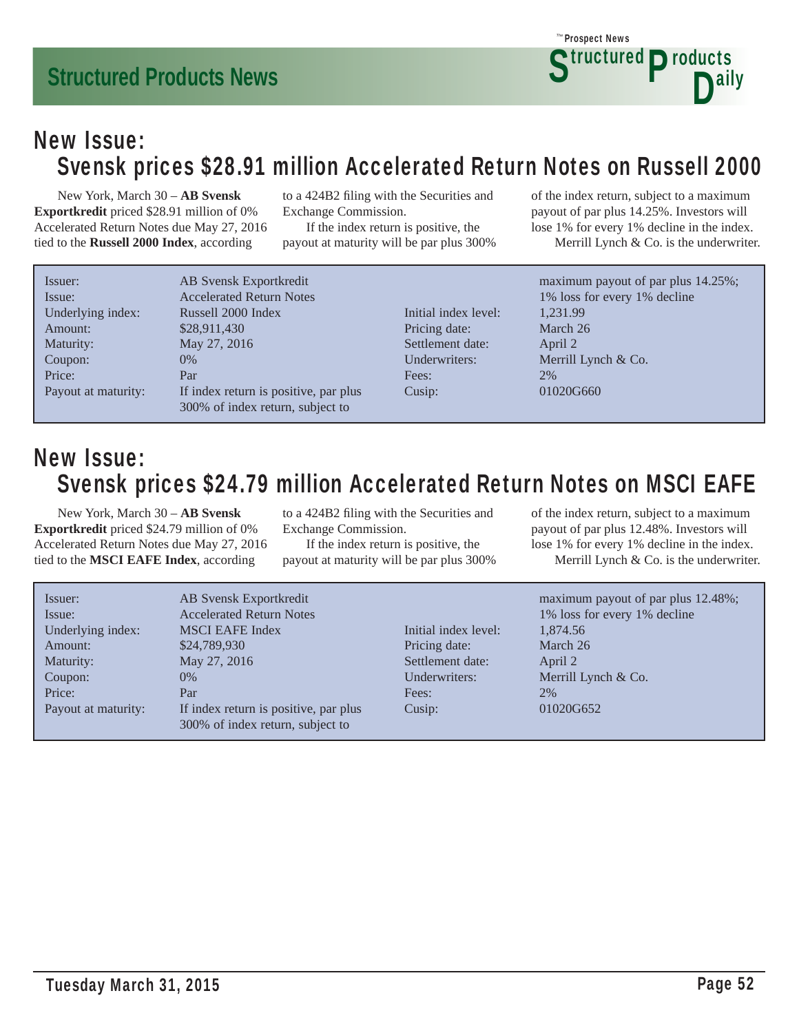## New Issue:
## Svensk prices $28.91 million Accelerated Return Notes on Russell 2000

New York, March 30 – **AB Svensk Exportkredit** priced $28.91 million of 0% Accelerated Return Notes due May 27, 2016 tied to the **Russell 2000 Index**, according to a 424B2 filing with the Securities and Exchange Commission.

If the index return is positive, the payout at maturity will be par plus 300% of the index return, subject to a maximum payout of par plus 14.25%. Investors will lose 1% for every 1% decline in the index.

Merrill Lynch & Co. is the underwriter.

| | | | |
|---|---|---|---|
| Issuer: | AB Svensk Exportkredit | | |
| Issue: | Accelerated Return Notes | | |
| Underlying index: | Russell 2000 Index | Initial index level: | 1,231.99 |
| Amount: | $28,911,430 | Pricing date: | March 26 |
| Maturity: | May 27, 2016 | Settlement date: | April 2 |
| Coupon: | 0% | Underwriters: | Merrill Lynch & Co. |
| Price: | Par | Fees: | 2% |
| Payout at maturity: | If index return is positive, par plus 300% of index return, subject to maximum payout of par plus 14.25%; 1% loss for every 1% decline | Cusip: | 01020G660 |

## New Issue:
## Svensk prices $24.79 million Accelerated Return Notes on MSCI EAFE

New York, March 30 – **AB Svensk Exportkredit** priced $24.79 million of 0% Accelerated Return Notes due May 27, 2016 tied to the **MSCI EAFE Index**, according to a 424B2 filing with the Securities and Exchange Commission.

If the index return is positive, the payout at maturity will be par plus 300% of the index return, subject to a maximum payout of par plus 12.48%. Investors will lose 1% for every 1% decline in the index.

Merrill Lynch & Co. is the underwriter.

| | | | |
|---|---|---|---|
| Issuer: | AB Svensk Exportkredit | | |
| Issue: | Accelerated Return Notes | | |
| Underlying index: | MSCI EAFE Index | Initial index level: | 1,874.56 |
| Amount: | $24,789,930 | Pricing date: | March 26 |
| Maturity: | May 27, 2016 | Settlement date: | April 2 |
| Coupon: | 0% | Underwriters: | Merrill Lynch & Co. |
| Price: | Par | Fees: | 2% |
| Payout at maturity: | If index return is positive, par plus 300% of index return, subject to maximum payout of par plus 12.48%; 1% loss for every 1% decline | Cusip: | 01020G652 |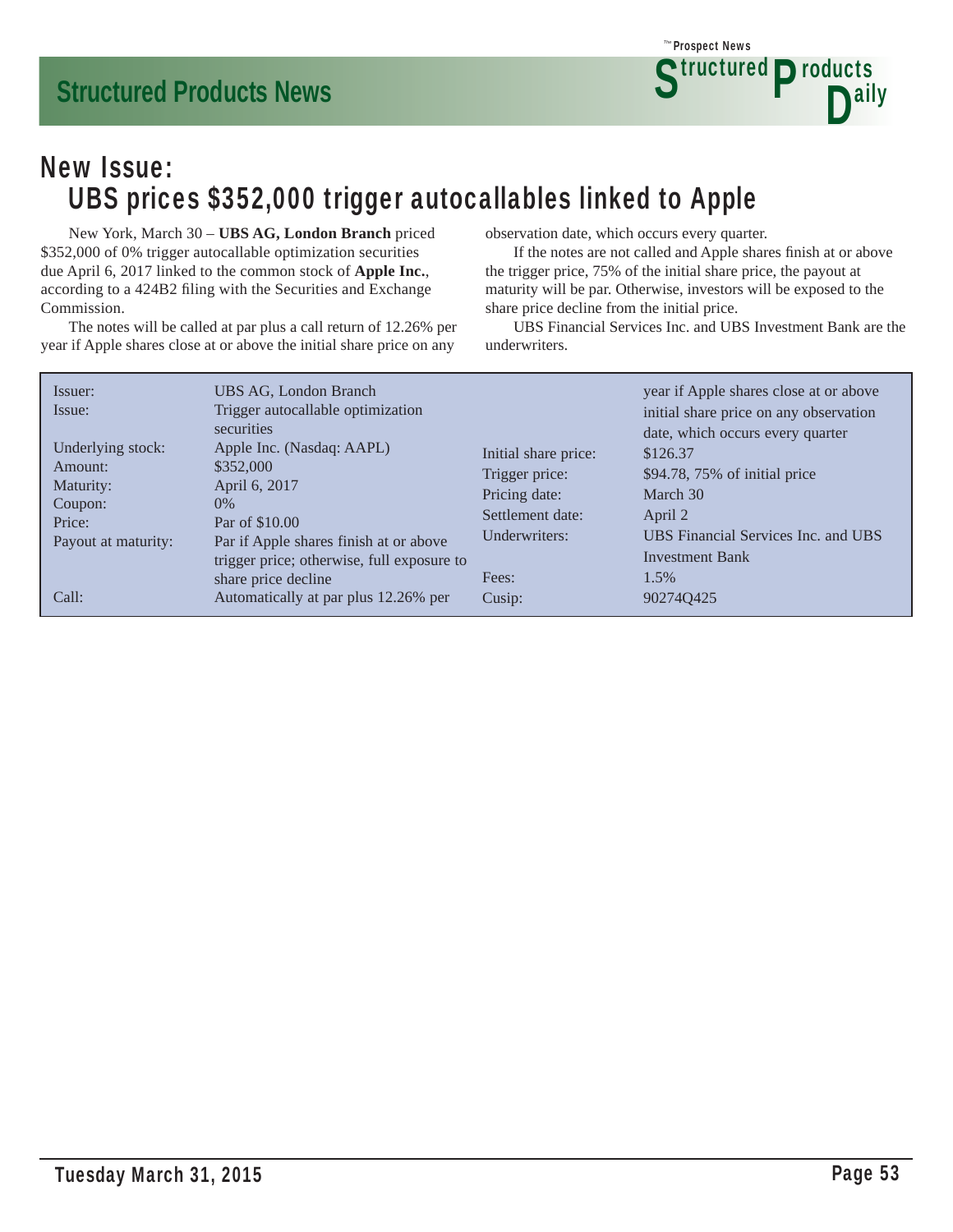## New Issue:
## UBS prices $352,000 trigger autocallables linked to Apple

New York, March 30 – **UBS AG, London Branch** priced $352,000 of 0% trigger autocallable optimization securities due April 6, 2017 linked to the common stock of **Apple Inc.**, according to a 424B2 filing with the Securities and Exchange Commission.

The notes will be called at par plus a call return of 12.26% per year if Apple shares close at or above the initial share price on any observation date, which occurs every quarter.

If the notes are not called and Apple shares finish at or above the trigger price, 75% of the initial share price, the payout at maturity will be par. Otherwise, investors will be exposed to the share price decline from the initial price.

UBS Financial Services Inc. and UBS Investment Bank are the underwriters.

| | |
|---|---|
| Issuer: | UBS AG, London Branch |
| Issue: | Trigger autocallable optimization securities |
| Underlying stock: | Apple Inc. (Nasdaq: AAPL) |
| Amount: | $352,000 |
| Maturity: | April 6, 2017 |
| Coupon: | 0% |
| Price: | Par of $10.00 |
| Payout at maturity: | Par if Apple shares finish at or above trigger price; otherwise, full exposure to share price decline |
| Call: | Automatically at par plus 12.26% per year if Apple shares close at or above initial share price on any observation date, which occurs every quarter |
| Initial share price: | $126.37 |
| Trigger price: | $94.78, 75% of initial price |
| Pricing date: | March 30 |
| Settlement date: | April 2 |
| Underwriters: | UBS Financial Services Inc. and UBS Investment Bank |
| Fees: | 1.5% |
| Cusip: | 90274Q425 |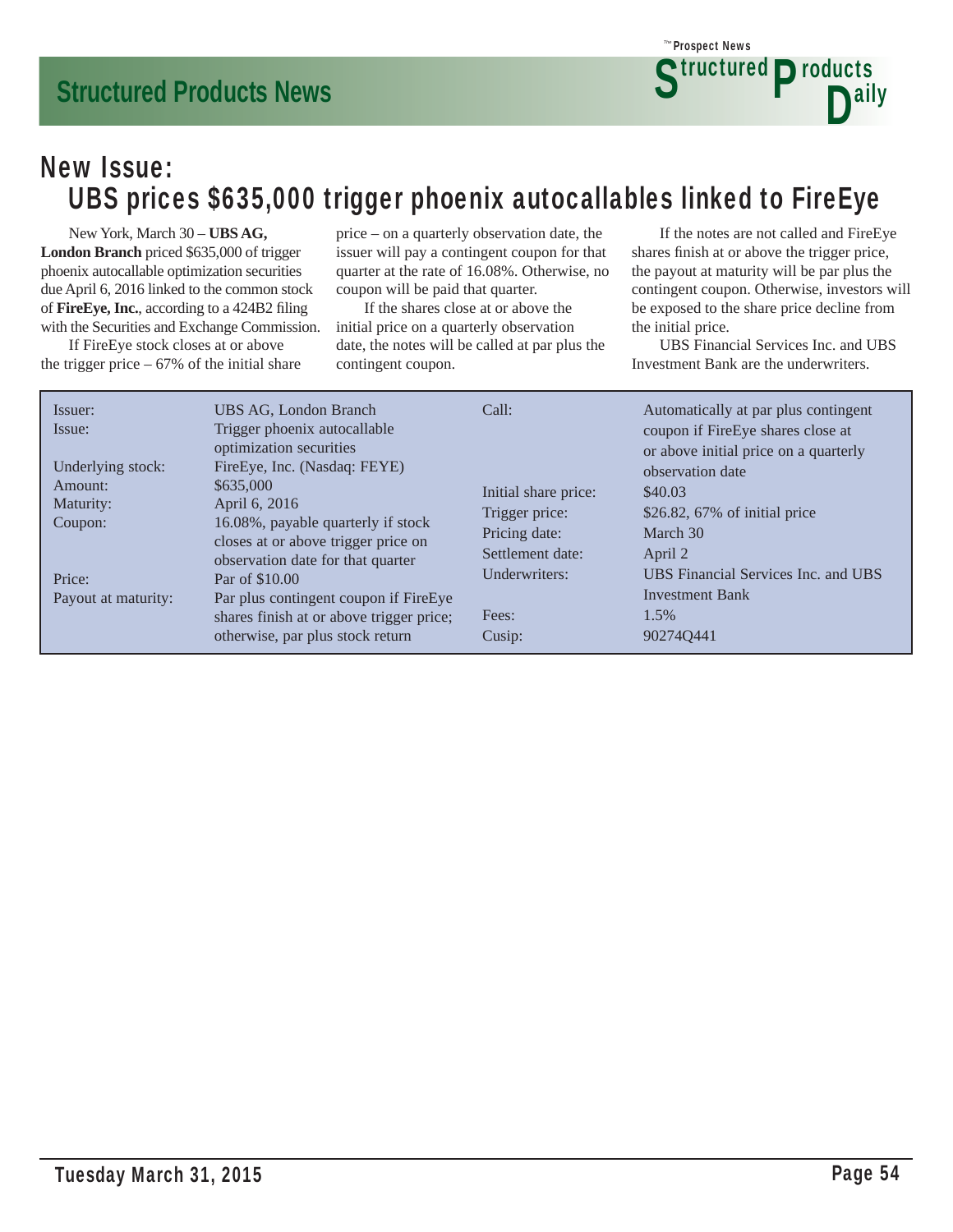## New Issue:

# UBS prices $635,000 trigger phoenix autocallables linked to FireEye

New York, March 30 – **UBS AG, London Branch** priced $635,000 of trigger phoenix autocallable optimization securities due April 6, 2016 linked to the common stock of **FireEye, Inc.**, according to a 424B2 filing with the Securities and Exchange Commission.

If FireEye stock closes at or above the trigger price – 67% of the initial share price – on a quarterly observation date, the issuer will pay a contingent coupon for that quarter at the rate of 16.08%. Otherwise, no coupon will be paid that quarter.

If the shares close at or above the initial price on a quarterly observation date, the notes will be called at par plus the contingent coupon.

If the notes are not called and FireEye shares finish at or above the trigger price, the payout at maturity will be par plus the contingent coupon. Otherwise, investors will be exposed to the share price decline from the initial price.

UBS Financial Services Inc. and UBS Investment Bank are the underwriters.

| | |
|---|---|
| Issuer: | UBS AG, London Branch |
| Issue: | Trigger phoenix autocallable optimization securities |
| Underlying stock: | FireEye, Inc. (Nasdaq: FEYE) |
| Amount: | $635,000 |
| Maturity: | April 6, 2016 |
| Coupon: | 16.08%, payable quarterly if stock closes at or above trigger price on observation date for that quarter |
| Price: | Par of $10.00 |
| Payout at maturity: | Par plus contingent coupon if FireEye shares finish at or above trigger price; otherwise, par plus stock return |
| Call: | Automatically at par plus contingent coupon if FireEye shares close at or above initial price on a quarterly observation date |
| Initial share price: | $40.03 |
| Trigger price: | $26.82, 67% of initial price |
| Pricing date: | March 30 |
| Settlement date: | April 2 |
| Underwriters: | UBS Financial Services Inc. and UBS Investment Bank |
| Fees: | 1.5% |
| Cusip: | 90274Q441 |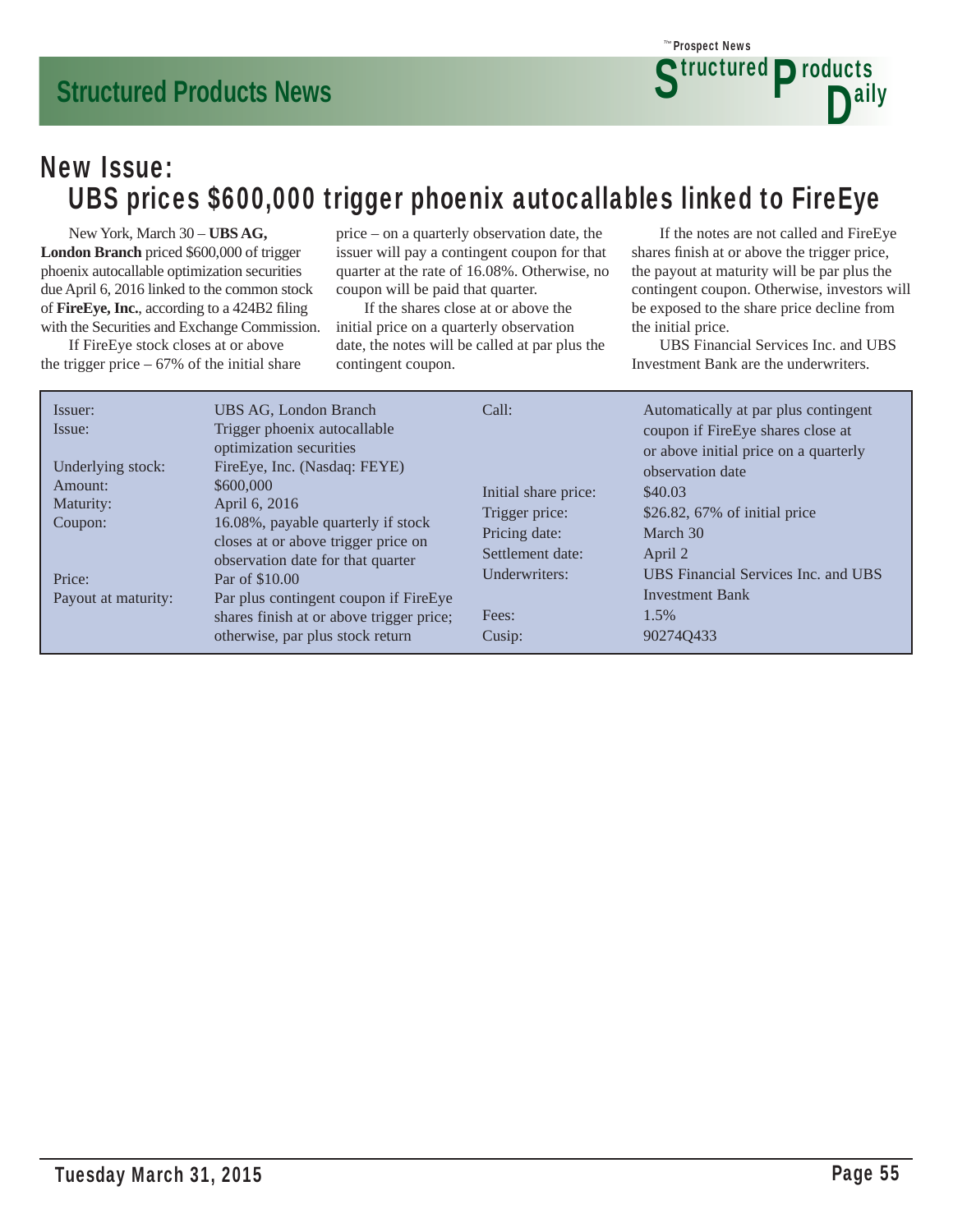## New Issue:

# UBS prices $600,000 trigger phoenix autocallables linked to FireEye

New York, March 30 – **UBS AG, London Branch** priced $600,000 of trigger phoenix autocallable optimization securities due April 6, 2016 linked to the common stock of **FireEye, Inc.**, according to a 424B2 filing with the Securities and Exchange Commission.

If FireEye stock closes at or above the trigger price – 67% of the initial share price – on a quarterly observation date, the issuer will pay a contingent coupon for that quarter at the rate of 16.08%. Otherwise, no coupon will be paid that quarter.

If the shares close at or above the initial price on a quarterly observation date, the notes will be called at par plus the contingent coupon.

If the notes are not called and FireEye shares finish at or above the trigger price, the payout at maturity will be par plus the contingent coupon. Otherwise, investors will be exposed to the share price decline from the initial price.

UBS Financial Services Inc. and UBS Investment Bank are the underwriters.

| | |
|---|---|
| Issuer: | UBS AG, London Branch |
| Issue: | Trigger phoenix autocallable optimization securities |
| Underlying stock: | FireEye, Inc. (Nasdaq: FEYE) |
| Amount: | $600,000 |
| Maturity: | April 6, 2016 |
| Coupon: | 16.08%, payable quarterly if stock closes at or above trigger price on observation date for that quarter |
| Price: | Par of $10.00 |
| Payout at maturity: | Par plus contingent coupon if FireEye shares finish at or above trigger price; otherwise, par plus stock return |
| Call: | Automatically at par plus contingent coupon if FireEye shares close at or above initial price on a quarterly observation date |
| Initial share price: | $40.03 |
| Trigger price: | $26.82, 67% of initial price |
| Pricing date: | March 30 |
| Settlement date: | April 2 |
| Underwriters: | UBS Financial Services Inc. and UBS Investment Bank |
| Fees: | 1.5% |
| Cusip: | 90274Q433 |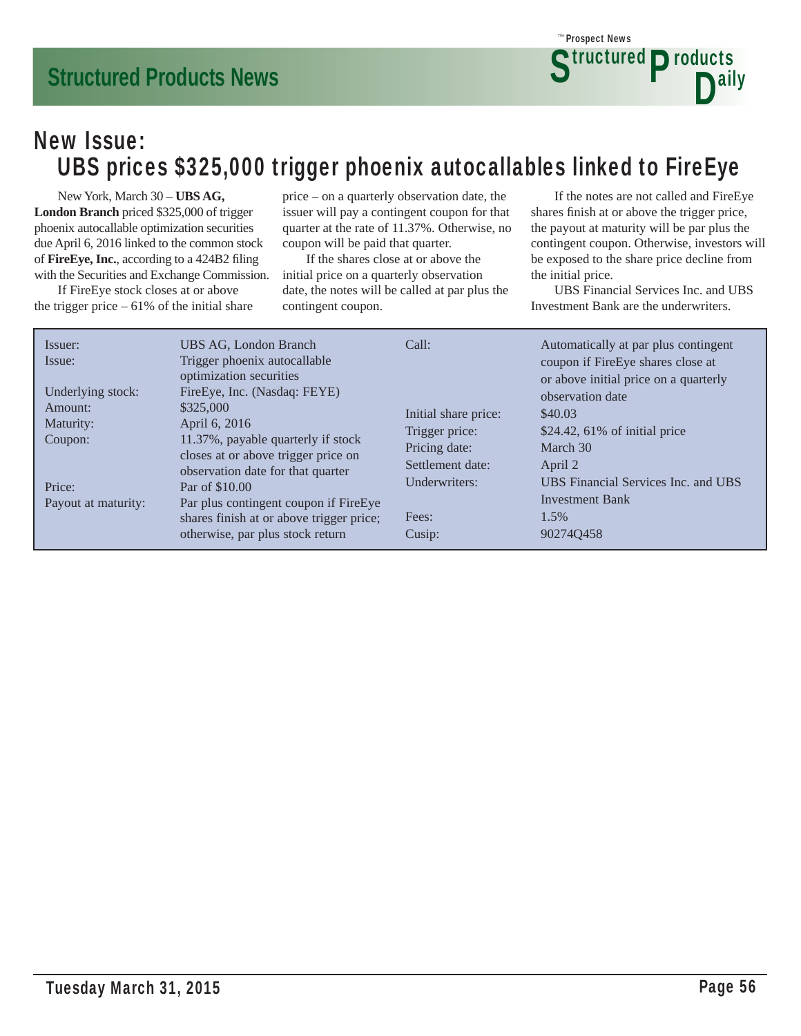## New Issue:
## UBS prices $325,000 trigger phoenix autocallables linked to FireEye

New York, March 30 – **UBS AG, London Branch** priced $325,000 of trigger phoenix autocallable optimization securities due April 6, 2016 linked to the common stock of **FireEye, Inc.**, according to a 424B2 filing with the Securities and Exchange Commission.

If FireEye stock closes at or above the trigger price – 61% of the initial share price – on a quarterly observation date, the issuer will pay a contingent coupon for that quarter at the rate of 11.37%. Otherwise, no coupon will be paid that quarter.

If the shares close at or above the initial price on a quarterly observation date, the notes will be called at par plus the contingent coupon.

If the notes are not called and FireEye shares finish at or above the trigger price, the payout at maturity will be par plus the contingent coupon. Otherwise, investors will be exposed to the share price decline from the initial price.

UBS Financial Services Inc. and UBS Investment Bank are the underwriters.

| | |
|---|---|
| Issuer: | UBS AG, London Branch |
| Issue: | Trigger phoenix autocallable optimization securities |
| Underlying stock: | FireEye, Inc. (Nasdaq: FEYE) |
| Amount: | $325,000 |
| Maturity: | April 6, 2016 |
| Coupon: | 11.37%, payable quarterly if stock closes at or above trigger price on observation date for that quarter |
| Price: | Par of $10.00 |
| Payout at maturity: | Par plus contingent coupon if FireEye shares finish at or above trigger price; otherwise, par plus stock return |
| Call: | Automatically at par plus contingent coupon if FireEye shares close at or above initial price on a quarterly observation date |
| Initial share price: | $40.03 |
| Trigger price: | $24.42, 61% of initial price |
| Pricing date: | March 30 |
| Settlement date: | April 2 |
| Underwriters: | UBS Financial Services Inc. and UBS Investment Bank |
| Fees: | 1.5% |
| Cusip: | 90274Q458 |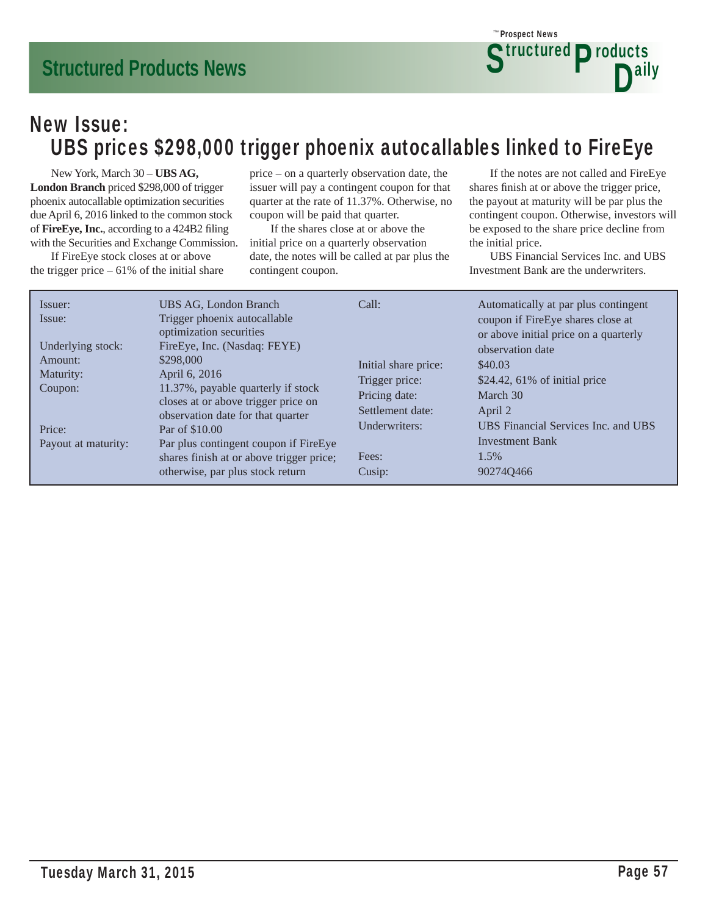## New Issue:
# UBS prices $298,000 trigger phoenix autocallables linked to FireEye

New York, March 30 – **UBS AG, London Branch** priced $298,000 of trigger phoenix autocallable optimization securities due April 6, 2016 linked to the common stock of **FireEye, Inc.**, according to a 424B2 filing with the Securities and Exchange Commission.

If FireEye stock closes at or above the trigger price – 61% of the initial share price – on a quarterly observation date, the issuer will pay a contingent coupon for that quarter at the rate of 11.37%. Otherwise, no coupon will be paid that quarter.

If the shares close at or above the initial price on a quarterly observation date, the notes will be called at par plus the contingent coupon.

If the notes are not called and FireEye shares finish at or above the trigger price, the payout at maturity will be par plus the contingent coupon. Otherwise, investors will be exposed to the share price decline from the initial price.

UBS Financial Services Inc. and UBS Investment Bank are the underwriters.

| | |
|---|---|
| Issuer: | UBS AG, London Branch |
| Issue: | Trigger phoenix autocallable optimization securities |
| Underlying stock: | FireEye, Inc. (Nasdaq: FEYE) |
| Amount: | $298,000 |
| Maturity: | April 6, 2016 |
| Coupon: | 11.37%, payable quarterly if stock closes at or above trigger price on observation date for that quarter |
| Price: | Par of $10.00 |
| Payout at maturity: | Par plus contingent coupon if FireEye shares finish at or above trigger price; otherwise, par plus stock return |
| Call: | Automatically at par plus contingent coupon if FireEye shares close at or above initial price on a quarterly observation date |
| Initial share price: | $40.03 |
| Trigger price: | $24.42, 61% of initial price |
| Pricing date: | March 30 |
| Settlement date: | April 2 |
| Underwriters: | UBS Financial Services Inc. and UBS Investment Bank |
| Fees: | 1.5% |
| Cusip: | 90274Q466 |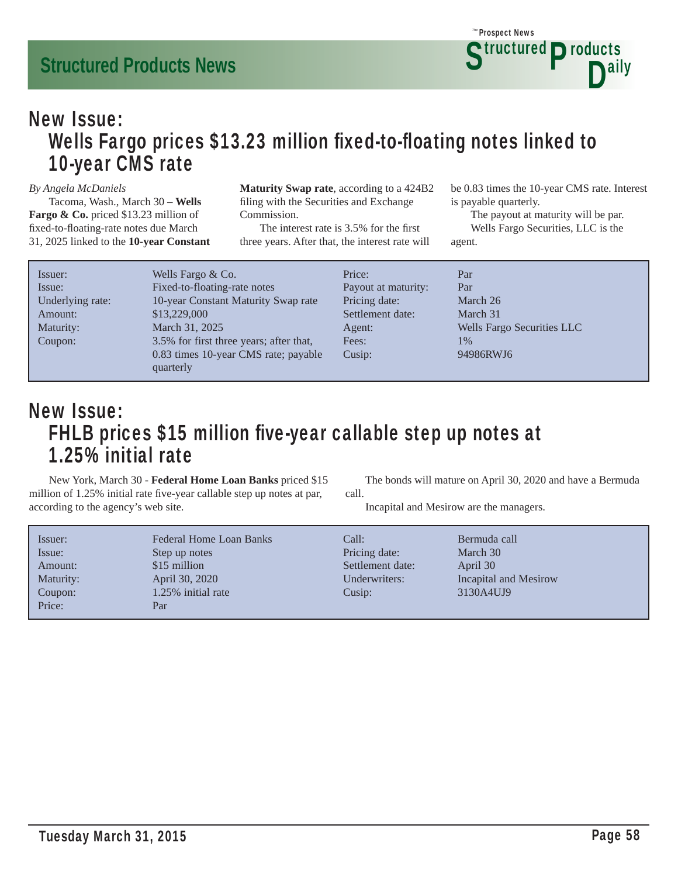## New Issue:
## Wells Fargo prices $13.23 million fixed-to-floating notes linked to 10-year CMS rate

*By Angela McDaniels*

Tacoma, Wash., March 30 – **Wells Fargo & Co.** priced $13.23 million of fixed-to-floating-rate notes due March 31, 2025 linked to the **10-year Constant Maturity Swap rate**, according to a 424B2 filing with the Securities and Exchange Commission.

The interest rate is 3.5% for the first three years. After that, the interest rate will be 0.83 times the 10-year CMS rate. Interest is payable quarterly.

The payout at maturity will be par.

Wells Fargo Securities, LLC is the agent.

| | | | |
|---|---|---|---|
| Issuer: | Wells Fargo & Co. | Price: | Par |
| Issue: | Fixed-to-floating-rate notes | Payout at maturity: | Par |
| Underlying rate: | 10-year Constant Maturity Swap rate | Pricing date: | March 26 |
| Amount: | $13,229,000 | Settlement date: | March 31 |
| Maturity: | March 31, 2025 | Agent: | Wells Fargo Securities LLC |
| Coupon: | 3.5% for first three years; after that, 0.83 times 10-year CMS rate; payable quarterly | Fees: | 1% |
| | | Cusip: | 94986RWJ6 |

## New Issue:
## FHLB prices $15 million five-year callable step up notes at 1.25% initial rate

New York, March 30 - **Federal Home Loan Banks** priced $15 million of 1.25% initial rate five-year callable step up notes at par, according to the agency's web site.

The bonds will mature on April 30, 2020 and have a Bermuda call.

Incapital and Mesirow are the managers.

| | | | |
|---|---|---|---|
| Issuer: | Federal Home Loan Banks | Call: | Bermuda call |
| Issue: | Step up notes | Pricing date: | March 30 |
| Amount: | $15 million | Settlement date: | April 30 |
| Maturity: | April 30, 2020 | Underwriters: | Incapital and Mesirow |
| Coupon: | 1.25% initial rate | Cusip: | 3130A4UJ9 |
| Price: | Par | | |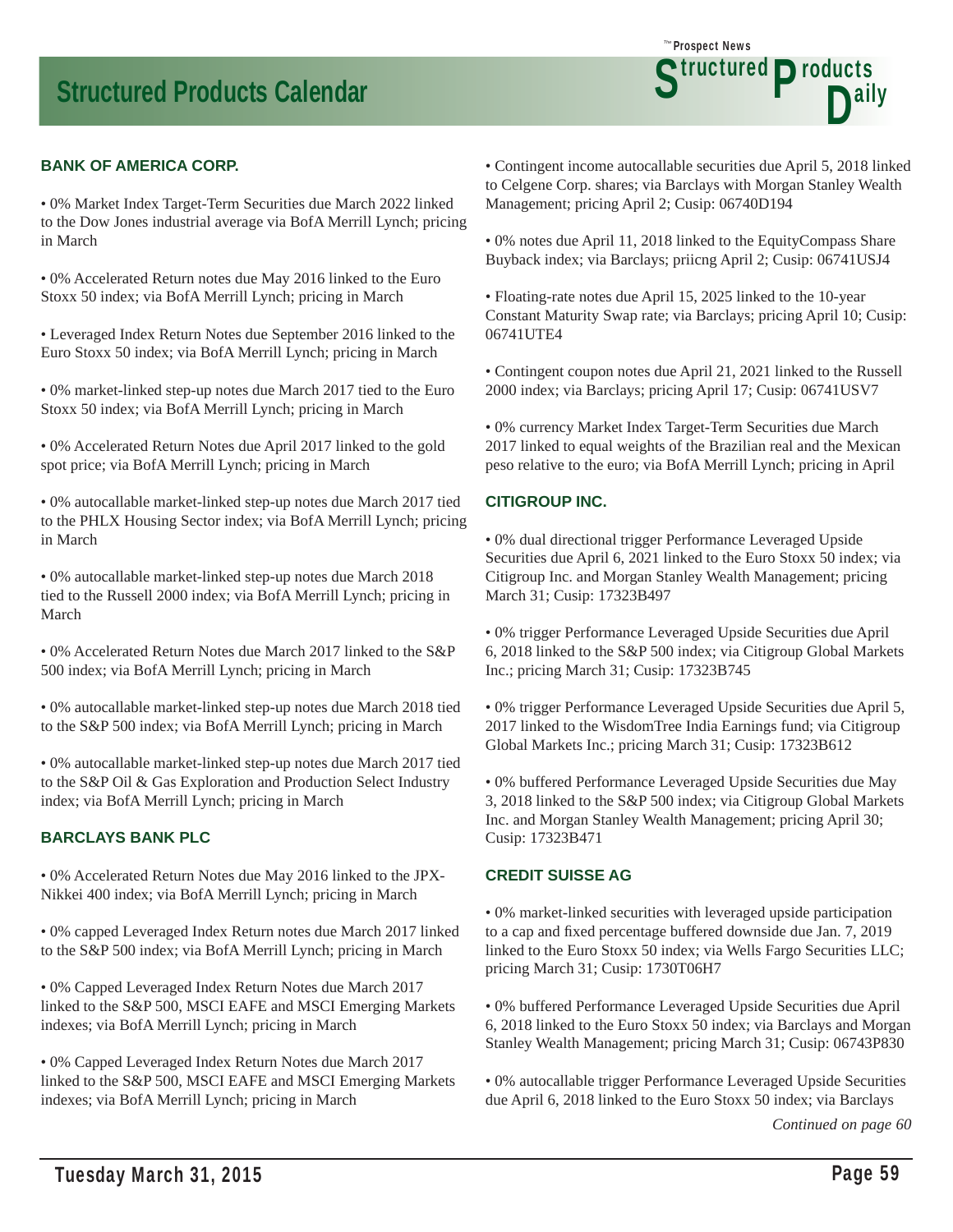# Structured Products Calendar

### BANK OF AMERICA CORP.

• 0% Market Index Target-Term Securities due March 2022 linked to the Dow Jones industrial average via BofA Merrill Lynch; pricing in March

• 0% Accelerated Return notes due May 2016 linked to the Euro Stoxx 50 index; via BofA Merrill Lynch; pricing in March

• Leveraged Index Return Notes due September 2016 linked to the Euro Stoxx 50 index; via BofA Merrill Lynch; pricing in March

• 0% market-linked step-up notes due March 2017 tied to the Euro Stoxx 50 index; via BofA Merrill Lynch; pricing in March

• 0% Accelerated Return Notes due April 2017 linked to the gold spot price; via BofA Merrill Lynch; pricing in March

• 0% autocallable market-linked step-up notes due March 2017 tied to the PHLX Housing Sector index; via BofA Merrill Lynch; pricing in March

• 0% autocallable market-linked step-up notes due March 2018 tied to the Russell 2000 index; via BofA Merrill Lynch; pricing in March

• 0% Accelerated Return Notes due March 2017 linked to the S&P 500 index; via BofA Merrill Lynch; pricing in March

• 0% autocallable market-linked step-up notes due March 2018 tied to the S&P 500 index; via BofA Merrill Lynch; pricing in March

• 0% autocallable market-linked step-up notes due March 2017 tied to the S&P Oil & Gas Exploration and Production Select Industry index; via BofA Merrill Lynch; pricing in March

### BARCLAYS BANK PLC

• 0% Accelerated Return Notes due May 2016 linked to the JPX-Nikkei 400 index; via BofA Merrill Lynch; pricing in March

• 0% capped Leveraged Index Return notes due March 2017 linked to the S&P 500 index; via BofA Merrill Lynch; pricing in March

• 0% Capped Leveraged Index Return Notes due March 2017 linked to the S&P 500, MSCI EAFE and MSCI Emerging Markets indexes; via BofA Merrill Lynch; pricing in March

• 0% Capped Leveraged Index Return Notes due March 2017 linked to the S&P 500, MSCI EAFE and MSCI Emerging Markets indexes; via BofA Merrill Lynch; pricing in March

• Contingent income autocallable securities due April 5, 2018 linked to Celgene Corp. shares; via Barclays with Morgan Stanley Wealth Management; pricing April 2; Cusip: 06740D194

• 0% notes due April 11, 2018 linked to the EquityCompass Share Buyback index; via Barclays; priicng April 2; Cusip: 06741USJ4

• Floating-rate notes due April 15, 2025 linked to the 10-year Constant Maturity Swap rate; via Barclays; pricing April 10; Cusip: 06741UTE4

• Contingent coupon notes due April 21, 2021 linked to the Russell 2000 index; via Barclays; pricing April 17; Cusip: 06741USV7

• 0% currency Market Index Target-Term Securities due March 2017 linked to equal weights of the Brazilian real and the Mexican peso relative to the euro; via BofA Merrill Lynch; pricing in April

### CITIGROUP INC.

• 0% dual directional trigger Performance Leveraged Upside Securities due April 6, 2021 linked to the Euro Stoxx 50 index; via Citigroup Inc. and Morgan Stanley Wealth Management; pricing March 31; Cusip: 17323B497

• 0% trigger Performance Leveraged Upside Securities due April 6, 2018 linked to the S&P 500 index; via Citigroup Global Markets Inc.; pricing March 31; Cusip: 17323B745

• 0% trigger Performance Leveraged Upside Securities due April 5, 2017 linked to the WisdomTree India Earnings fund; via Citigroup Global Markets Inc.; pricing March 31; Cusip: 17323B612

• 0% buffered Performance Leveraged Upside Securities due May 3, 2018 linked to the S&P 500 index; via Citigroup Global Markets Inc. and Morgan Stanley Wealth Management; pricing April 30; Cusip: 17323B471

### CREDIT SUISSE AG

• 0% market-linked securities with leveraged upside participation to a cap and fixed percentage buffered downside due Jan. 7, 2019 linked to the Euro Stoxx 50 index; via Wells Fargo Securities LLC; pricing March 31; Cusip: 1730T06H7

• 0% buffered Performance Leveraged Upside Securities due April 6, 2018 linked to the Euro Stoxx 50 index; via Barclays and Morgan Stanley Wealth Management; pricing March 31; Cusip: 06743P830

• 0% autocallable trigger Performance Leveraged Upside Securities due April 6, 2018 linked to the Euro Stoxx 50 index; via Barclays

*Continued on page 60*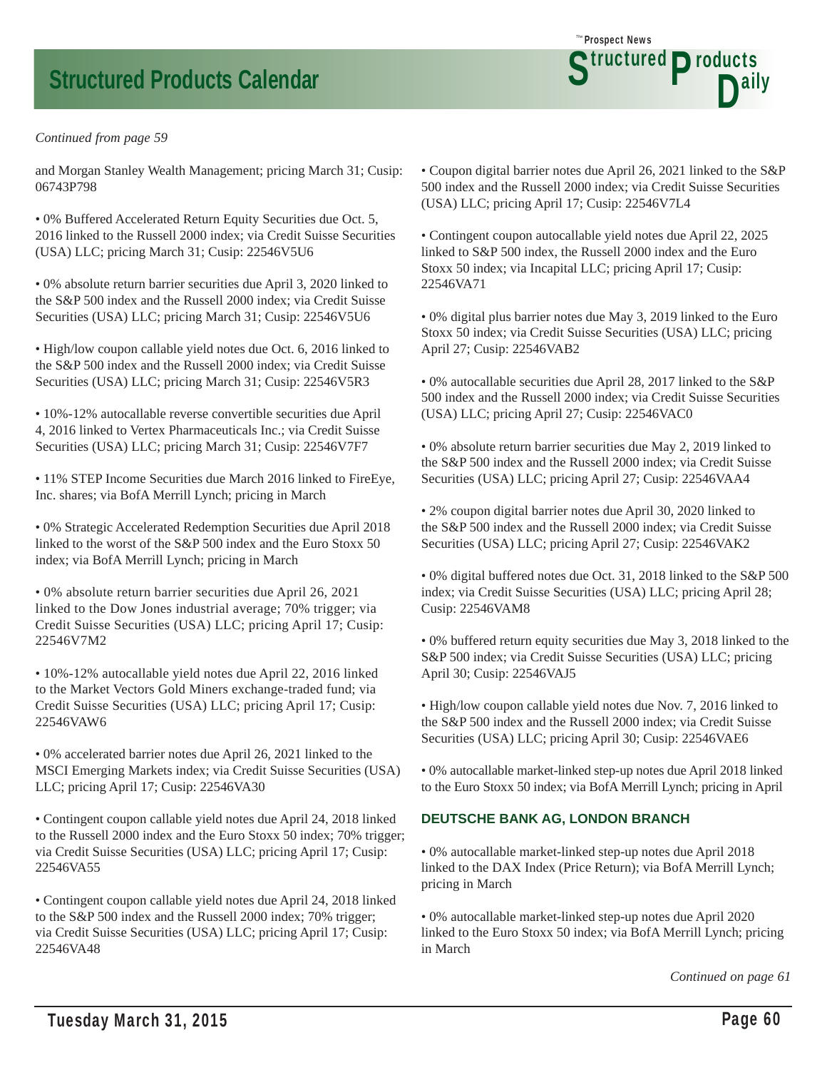*Continued from page 59*

and Morgan Stanley Wealth Management; pricing March 31; Cusip: 06743P798

• 0% Buffered Accelerated Return Equity Securities due Oct. 5, 2016 linked to the Russell 2000 index; via Credit Suisse Securities (USA) LLC; pricing March 31; Cusip: 22546V5U6

• 0% absolute return barrier securities due April 3, 2020 linked to the S&P 500 index and the Russell 2000 index; via Credit Suisse Securities (USA) LLC; pricing March 31; Cusip: 22546V5U6

• High/low coupon callable yield notes due Oct. 6, 2016 linked to the S&P 500 index and the Russell 2000 index; via Credit Suisse Securities (USA) LLC; pricing March 31; Cusip: 22546V5R3

• 10%-12% autocallable reverse convertible securities due April 4, 2016 linked to Vertex Pharmaceuticals Inc.; via Credit Suisse Securities (USA) LLC; pricing March 31; Cusip: 22546V7F7

• 11% STEP Income Securities due March 2016 linked to FireEye, Inc. shares; via BofA Merrill Lynch; pricing in March

• 0% Strategic Accelerated Redemption Securities due April 2018 linked to the worst of the S&P 500 index and the Euro Stoxx 50 index; via BofA Merrill Lynch; pricing in March

• 0% absolute return barrier securities due April 26, 2021 linked to the Dow Jones industrial average; 70% trigger; via Credit Suisse Securities (USA) LLC; pricing April 17; Cusip: 22546V7M2

• 10%-12% autocallable yield notes due April 22, 2016 linked to the Market Vectors Gold Miners exchange-traded fund; via Credit Suisse Securities (USA) LLC; pricing April 17; Cusip: 22546VAW6

• 0% accelerated barrier notes due April 26, 2021 linked to the MSCI Emerging Markets index; via Credit Suisse Securities (USA) LLC; pricing April 17; Cusip: 22546VA30

• Contingent coupon callable yield notes due April 24, 2018 linked to the Russell 2000 index and the Euro Stoxx 50 index; 70% trigger; via Credit Suisse Securities (USA) LLC; pricing April 17; Cusip: 22546VA55

• Contingent coupon callable yield notes due April 24, 2018 linked to the S&P 500 index and the Russell 2000 index; 70% trigger; via Credit Suisse Securities (USA) LLC; pricing April 17; Cusip: 22546VA48

• Coupon digital barrier notes due April 26, 2021 linked to the S&P 500 index and the Russell 2000 index; via Credit Suisse Securities (USA) LLC; pricing April 17; Cusip: 22546V7L4

• Contingent coupon autocallable yield notes due April 22, 2025 linked to S&P 500 index, the Russell 2000 index and the Euro Stoxx 50 index; via Incapital LLC; pricing April 17; Cusip: 22546VA71

• 0% digital plus barrier notes due May 3, 2019 linked to the Euro Stoxx 50 index; via Credit Suisse Securities (USA) LLC; pricing April 27; Cusip: 22546VAB2

• 0% autocallable securities due April 28, 2017 linked to the S&P 500 index and the Russell 2000 index; via Credit Suisse Securities (USA) LLC; pricing April 27; Cusip: 22546VAC0

• 0% absolute return barrier securities due May 2, 2019 linked to the S&P 500 index and the Russell 2000 index; via Credit Suisse Securities (USA) LLC; pricing April 27; Cusip: 22546VAA4

• 2% coupon digital barrier notes due April 30, 2020 linked to the S&P 500 index and the Russell 2000 index; via Credit Suisse Securities (USA) LLC; pricing April 27; Cusip: 22546VAK2

• 0% digital buffered notes due Oct. 31, 2018 linked to the S&P 500 index; via Credit Suisse Securities (USA) LLC; pricing April 28; Cusip: 22546VAM8

• 0% buffered return equity securities due May 3, 2018 linked to the S&P 500 index; via Credit Suisse Securities (USA) LLC; pricing April 30; Cusip: 22546VAJ5

• High/low coupon callable yield notes due Nov. 7, 2016 linked to the S&P 500 index and the Russell 2000 index; via Credit Suisse Securities (USA) LLC; pricing April 30; Cusip: 22546VAE6

• 0% autocallable market-linked step-up notes due April 2018 linked to the Euro Stoxx 50 index; via BofA Merrill Lynch; pricing in April

## DEUTSCHE BANK AG, LONDON BRANCH

• 0% autocallable market-linked step-up notes due April 2018 linked to the DAX Index (Price Return); via BofA Merrill Lynch; pricing in March

• 0% autocallable market-linked step-up notes due April 2020 linked to the Euro Stoxx 50 index; via BofA Merrill Lynch; pricing in March

*Continued on page 61*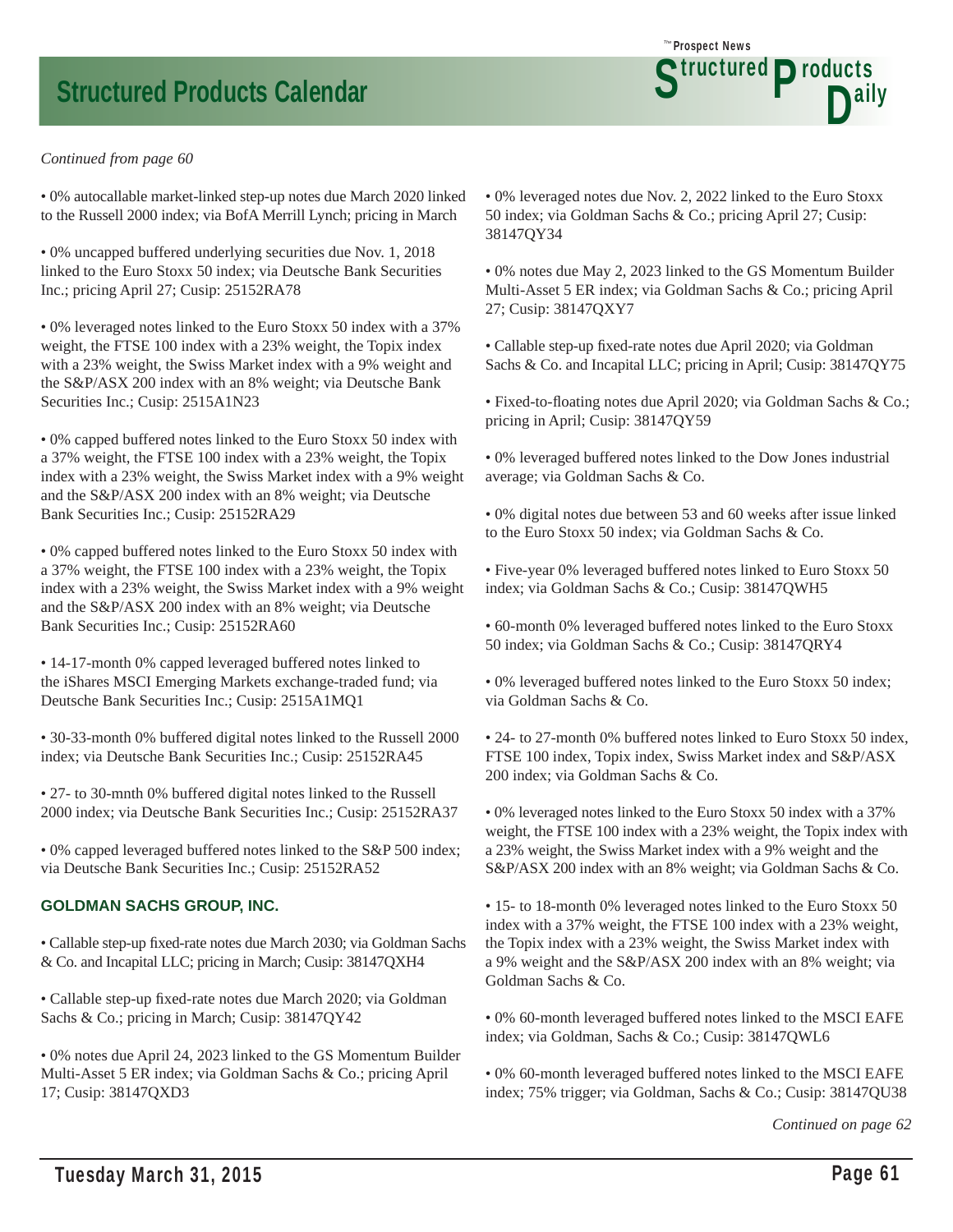*Continued from page 60*

• 0% autocallable market-linked step-up notes due March 2020 linked to the Russell 2000 index; via BofA Merrill Lynch; pricing in March

• 0% uncapped buffered underlying securities due Nov. 1, 2018 linked to the Euro Stoxx 50 index; via Deutsche Bank Securities Inc.; pricing April 27; Cusip: 25152RA78

• 0% leveraged notes linked to the Euro Stoxx 50 index with a 37% weight, the FTSE 100 index with a 23% weight, the Topix index with a 23% weight, the Swiss Market index with a 9% weight and the S&P/ASX 200 index with an 8% weight; via Deutsche Bank Securities Inc.; Cusip: 2515A1N23

• 0% capped buffered notes linked to the Euro Stoxx 50 index with a 37% weight, the FTSE 100 index with a 23% weight, the Topix index with a 23% weight, the Swiss Market index with a 9% weight and the S&P/ASX 200 index with an 8% weight; via Deutsche Bank Securities Inc.; Cusip: 25152RA29

• 0% capped buffered notes linked to the Euro Stoxx 50 index with a 37% weight, the FTSE 100 index with a 23% weight, the Topix index with a 23% weight, the Swiss Market index with a 9% weight and the S&P/ASX 200 index with an 8% weight; via Deutsche Bank Securities Inc.; Cusip: 25152RA60

• 14-17-month 0% capped leveraged buffered notes linked to the iShares MSCI Emerging Markets exchange-traded fund; via Deutsche Bank Securities Inc.; Cusip: 2515A1MQ1

• 30-33-month 0% buffered digital notes linked to the Russell 2000 index; via Deutsche Bank Securities Inc.; Cusip: 25152RA45

• 27- to 30-mnth 0% buffered digital notes linked to the Russell 2000 index; via Deutsche Bank Securities Inc.; Cusip: 25152RA37

• 0% capped leveraged buffered notes linked to the S&P 500 index; via Deutsche Bank Securities Inc.; Cusip: 25152RA52

**GOLDMAN SACHS GROUP, INC.**

• Callable step-up fixed-rate notes due March 2030; via Goldman Sachs & Co. and Incapital LLC; pricing in March; Cusip: 38147QXH4

• Callable step-up fixed-rate notes due March 2020; via Goldman Sachs & Co.; pricing in March; Cusip: 38147QY42

• 0% notes due April 24, 2023 linked to the GS Momentum Builder Multi-Asset 5 ER index; via Goldman Sachs & Co.; pricing April 17; Cusip: 38147QXD3

• 0% leveraged notes due Nov. 2, 2022 linked to the Euro Stoxx 50 index; via Goldman Sachs & Co.; pricing April 27; Cusip: 38147QY34

• 0% notes due May 2, 2023 linked to the GS Momentum Builder Multi-Asset 5 ER index; via Goldman Sachs & Co.; pricing April 27; Cusip: 38147QXY7

• Callable step-up fixed-rate notes due April 2020; via Goldman Sachs & Co. and Incapital LLC; pricing in April; Cusip: 38147QY75

• Fixed-to-floating notes due April 2020; via Goldman Sachs & Co.; pricing in April; Cusip: 38147QY59

• 0% leveraged buffered notes linked to the Dow Jones industrial average; via Goldman Sachs & Co.

• 0% digital notes due between 53 and 60 weeks after issue linked to the Euro Stoxx 50 index; via Goldman Sachs & Co.

• Five-year 0% leveraged buffered notes linked to Euro Stoxx 50 index; via Goldman Sachs & Co.; Cusip: 38147QWH5

• 60-month 0% leveraged buffered notes linked to the Euro Stoxx 50 index; via Goldman Sachs & Co.; Cusip: 38147QRY4

• 0% leveraged buffered notes linked to the Euro Stoxx 50 index; via Goldman Sachs & Co.

• 24- to 27-month 0% buffered notes linked to Euro Stoxx 50 index, FTSE 100 index, Topix index, Swiss Market index and S&P/ASX 200 index; via Goldman Sachs & Co.

• 0% leveraged notes linked to the Euro Stoxx 50 index with a 37% weight, the FTSE 100 index with a 23% weight, the Topix index with a 23% weight, the Swiss Market index with a 9% weight and the S&P/ASX 200 index with an 8% weight; via Goldman Sachs & Co.

• 15- to 18-month 0% leveraged notes linked to the Euro Stoxx 50 index with a 37% weight, the FTSE 100 index with a 23% weight, the Topix index with a 23% weight, the Swiss Market index with a 9% weight and the S&P/ASX 200 index with an 8% weight; via Goldman Sachs & Co.

• 0% 60-month leveraged buffered notes linked to the MSCI EAFE index; via Goldman, Sachs & Co.; Cusip: 38147QWL6

• 0% 60-month leveraged buffered notes linked to the MSCI EAFE index; 75% trigger; via Goldman, Sachs & Co.; Cusip: 38147QU38

*Continued on page 62*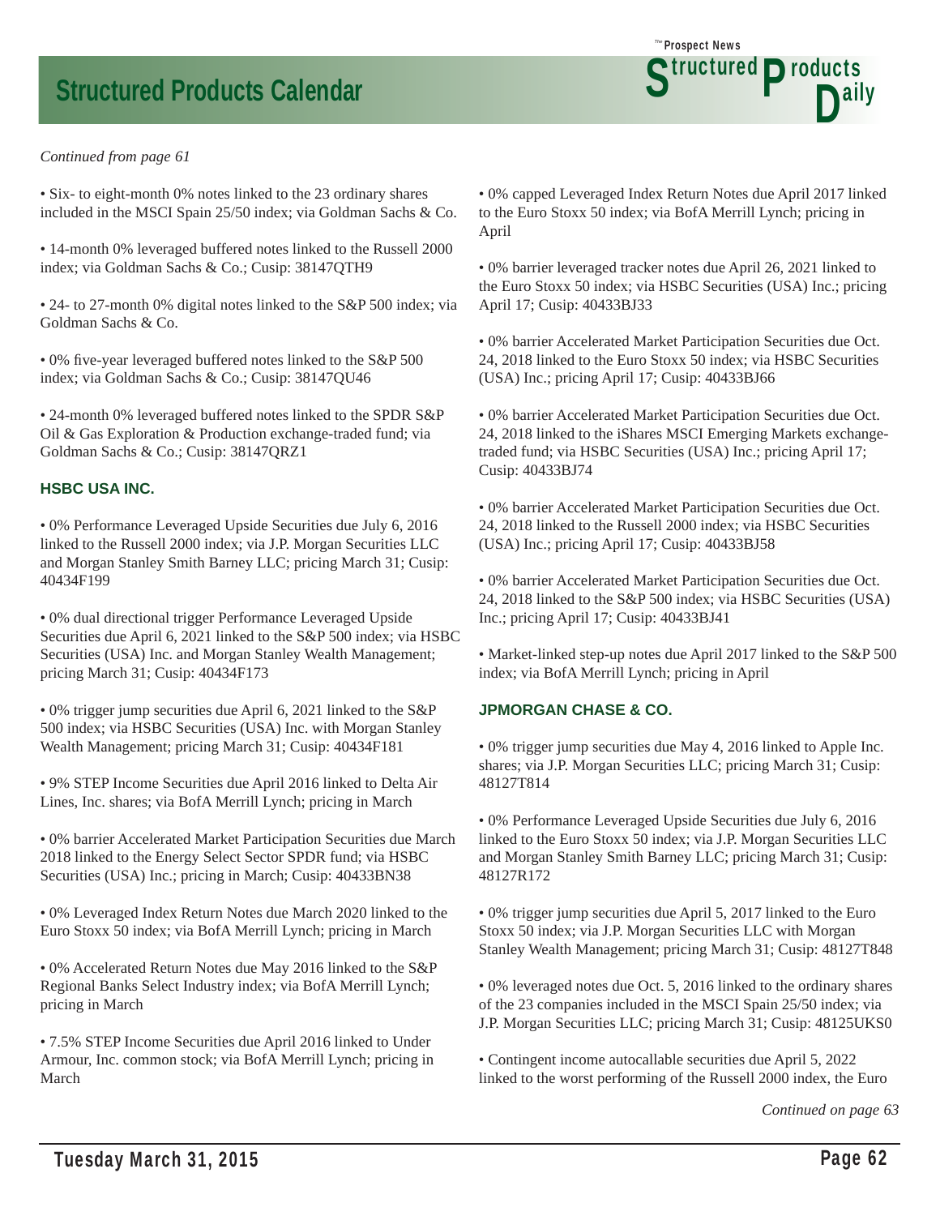*Continued from page 61*

• Six- to eight-month 0% notes linked to the 23 ordinary shares included in the MSCI Spain 25/50 index; via Goldman Sachs & Co.

• 14-month 0% leveraged buffered notes linked to the Russell 2000 index; via Goldman Sachs & Co.; Cusip: 38147QTH9

• 24- to 27-month 0% digital notes linked to the S&P 500 index; via Goldman Sachs & Co.

• 0% five-year leveraged buffered notes linked to the S&P 500 index; via Goldman Sachs & Co.; Cusip: 38147QU46

• 24-month 0% leveraged buffered notes linked to the SPDR S&P Oil & Gas Exploration & Production exchange-traded fund; via Goldman Sachs & Co.; Cusip: 38147QRZ1

### HSBC USA INC.

• 0% Performance Leveraged Upside Securities due July 6, 2016 linked to the Russell 2000 index; via J.P. Morgan Securities LLC and Morgan Stanley Smith Barney LLC; pricing March 31; Cusip: 40434F199

• 0% dual directional trigger Performance Leveraged Upside Securities due April 6, 2021 linked to the S&P 500 index; via HSBC Securities (USA) Inc. and Morgan Stanley Wealth Management; pricing March 31; Cusip: 40434F173

• 0% trigger jump securities due April 6, 2021 linked to the S&P 500 index; via HSBC Securities (USA) Inc. with Morgan Stanley Wealth Management; pricing March 31; Cusip: 40434F181

• 9% STEP Income Securities due April 2016 linked to Delta Air Lines, Inc. shares; via BofA Merrill Lynch; pricing in March

• 0% barrier Accelerated Market Participation Securities due March 2018 linked to the Energy Select Sector SPDR fund; via HSBC Securities (USA) Inc.; pricing in March; Cusip: 40433BN38

• 0% Leveraged Index Return Notes due March 2020 linked to the Euro Stoxx 50 index; via BofA Merrill Lynch; pricing in March

• 0% Accelerated Return Notes due May 2016 linked to the S&P Regional Banks Select Industry index; via BofA Merrill Lynch; pricing in March

• 7.5% STEP Income Securities due April 2016 linked to Under Armour, Inc. common stock; via BofA Merrill Lynch; pricing in March

• 0% capped Leveraged Index Return Notes due April 2017 linked to the Euro Stoxx 50 index; via BofA Merrill Lynch; pricing in April

• 0% barrier leveraged tracker notes due April 26, 2021 linked to the Euro Stoxx 50 index; via HSBC Securities (USA) Inc.; pricing April 17; Cusip: 40433BJ33

• 0% barrier Accelerated Market Participation Securities due Oct. 24, 2018 linked to the Euro Stoxx 50 index; via HSBC Securities (USA) Inc.; pricing April 17; Cusip: 40433BJ66

• 0% barrier Accelerated Market Participation Securities due Oct. 24, 2018 linked to the iShares MSCI Emerging Markets exchange-traded fund; via HSBC Securities (USA) Inc.; pricing April 17; Cusip: 40433BJ74

• 0% barrier Accelerated Market Participation Securities due Oct. 24, 2018 linked to the Russell 2000 index; via HSBC Securities (USA) Inc.; pricing April 17; Cusip: 40433BJ58

• 0% barrier Accelerated Market Participation Securities due Oct. 24, 2018 linked to the S&P 500 index; via HSBC Securities (USA) Inc.; pricing April 17; Cusip: 40433BJ41

• Market-linked step-up notes due April 2017 linked to the S&P 500 index; via BofA Merrill Lynch; pricing in April

### JPMORGAN CHASE & CO.

• 0% trigger jump securities due May 4, 2016 linked to Apple Inc. shares; via J.P. Morgan Securities LLC; pricing March 31; Cusip: 48127T814

• 0% Performance Leveraged Upside Securities due July 6, 2016 linked to the Euro Stoxx 50 index; via J.P. Morgan Securities LLC and Morgan Stanley Smith Barney LLC; pricing March 31; Cusip: 48127R172

• 0% trigger jump securities due April 5, 2017 linked to the Euro Stoxx 50 index; via J.P. Morgan Securities LLC with Morgan Stanley Wealth Management; pricing March 31; Cusip: 48127T848

• 0% leveraged notes due Oct. 5, 2016 linked to the ordinary shares of the 23 companies included in the MSCI Spain 25/50 index; via J.P. Morgan Securities LLC; pricing March 31; Cusip: 48125UKS0

• Contingent income autocallable securities due April 5, 2022 linked to the worst performing of the Russell 2000 index, the Euro

*Continued on page 63*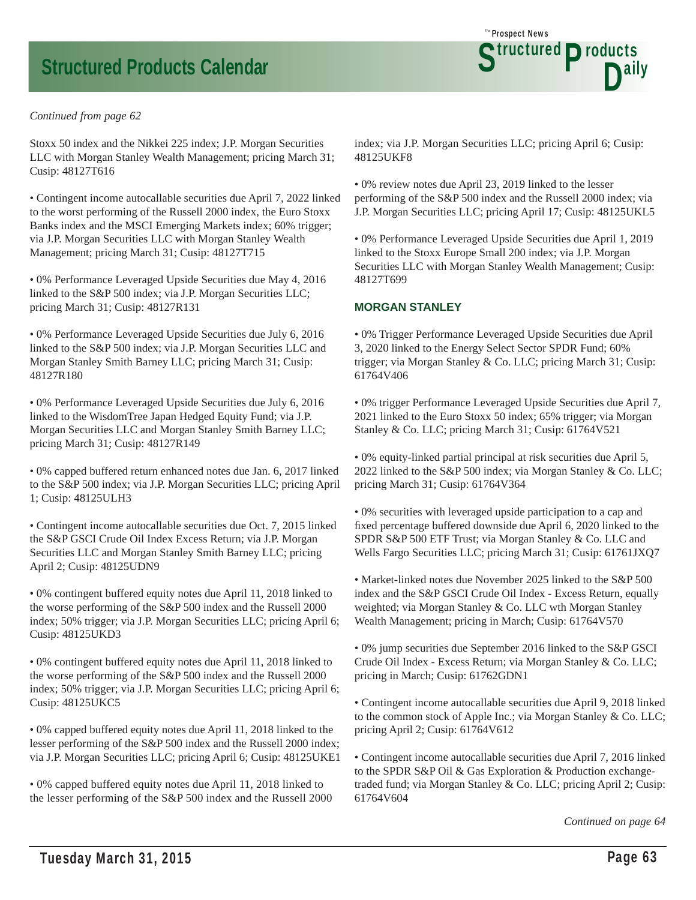*Continued from page 62*

Stoxx 50 index and the Nikkei 225 index; J.P. Morgan Securities LLC with Morgan Stanley Wealth Management; pricing March 31; Cusip: 48127T616

• Contingent income autocallable securities due April 7, 2022 linked to the worst performing of the Russell 2000 index, the Euro Stoxx Banks index and the MSCI Emerging Markets index; 60% trigger; via J.P. Morgan Securities LLC with Morgan Stanley Wealth Management; pricing March 31; Cusip: 48127T715

• 0% Performance Leveraged Upside Securities due May 4, 2016 linked to the S&P 500 index; via J.P. Morgan Securities LLC; pricing March 31; Cusip: 48127R131

• 0% Performance Leveraged Upside Securities due July 6, 2016 linked to the S&P 500 index; via J.P. Morgan Securities LLC and Morgan Stanley Smith Barney LLC; pricing March 31; Cusip: 48127R180

• 0% Performance Leveraged Upside Securities due July 6, 2016 linked to the WisdomTree Japan Hedged Equity Fund; via J.P. Morgan Securities LLC and Morgan Stanley Smith Barney LLC; pricing March 31; Cusip: 48127R149

• 0% capped buffered return enhanced notes due Jan. 6, 2017 linked to the S&P 500 index; via J.P. Morgan Securities LLC; pricing April 1; Cusip: 48125ULH3

• Contingent income autocallable securities due Oct. 7, 2015 linked the S&P GSCI Crude Oil Index Excess Return; via J.P. Morgan Securities LLC and Morgan Stanley Smith Barney LLC; pricing April 2; Cusip: 48125UDN9

• 0% contingent buffered equity notes due April 11, 2018 linked to the worse performing of the S&P 500 index and the Russell 2000 index; 50% trigger; via J.P. Morgan Securities LLC; pricing April 6; Cusip: 48125UKD3

• 0% contingent buffered equity notes due April 11, 2018 linked to the worse performing of the S&P 500 index and the Russell 2000 index; 50% trigger; via J.P. Morgan Securities LLC; pricing April 6; Cusip: 48125UKC5

• 0% capped buffered equity notes due April 11, 2018 linked to the lesser performing of the S&P 500 index and the Russell 2000 index; via J.P. Morgan Securities LLC; pricing April 6; Cusip: 48125UKE1

• 0% capped buffered equity notes due April 11, 2018 linked to the lesser performing of the S&P 500 index and the Russell 2000 index; via J.P. Morgan Securities LLC; pricing April 6; Cusip: 48125UKF8

• 0% review notes due April 23, 2019 linked to the lesser performing of the S&P 500 index and the Russell 2000 index; via J.P. Morgan Securities LLC; pricing April 17; Cusip: 48125UKL5

• 0% Performance Leveraged Upside Securities due April 1, 2019 linked to the Stoxx Europe Small 200 index; via J.P. Morgan Securities LLC with Morgan Stanley Wealth Management; Cusip: 48127T699

### MORGAN STANLEY

• 0% Trigger Performance Leveraged Upside Securities due April 3, 2020 linked to the Energy Select Sector SPDR Fund; 60% trigger; via Morgan Stanley & Co. LLC; pricing March 31; Cusip: 61764V406

• 0% trigger Performance Leveraged Upside Securities due April 7, 2021 linked to the Euro Stoxx 50 index; 65% trigger; via Morgan Stanley & Co. LLC; pricing March 31; Cusip: 61764V521

• 0% equity-linked partial principal at risk securities due April 5, 2022 linked to the S&P 500 index; via Morgan Stanley & Co. LLC; pricing March 31; Cusip: 61764V364

• 0% securities with leveraged upside participation to a cap and fixed percentage buffered downside due April 6, 2020 linked to the SPDR S&P 500 ETF Trust; via Morgan Stanley & Co. LLC and Wells Fargo Securities LLC; pricing March 31; Cusip: 61761JXQ7

• Market-linked notes due November 2025 linked to the S&P 500 index and the S&P GSCI Crude Oil Index - Excess Return, equally weighted; via Morgan Stanley & Co. LLC wth Morgan Stanley Wealth Management; pricing in March; Cusip: 61764V570

• 0% jump securities due September 2016 linked to the S&P GSCI Crude Oil Index - Excess Return; via Morgan Stanley & Co. LLC; pricing in March; Cusip: 61762GDN1

• Contingent income autocallable securities due April 9, 2018 linked to the common stock of Apple Inc.; via Morgan Stanley & Co. LLC; pricing April 2; Cusip: 61764V612

• Contingent income autocallable securities due April 7, 2016 linked to the SPDR S&P Oil & Gas Exploration & Production exchange-traded fund; via Morgan Stanley & Co. LLC; pricing April 2; Cusip: 61764V604

*Continued on page 64*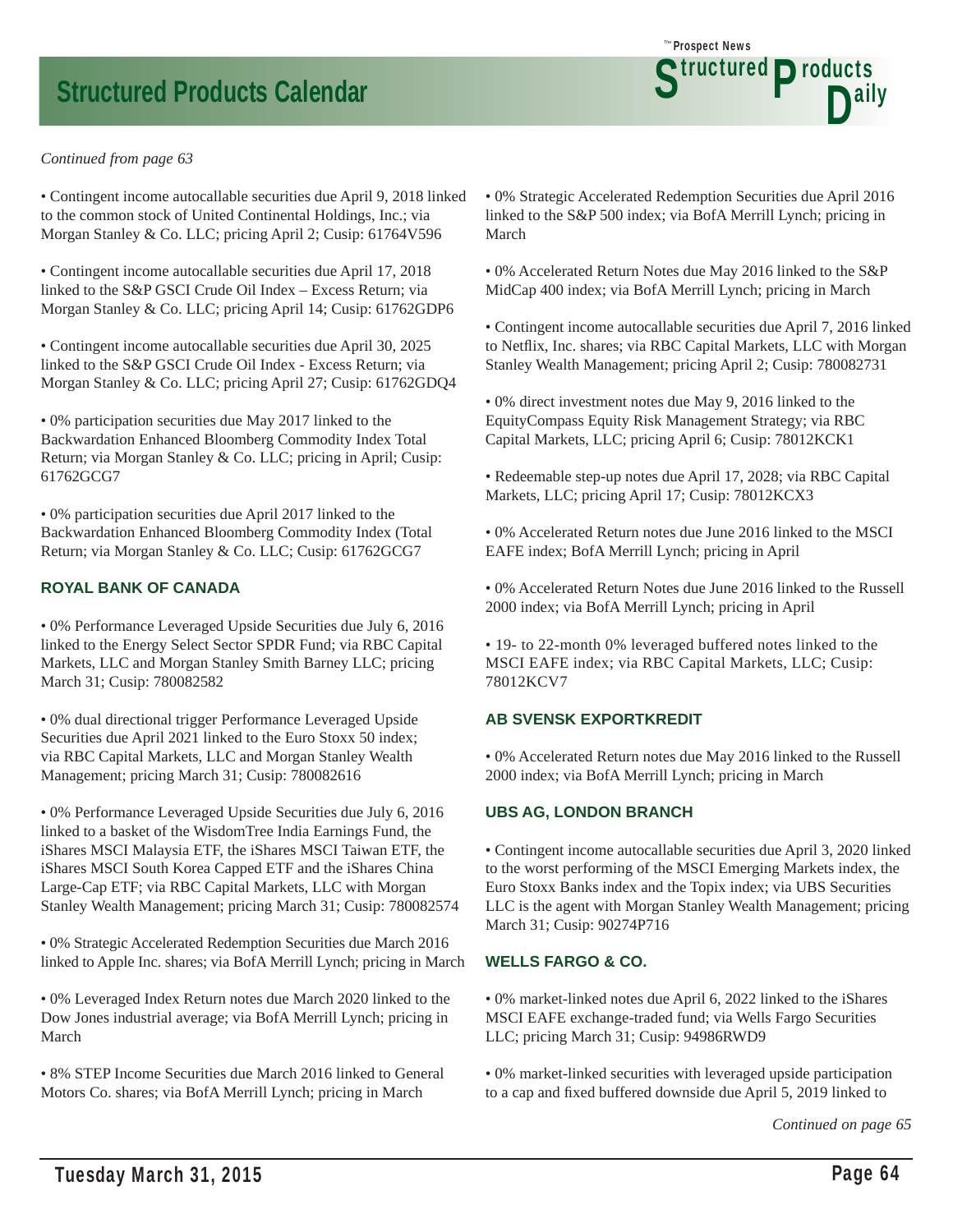# Structured Products Calendar

*Continued from page 63*

• Contingent income autocallable securities due April 9, 2018 linked to the common stock of United Continental Holdings, Inc.; via Morgan Stanley & Co. LLC; pricing April 2; Cusip: 61764V596

• Contingent income autocallable securities due April 17, 2018 linked to the S&P GSCI Crude Oil Index – Excess Return; via Morgan Stanley & Co. LLC; pricing April 14; Cusip: 61762GDP6

• Contingent income autocallable securities due April 30, 2025 linked to the S&P GSCI Crude Oil Index - Excess Return; via Morgan Stanley & Co. LLC; pricing April 27; Cusip: 61762GDQ4

• 0% participation securities due May 2017 linked to the Backwardation Enhanced Bloomberg Commodity Index Total Return; via Morgan Stanley & Co. LLC; pricing in April; Cusip: 61762GCG7

• 0% participation securities due April 2017 linked to the Backwardation Enhanced Bloomberg Commodity Index (Total Return; via Morgan Stanley & Co. LLC; Cusip: 61762GCG7

### ROYAL BANK OF CANADA

• 0% Performance Leveraged Upside Securities due July 6, 2016 linked to the Energy Select Sector SPDR Fund; via RBC Capital Markets, LLC and Morgan Stanley Smith Barney LLC; pricing March 31; Cusip: 780082582

• 0% dual directional trigger Performance Leveraged Upside Securities due April 2021 linked to the Euro Stoxx 50 index; via RBC Capital Markets, LLC and Morgan Stanley Wealth Management; pricing March 31; Cusip: 780082616

• 0% Performance Leveraged Upside Securities due July 6, 2016 linked to a basket of the WisdomTree India Earnings Fund, the iShares MSCI Malaysia ETF, the iShares MSCI Taiwan ETF, the iShares MSCI South Korea Capped ETF and the iShares China Large-Cap ETF; via RBC Capital Markets, LLC with Morgan Stanley Wealth Management; pricing March 31; Cusip: 780082574

• 0% Strategic Accelerated Redemption Securities due March 2016 linked to Apple Inc. shares; via BofA Merrill Lynch; pricing in March

• 0% Leveraged Index Return notes due March 2020 linked to the Dow Jones industrial average; via BofA Merrill Lynch; pricing in March

• 8% STEP Income Securities due March 2016 linked to General Motors Co. shares; via BofA Merrill Lynch; pricing in March

• 0% Strategic Accelerated Redemption Securities due April 2016 linked to the S&P 500 index; via BofA Merrill Lynch; pricing in March

• 0% Accelerated Return Notes due May 2016 linked to the S&P MidCap 400 index; via BofA Merrill Lynch; pricing in March

• Contingent income autocallable securities due April 7, 2016 linked to Netflix, Inc. shares; via RBC Capital Markets, LLC with Morgan Stanley Wealth Management; pricing April 2; Cusip: 780082731

• 0% direct investment notes due May 9, 2016 linked to the EquityCompass Equity Risk Management Strategy; via RBC Capital Markets, LLC; pricing April 6; Cusip: 78012KCK1

• Redeemable step-up notes due April 17, 2028; via RBC Capital Markets, LLC; pricing April 17; Cusip: 78012KCX3

• 0% Accelerated Return notes due June 2016 linked to the MSCI EAFE index; BofA Merrill Lynch; pricing in April

• 0% Accelerated Return Notes due June 2016 linked to the Russell 2000 index; via BofA Merrill Lynch; pricing in April

• 19- to 22-month 0% leveraged buffered notes linked to the MSCI EAFE index; via RBC Capital Markets, LLC; Cusip: 78012KCV7

### AB SVENSK EXPORTKREDIT

• 0% Accelerated Return notes due May 2016 linked to the Russell 2000 index; via BofA Merrill Lynch; pricing in March

### UBS AG, LONDON BRANCH

• Contingent income autocallable securities due April 3, 2020 linked to the worst performing of the MSCI Emerging Markets index, the Euro Stoxx Banks index and the Topix index; via UBS Securities LLC is the agent with Morgan Stanley Wealth Management; pricing March 31; Cusip: 90274P716

### WELLS FARGO & CO.

• 0% market-linked notes due April 6, 2022 linked to the iShares MSCI EAFE exchange-traded fund; via Wells Fargo Securities LLC; pricing March 31; Cusip: 94986RWD9

• 0% market-linked securities with leveraged upside participation to a cap and fixed buffered downside due April 5, 2019 linked to

*Continued on page 65*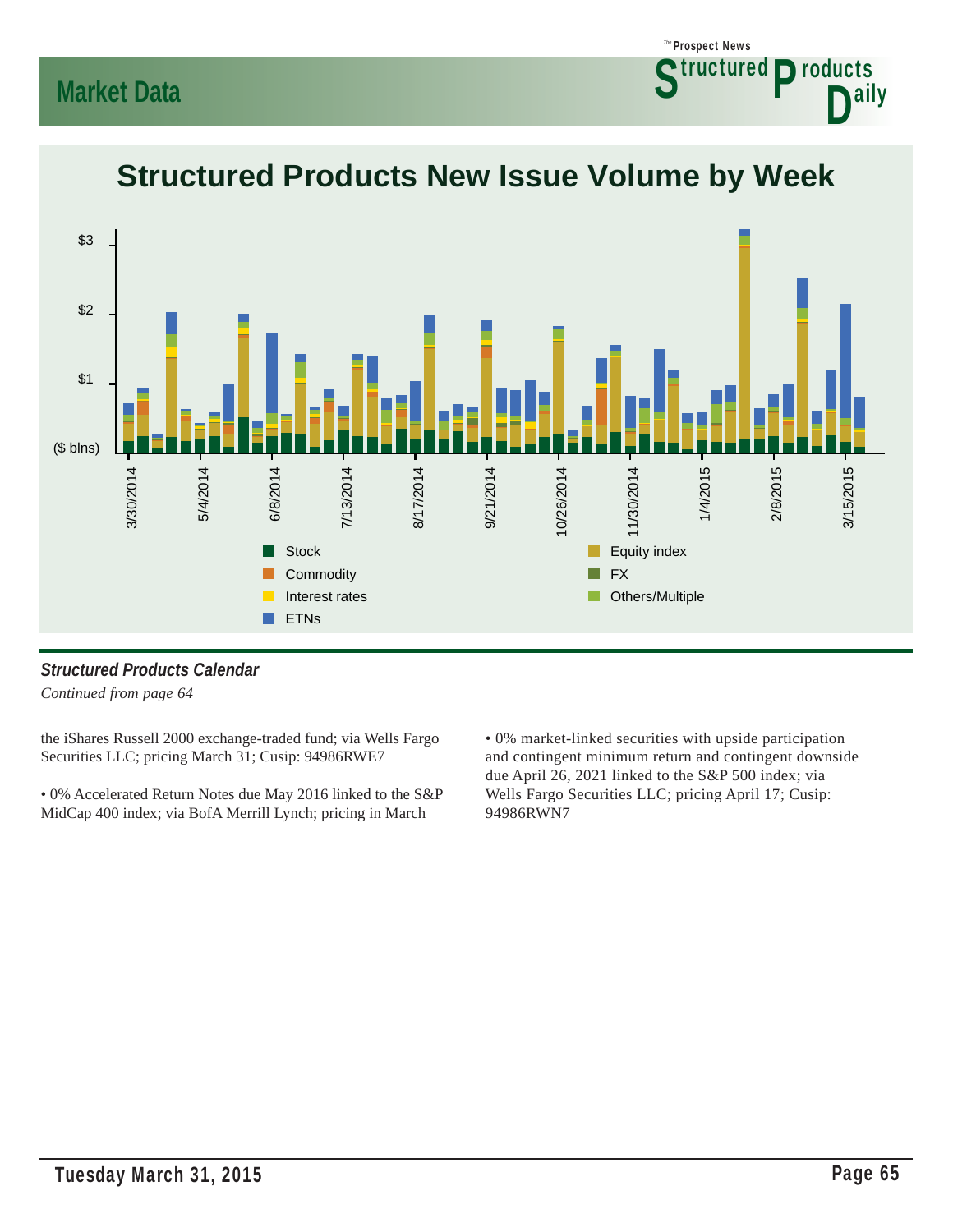## Market Data

## Structured Products New Issue Volume by Week

$3

$2

$1

($ blns)

3/30/2014 5/4/2014 6/8/2014 7/13/2014 8/17/2014 9/21/2014 10/26/2014 11/30/2014 1/4/2015 2/8/2015 3/15/2015

Stock · Commodity · Interest rates · ETNs · Equity index · FX · Others/Multiple

### *Structured Products Calendar*

*Continued from page 64*

the iShares Russell 2000 exchange-traded fund; via Wells Fargo Securities LLC; pricing March 31; Cusip: 94986RWE7

• 0% Accelerated Return Notes due May 2016 linked to the S&P MidCap 400 index; via BofA Merrill Lynch; pricing in March

• 0% market-linked securities with upside participation and contingent minimum return and contingent downside due April 26, 2021 linked to the S&P 500 index; via Wells Fargo Securities LLC; pricing April 17; Cusip: 94986RWN7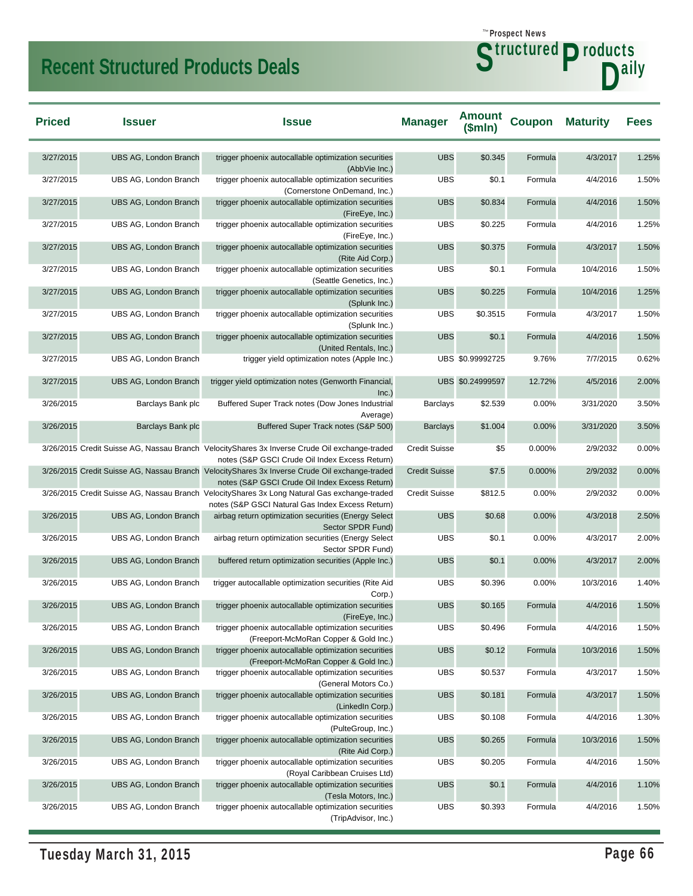# Recent Structured Products Deals

| Priced | Issuer | Issue | Manager | Amount ($mln) | Coupon | Maturity | Fees |
|---|---|---|---|---|---|---|---|
| 3/27/2015 | UBS AG, London Branch | trigger phoenix autocallable optimization securities (AbbVie Inc.) | UBS | $0.345 | Formula | 4/3/2017 | 1.25% |
| 3/27/2015 | UBS AG, London Branch | trigger phoenix autocallable optimization securities (Cornerstone OnDemand, Inc.) | UBS | $0.1 | Formula | 4/4/2016 | 1.50% |
| 3/27/2015 | UBS AG, London Branch | trigger phoenix autocallable optimization securities (FireEye, Inc.) | UBS | $0.834 | Formula | 4/4/2016 | 1.50% |
| 3/27/2015 | UBS AG, London Branch | trigger phoenix autocallable optimization securities (FireEye, Inc.) | UBS | $0.225 | Formula | 4/4/2016 | 1.25% |
| 3/27/2015 | UBS AG, London Branch | trigger phoenix autocallable optimization securities (Rite Aid Corp.) | UBS | $0.375 | Formula | 4/3/2017 | 1.50% |
| 3/27/2015 | UBS AG, London Branch | trigger phoenix autocallable optimization securities (Seattle Genetics, Inc.) | UBS | $0.1 | Formula | 10/4/2016 | 1.50% |
| 3/27/2015 | UBS AG, London Branch | trigger phoenix autocallable optimization securities (Splunk Inc.) | UBS | $0.225 | Formula | 10/4/2016 | 1.25% |
| 3/27/2015 | UBS AG, London Branch | trigger phoenix autocallable optimization securities (Splunk Inc.) | UBS | $0.3515 | Formula | 4/3/2017 | 1.50% |
| 3/27/2015 | UBS AG, London Branch | trigger phoenix autocallable optimization securities (United Rentals, Inc.) | UBS | $0.1 | Formula | 4/4/2016 | 1.50% |
| 3/27/2015 | UBS AG, London Branch | trigger yield optimization notes (Apple Inc.) | UBS | $0.99992725 | 9.76% | 7/7/2015 | 0.62% |
| 3/27/2015 | UBS AG, London Branch | trigger yield optimization notes (Genworth Financial, Inc.) | UBS | $0.24999597 | 12.72% | 4/5/2016 | 2.00% |
| 3/26/2015 | Barclays Bank plc | Buffered Super Track notes (Dow Jones Industrial Average) | Barclays | $2.539 | 0.00% | 3/31/2020 | 3.50% |
| 3/26/2015 | Barclays Bank plc | Buffered Super Track notes (S&P 500) | Barclays | $1.004 | 0.00% | 3/31/2020 | 3.50% |
| 3/26/2015 | Credit Suisse AG, Nassau Branch | VelocityShares 3x Inverse Crude Oil exchange-traded notes (S&P GSCI Crude Oil Index Excess Return) | Credit Suisse | $5 | 0.000% | 2/9/2032 | 0.00% |
| 3/26/2015 | Credit Suisse AG, Nassau Branch | VelocityShares 3x Inverse Crude Oil exchange-traded notes (S&P GSCI Crude Oil Index Excess Return) | Credit Suisse | $7.5 | 0.000% | 2/9/2032 | 0.00% |
| 3/26/2015 | Credit Suisse AG, Nassau Branch | VelocityShares 3x Long Natural Gas exchange-traded notes (S&P GSCI Natural Gas Index Excess Return) | Credit Suisse | $812.5 | 0.00% | 2/9/2032 | 0.00% |
| 3/26/2015 | UBS AG, London Branch | airbag return optimization securities (Energy Select Sector SPDR Fund) | UBS | $0.68 | 0.00% | 4/3/2018 | 2.50% |
| 3/26/2015 | UBS AG, London Branch | airbag return optimization securities (Energy Select Sector SPDR Fund) | UBS | $0.1 | 0.00% | 4/3/2017 | 2.00% |
| 3/26/2015 | UBS AG, London Branch | buffered return optimization securities (Apple Inc.) | UBS | $0.1 | 0.00% | 4/3/2017 | 2.00% |
| 3/26/2015 | UBS AG, London Branch | trigger autocallable optimization securities (Rite Aid Corp.) | UBS | $0.396 | 0.00% | 10/3/2016 | 1.40% |
| 3/26/2015 | UBS AG, London Branch | trigger phoenix autocallable optimization securities (FireEye, Inc.) | UBS | $0.165 | Formula | 4/4/2016 | 1.50% |
| 3/26/2015 | UBS AG, London Branch | trigger phoenix autocallable optimization securities (Freeport-McMoRan Copper & Gold Inc.) | UBS | $0.496 | Formula | 4/4/2016 | 1.50% |
| 3/26/2015 | UBS AG, London Branch | trigger phoenix autocallable optimization securities (Freeport-McMoRan Copper & Gold Inc.) | UBS | $0.12 | Formula | 10/3/2016 | 1.50% |
| 3/26/2015 | UBS AG, London Branch | trigger phoenix autocallable optimization securities (General Motors Co.) | UBS | $0.537 | Formula | 4/3/2017 | 1.50% |
| 3/26/2015 | UBS AG, London Branch | trigger phoenix autocallable optimization securities (LinkedIn Corp.) | UBS | $0.181 | Formula | 4/3/2017 | 1.50% |
| 3/26/2015 | UBS AG, London Branch | trigger phoenix autocallable optimization securities (PulteGroup, Inc.) | UBS | $0.108 | Formula | 4/4/2016 | 1.30% |
| 3/26/2015 | UBS AG, London Branch | trigger phoenix autocallable optimization securities (Rite Aid Corp.) | UBS | $0.265 | Formula | 10/3/2016 | 1.50% |
| 3/26/2015 | UBS AG, London Branch | trigger phoenix autocallable optimization securities (Royal Caribbean Cruises Ltd) | UBS | $0.205 | Formula | 4/4/2016 | 1.50% |
| 3/26/2015 | UBS AG, London Branch | trigger phoenix autocallable optimization securities (Tesla Motors, Inc.) | UBS | $0.1 | Formula | 4/4/2016 | 1.10% |
| 3/26/2015 | UBS AG, London Branch | trigger phoenix autocallable optimization securities (TripAdvisor, Inc.) | UBS | $0.393 | Formula | 4/4/2016 | 1.50% |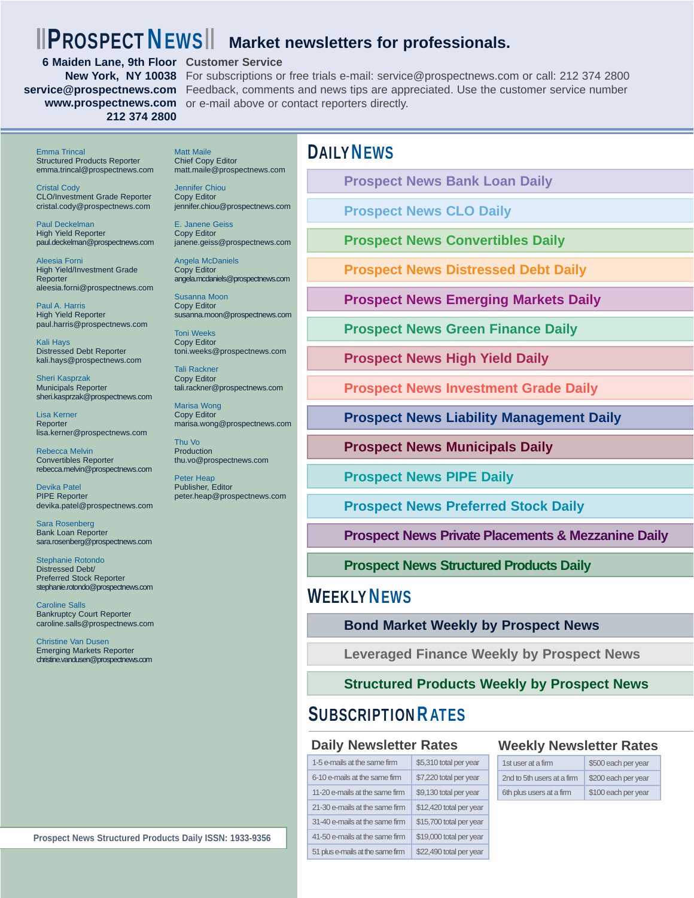# PROSPECT NEWS

**Market newsletters for professionals.**

**6 Maiden Lane, 9th Floor**
**New York, NY 10038**
**service@prospectnews.com**
**www.prospectnews.com**
**212 374 2800**

**Customer Service**
For subscriptions or free trials e-mail: service@prospectnews.com or call: 212 374 2800
Feedback, comments and news tips are appreciated. Use the customer service number or e-mail above or contact reporters directly.

Emma Trincal
Structured Products Reporter
emma.trincal@prospectnews.com

Cristal Cody
CLO/Investment Grade Reporter
cristal.cody@prospectnews.com

Paul Deckelman
High Yield Reporter
paul.deckelman@prospectnews.com

Aleesia Forni
High Yield/Investment Grade Reporter
aleesia.forni@prospectnews.com

Paul A. Harris
High Yield Reporter
paul.harris@prospectnews.com

Kali Hays
Distressed Debt Reporter
kali.hays@prospectnews.com

Sheri Kasprzak
Municipals Reporter
sheri.kasprzak@prospectnews.com

Lisa Kerner
Reporter
lisa.kerner@prospectnews.com

Rebecca Melvin
Convertibles Reporter
rebecca.melvin@prospectnews.com

Devika Patel
PIPE Reporter
devika.patel@prospectnews.com

Sara Rosenberg
Bank Loan Reporter
sara.rosenberg@prospectnews.com

Stephanie Rotondo
Distressed Debt/
Preferred Stock Reporter
stephanie.rotondo@prospectnews.com

Caroline Salls
Bankruptcy Court Reporter
caroline.salls@prospectnews.com

Christine Van Dusen
Emerging Markets Reporter
christine.vandusen@prospectnews.com

Matt Maile
Chief Copy Editor
matt.maile@prospectnews.com

Jennifer Chiou
Copy Editor
jennifer.chiou@prospectnews.com

E. Janene Geiss
Copy Editor
janene.geiss@prospectnews.com

Angela McDaniels
Copy Editor
angela.mcdaniels@prospectnews.com

Susanna Moon
Copy Editor
susanna.moon@prospectnews.com

Toni Weeks
Copy Editor
toni.weeks@prospectnews.com

Tali Rackner
Copy Editor
tali.rackner@prospectnews.com

Marisa Wong
Copy Editor
marisa.wong@prospectnews.com

Thu Vo
Production
thu.vo@prospectnews.com

Peter Heap
Publisher, Editor
peter.heap@prospectnews.com

Prospect News Structured Products Daily ISSN: 1933-9356

## DAILY NEWS

- Prospect News Bank Loan Daily
- Prospect News CLO Daily
- Prospect News Convertibles Daily
- Prospect News Distressed Debt Daily
- Prospect News Emerging Markets Daily
- Prospect News Green Finance Daily
- Prospect News High Yield Daily
- Prospect News Investment Grade Daily
- Prospect News Liability Management Daily
- Prospect News Municipals Daily
- Prospect News PIPE Daily
- Prospect News Preferred Stock Daily
- Prospect News Private Placements & Mezzanine Daily
- Prospect News Structured Products Daily

## WEEKLY NEWS

- Bond Market Weekly by Prospect News
- Leveraged Finance Weekly by Prospect News
- Structured Products Weekly by Prospect News

## SUBSCRIPTION RATES

### Daily Newsletter Rates

| | |
|---|---|
| 1-5 e-mails at the same firm | $5,310 total per year |
| 6-10 e-mails at the same firm | $7,220 total per year |
| 11-20 e-mails at the same firm | $9,130 total per year |
| 21-30 e-mails at the same firm | $12,420 total per year |
| 31-40 e-mails at the same firm | $15,700 total per year |
| 41-50 e-mails at the same firm | $19,000 total per year |
| 51 plus e-mails at the same firm | $22,490 total per year |

### Weekly Newsletter Rates

| | |
|---|---|
| 1st user at a firm | $500 each per year |
| 2nd to 5th users at a firm | $200 each per year |
| 6th plus users at a firm | $100 each per year |